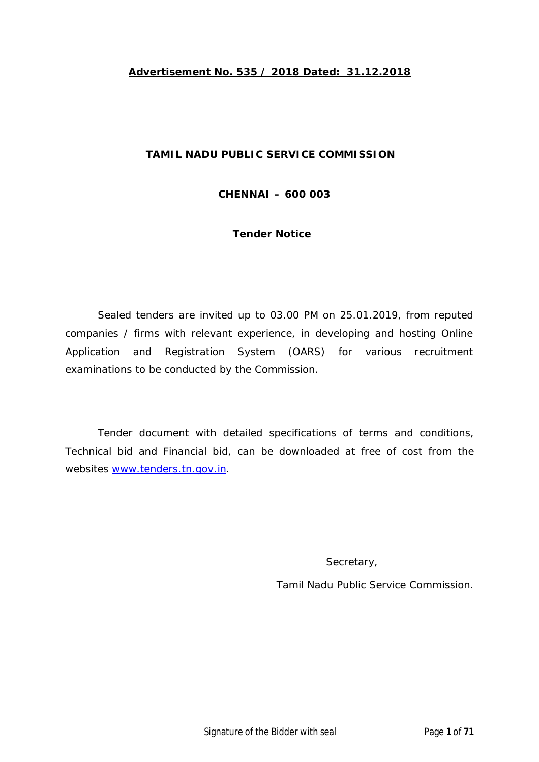**Advertisement No. 535 / 2018 Dated: 31.12.2018**

# TAMIL NADU PUBLIC SERVICE COMMISSION

## CHENNAI – 600 003

### Tender Notice

Sealed tenders are invited up to 03.00 PM on 25.01.2019, from reputed companies / firms with relevant experience, in developing and hosting Online Application and Registration System (OARS) for various recruitment examinations to be conducted by the Commission.

Tender document with detailed specifications of terms and conditions, Technical bid and Financial bid, can be downloaded at free of cost from the websites www.tenders.tn.gov.in.

Secretary,

Tamil Nadu Public Service Commission.

Signature of the Bidder with seal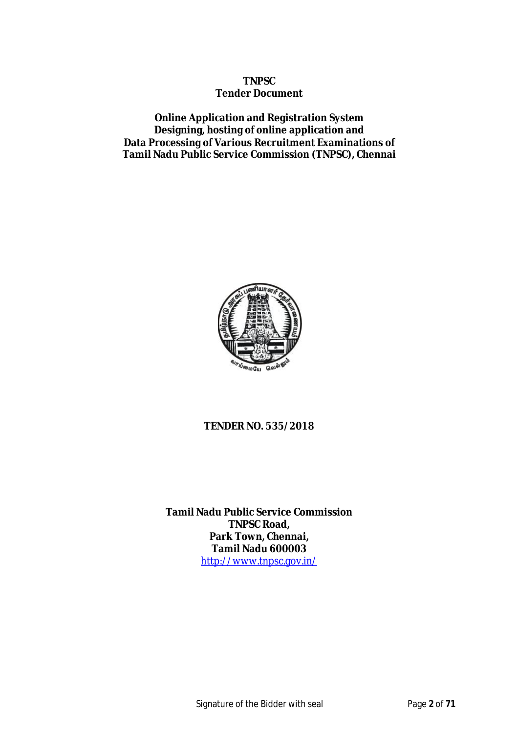**TNPSC**
**Tender Document**

**Online Application and Registration System**
**Designing, hosting of online application and**
**Data Processing of Various Recruitment Examinations of**
**Tamil Nadu Public Service Commission (TNPSC), Chennai**

**TENDER NO. 535/2018**

**Tamil Nadu Public Service Commission**
**TNPSC Road,**
**Park Town, Chennai,**
**Tamil Nadu 600003**
http://www.tnpsc.gov.in/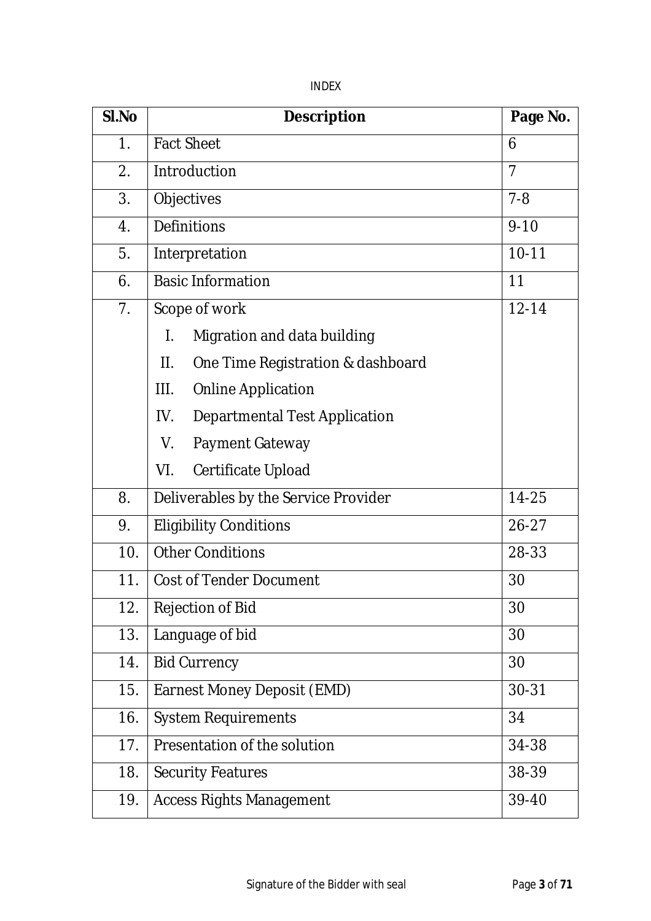INDEX

| Sl.No | Description | Page No. |
|---|---|---|
| 1. | Fact Sheet | 6 |
| 2. | Introduction | 7 |
| 3. | Objectives | 7-8 |
| 4. | Definitions | 9-10 |
| 5. | Interpretation | 10-11 |
| 6. | Basic Information | 11 |
| 7. | Scope of work<br>I. Migration and data building<br>II. One Time Registration & dashboard<br>III. Online Application<br>IV. Departmental Test Application<br>V. Payment Gateway<br>VI. Certificate Upload | 12-14 |
| 8. | Deliverables by the Service Provider | 14-25 |
| 9. | Eligibility Conditions | 26-27 |
| 10. | Other Conditions | 28-33 |
| 11. | Cost of Tender Document | 30 |
| 12. | Rejection of Bid | 30 |
| 13. | Language of bid | 30 |
| 14. | Bid Currency | 30 |
| 15. | Earnest Money Deposit (EMD) | 30-31 |
| 16. | System Requirements | 34 |
| 17. | Presentation of the solution | 34-38 |
| 18. | Security Features | 38-39 |
| 19. | Access Rights Management | 39-40 |

Signature of the Bidder with seal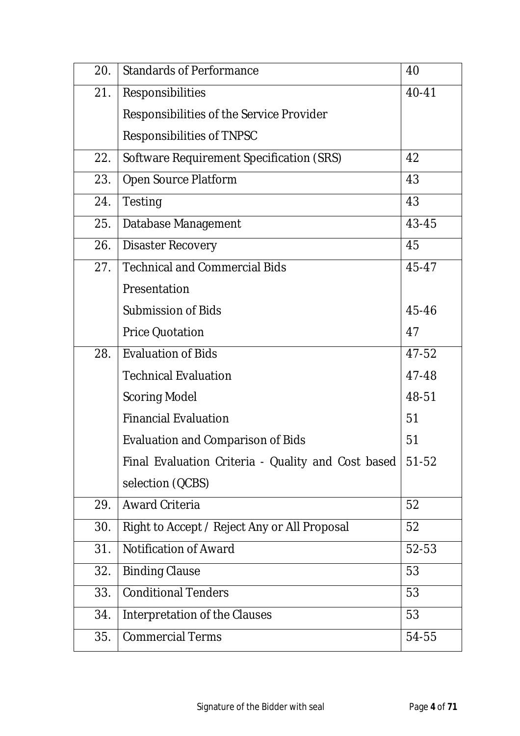| 20. | Standards of Performance | 40 |
|---|---|---|
| 21. | Responsibilities<br>Responsibilities of the Service Provider<br>Responsibilities of TNPSC | 40-41 |
| 22. | Software Requirement Specification (SRS) | 42 |
| 23. | Open Source Platform | 43 |
| 24. | Testing | 43 |
| 25. | Database Management | 43-45 |
| 26. | Disaster Recovery | 45 |
| 27. | Technical and Commercial Bids<br>Presentation<br>Submission of Bids<br>Price Quotation | 45-47<br><br>45-46<br>47 |
| 28. | Evaluation of Bids<br>Technical Evaluation<br>Scoring Model<br>Financial Evaluation<br>Evaluation and Comparison of Bids<br>Final Evaluation Criteria - Quality and Cost based selection (QCBS) | 47-52<br>47-48<br>48-51<br>51<br>51<br>51-52 |
| 29. | Award Criteria | 52 |
| 30. | Right to Accept / Reject Any or All Proposal | 52 |
| 31. | Notification of Award | 52-53 |
| 32. | Binding Clause | 53 |
| 33. | Conditional Tenders | 53 |
| 34. | Interpretation of the Clauses | 53 |
| 35. | Commercial Terms | 54-55 |

Signature of the Bidder with seal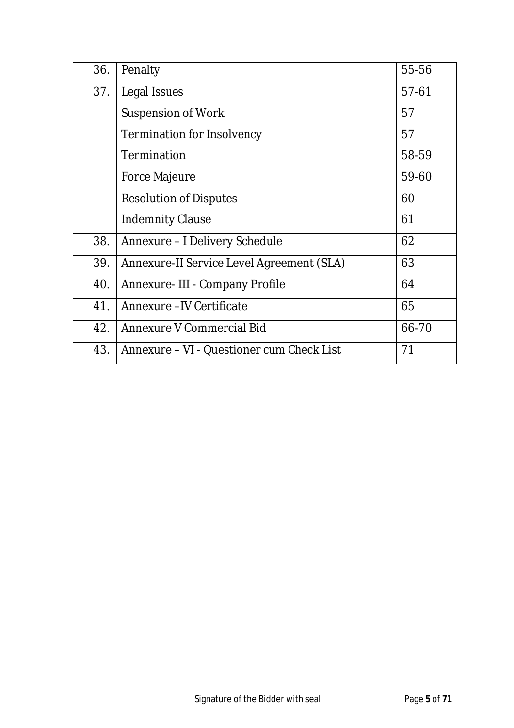| | | |
|---|---|---|
| 36. | Penalty | 55-56 |
| 37. | Legal Issues | 57-61 |
| | Suspension of Work | 57 |
| | Termination for Insolvency | 57 |
| | Termination | 58-59 |
| | Force Majeure | 59-60 |
| | Resolution of Disputes | 60 |
| | Indemnity Clause | 61 |
| 38. | Annexure – I Delivery Schedule | 62 |
| 39. | Annexure-II Service Level Agreement (SLA) | 63 |
| 40. | Annexure- III - Company Profile | 64 |
| 41. | Annexure –IV Certificate | 65 |
| 42. | Annexure V Commercial Bid | 66-70 |
| 43. | Annexure – VI - Questioner cum Check List | 71 |

Signature of the Bidder with seal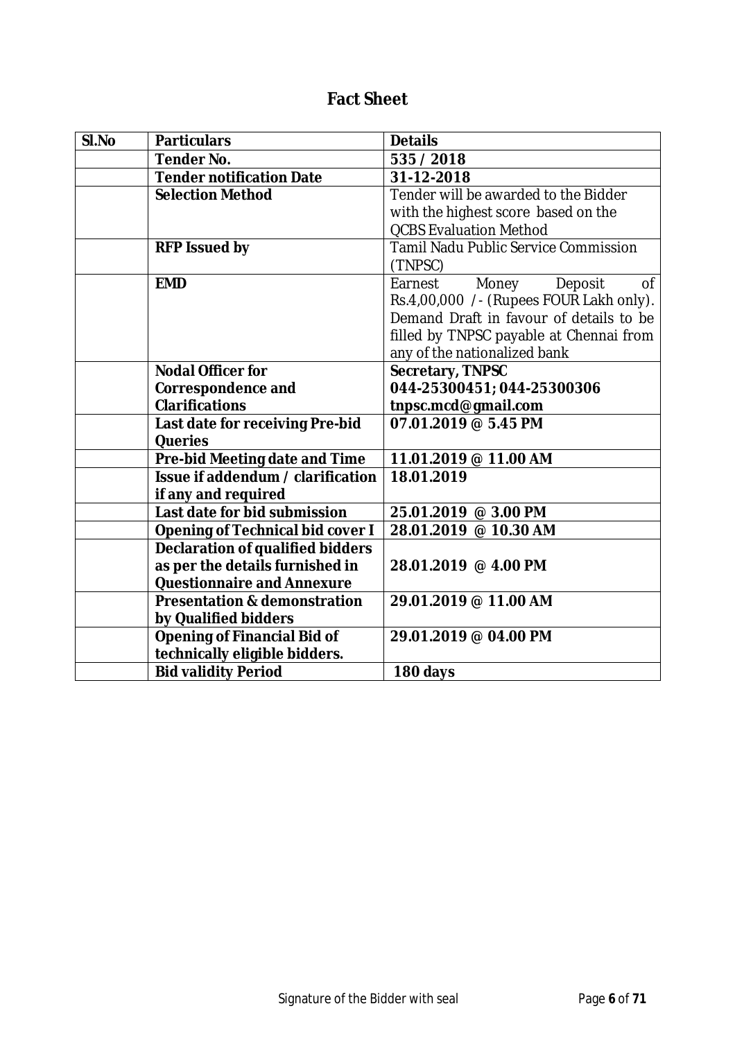## Fact Sheet

| Sl.No | Particulars | Details |
|---|---|---|
| | **Tender No.** | **535 / 2018** |
| | **Tender notification Date** | **31-12-2018** |
| | **Selection Method** | Tender will be awarded to the Bidder with the highest score based on the QCBS Evaluation Method |
| | **RFP Issued by** | Tamil Nadu Public Service Commission (TNPSC) |
| | **EMD** | Earnest Money Deposit of Rs.4,00,000 /- (Rupees FOUR Lakh only). Demand Draft in favour of details to be filled by TNPSC payable at Chennai from any of the nationalized bank |
| | **Nodal Officer for Correspondence and Clarifications** | **Secretary, TNPSC**<br>**044-25300451; 044-25300306**<br>**tnpsc.mcd@gmail.com** |
| | **Last date for receiving Pre-bid Queries** | **07.01.2019 @ 5.45 PM** |
| | **Pre-bid Meeting date and Time** | **11.01.2019 @ 11.00 AM** |
| | **Issue if addendum / clarification if any and required** | **18.01.2019** |
| | **Last date for bid submission** | **25.01.2019 @ 3.00 PM** |
| | **Opening of Technical bid cover I** | **28.01.2019 @ 10.30 AM** |
| | **Declaration of qualified bidders as per the details furnished in Questionnaire and Annexure** | **28.01.2019 @ 4.00 PM** |
| | **Presentation & demonstration by Qualified bidders** | **29.01.2019 @ 11.00 AM** |
| | **Opening of Financial Bid of technically eligible bidders.** | **29.01.2019 @ 04.00 PM** |
| | **Bid validity Period** | **180 days** |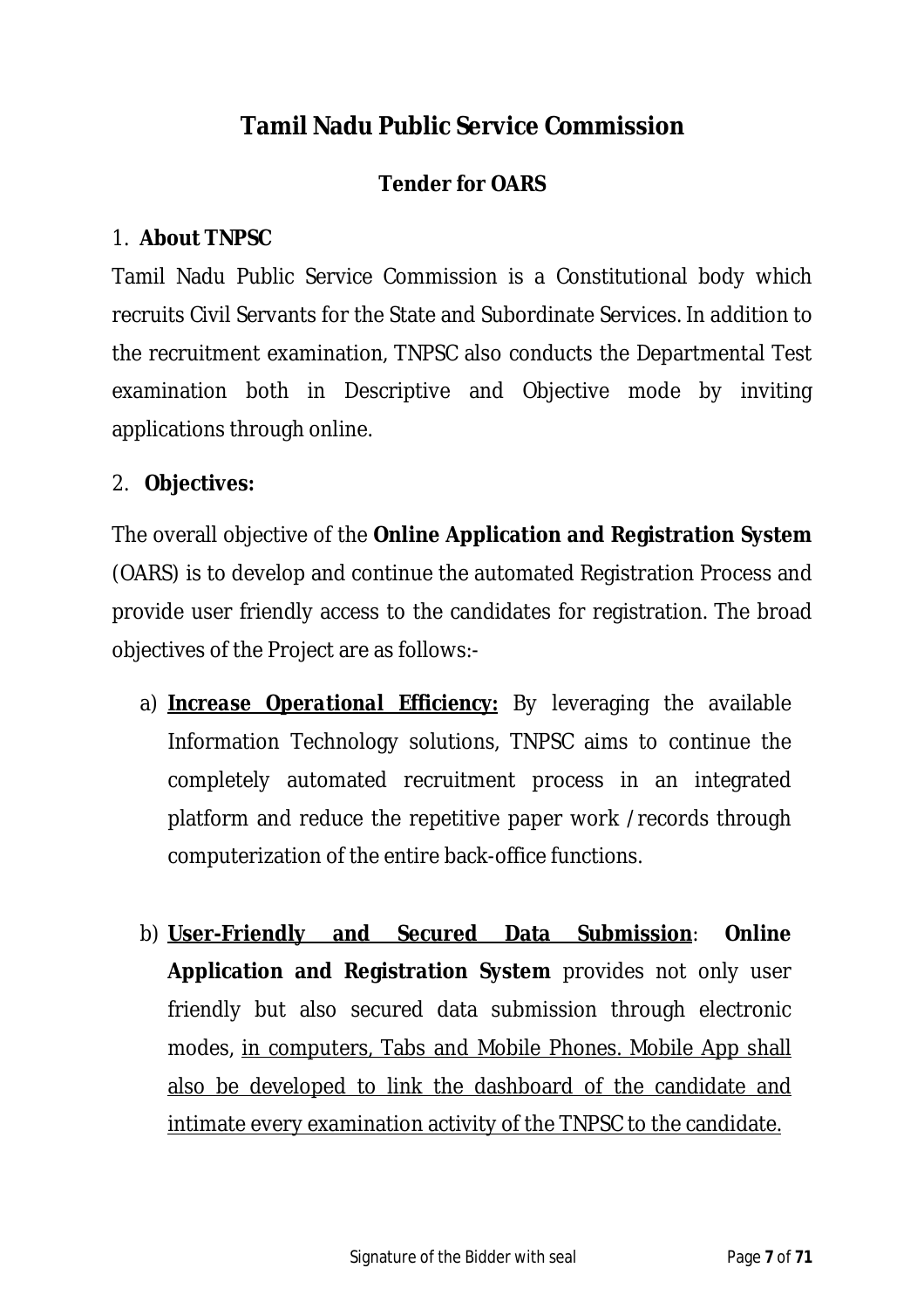# Tamil Nadu Public Service Commission

## Tender for OARS

1. **About TNPSC**

Tamil Nadu Public Service Commission is a Constitutional body which recruits Civil Servants for the State and Subordinate Services. In addition to the recruitment examination, TNPSC also conducts the Departmental Test examination both in Descriptive and Objective mode by inviting applications through online.

2. **Objectives:**

The overall objective of the **Online Application and Registration System** (OARS) is to develop and continue the automated Registration Process and provide user friendly access to the candidates for registration. The broad objectives of the Project are as follows:-

a) <u>***Increase Operational Efficiency:***</u> By leveraging the available Information Technology solutions, TNPSC aims to continue the completely automated recruitment process in an integrated platform and reduce the repetitive paper work / records through computerization of the entire back-office functions.

b) <u>**User-Friendly and Secured Data Submission**</u>: **Online Application and Registration System** provides not only user friendly but also secured data submission through electronic modes, <u>in computers, Tabs and Mobile Phones. Mobile App shall also be developed to link the dashboard of the candidate and intimate every examination activity of the TNPSC to the candidate.</u>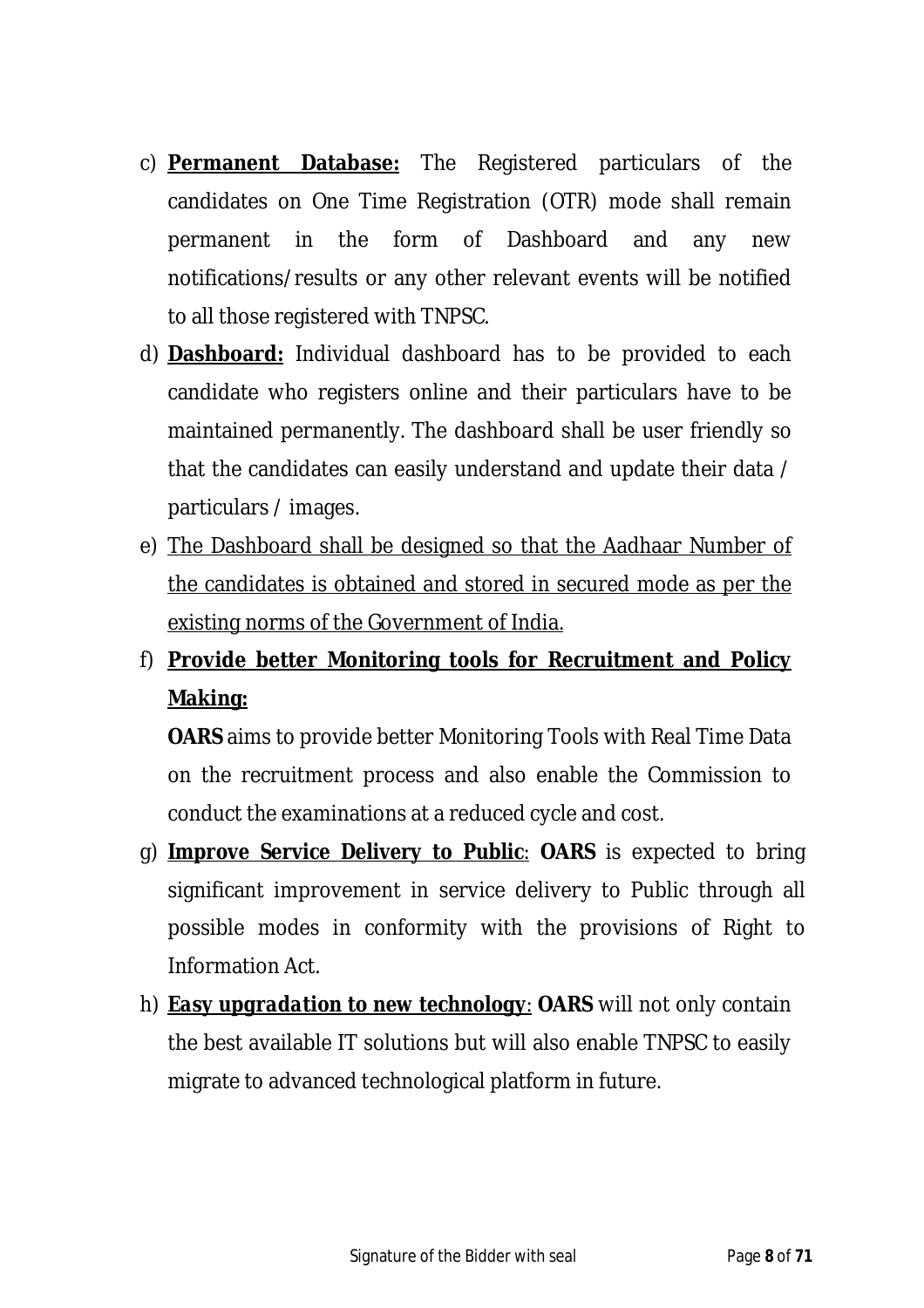c) **Permanent Database:** The Registered particulars of the candidates on One Time Registration (OTR) mode shall remain permanent in the form of Dashboard and any new notifications/results or any other relevant events will be notified to all those registered with TNPSC.

d) **Dashboard:** Individual dashboard has to be provided to each candidate who registers online and their particulars have to be maintained permanently. The dashboard shall be user friendly so that the candidates can easily understand and update their data / particulars / images.

e) The Dashboard shall be designed so that the Aadhaar Number of the candidates is obtained and stored in secured mode as per the existing norms of the Government of India.

f) **Provide better Monitoring tools for Recruitment and Policy Making:**

   **OARS** aims to provide better Monitoring Tools with Real Time Data on the recruitment process and also enable the Commission to conduct the examinations at a reduced cycle and cost.

g) **Improve Service Delivery to Public**: **OARS** is expected to bring significant improvement in service delivery to Public through all possible modes in conformity with the provisions of Right to Information Act.

h) ***Easy upgradation to new technology***: **OARS** will not only contain the best available IT solutions but will also enable TNPSC to easily migrate to advanced technological platform in future.

Signature of the Bidder with seal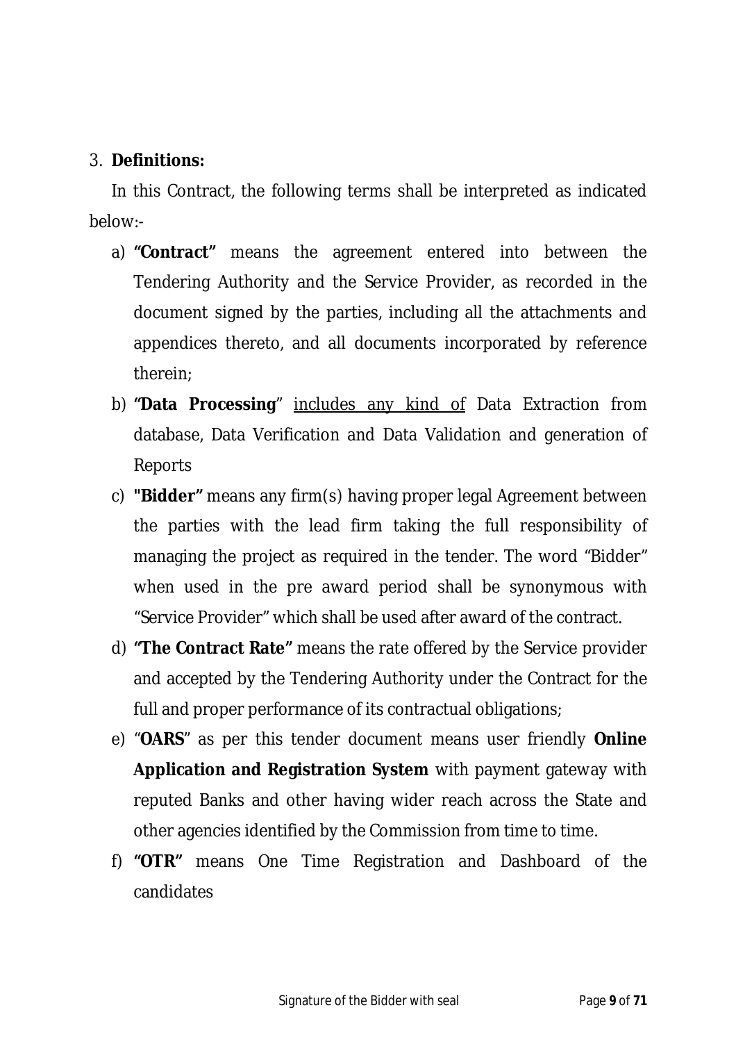3. **Definitions:**

In this Contract, the following terms shall be interpreted as indicated below:-

a) **"Contract"** means the agreement entered into between the Tendering Authority and the Service Provider, as recorded in the document signed by the parties, including all the attachments and appendices thereto, and all documents incorporated by reference therein;

b) **"Data Processing"** <u>includes any kind of</u> Data Extraction from database, Data Verification and Data Validation and generation of Reports

c) **"Bidder"** means any firm(s) having proper legal Agreement between the parties with the lead firm taking the full responsibility of managing the project as required in the tender. The word "Bidder" when used in the pre award period shall be synonymous with "Service Provider" which shall be used after award of the contract.

d) **"The Contract Rate"** means the rate offered by the Service provider and accepted by the Tendering Authority under the Contract for the full and proper performance of its contractual obligations;

e) "**OARS**" as per this tender document means user friendly **Online Application and Registration System** with payment gateway with reputed Banks and other having wider reach across the State and other agencies identified by the Commission from time to time.

f) **"OTR"** means One Time Registration and Dashboard of the candidates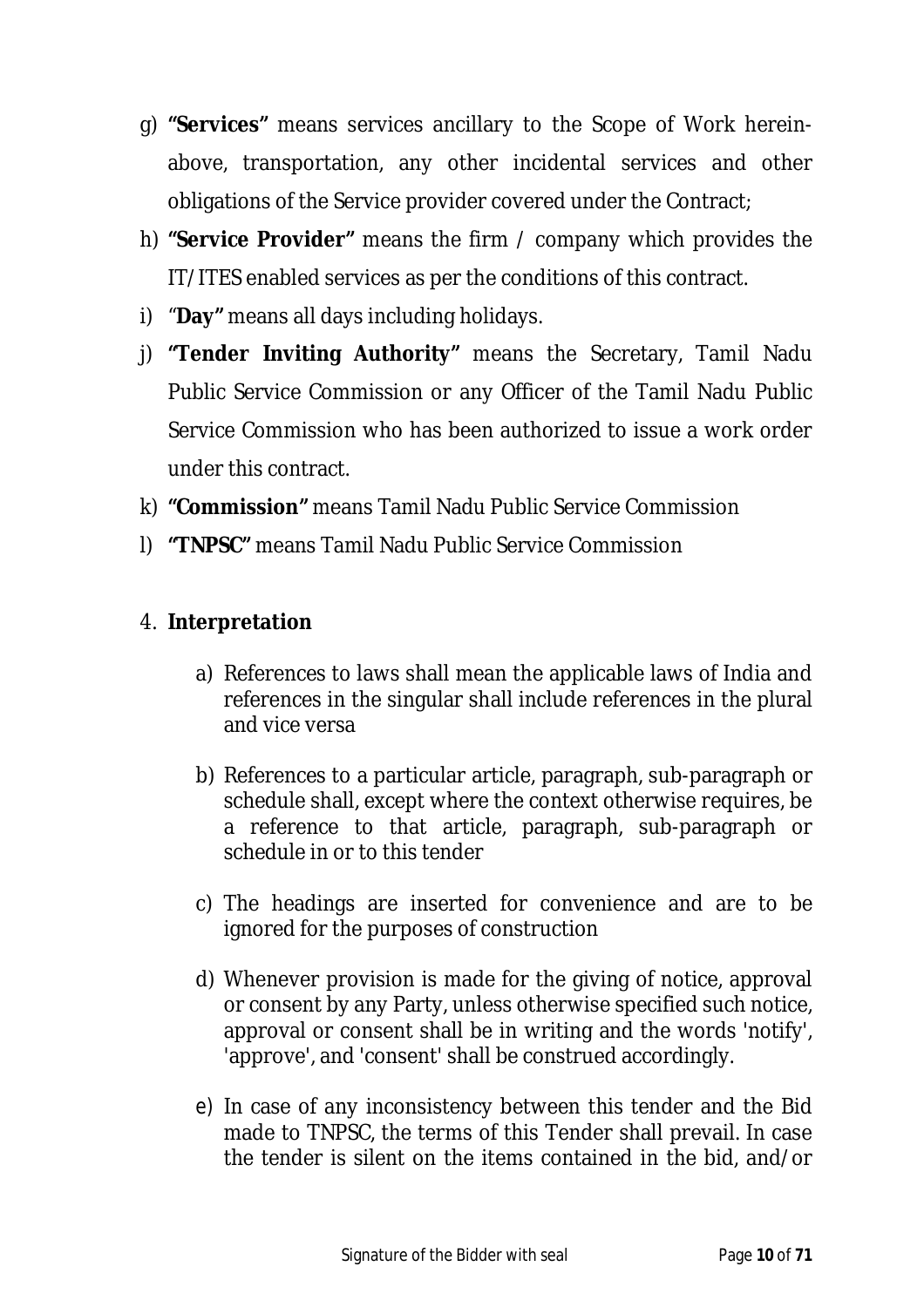g) **"Services"** means services ancillary to the Scope of Work herein-above, transportation, any other incidental services and other obligations of the Service provider covered under the Contract;

h) **"Service Provider"** means the firm / company which provides the IT/ITES enabled services as per the conditions of this contract.

i) "**Day"** means all days including holidays.

j) **"Tender Inviting Authority"** means the Secretary, Tamil Nadu Public Service Commission or any Officer of the Tamil Nadu Public Service Commission who has been authorized to issue a work order under this contract.

k) **"Commission"** means Tamil Nadu Public Service Commission

l) **"TNPSC"** means Tamil Nadu Public Service Commission

4. **Interpretation**

   a) References to laws shall mean the applicable laws of India and references in the singular shall include references in the plural and vice versa

   b) References to a particular article, paragraph, sub-paragraph or schedule shall, except where the context otherwise requires, be a reference to that article, paragraph, sub-paragraph or schedule in or to this tender

   c) The headings are inserted for convenience and are to be ignored for the purposes of construction

   d) Whenever provision is made for the giving of notice, approval or consent by any Party, unless otherwise specified such notice, approval or consent shall be in writing and the words 'notify', 'approve', and 'consent' shall be construed accordingly.

   e) In case of any inconsistency between this tender and the Bid made to TNPSC, the terms of this Tender shall prevail. In case the tender is silent on the items contained in the bid, and/or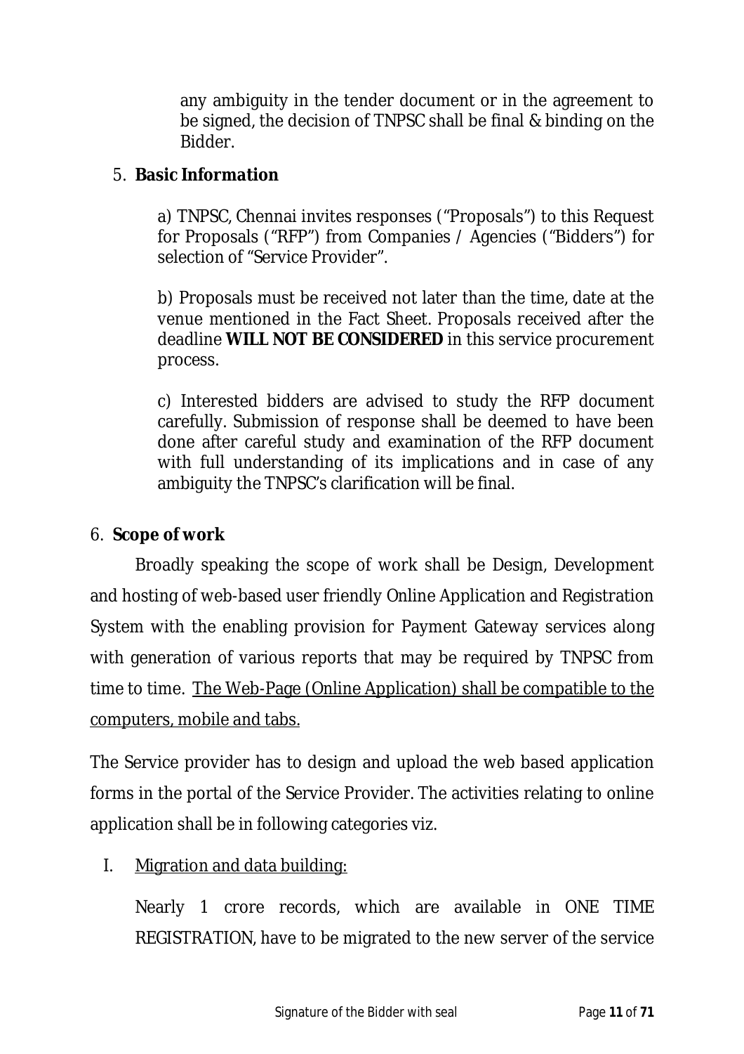any ambiguity in the tender document or in the agreement to be signed, the decision of TNPSC shall be final & binding on the Bidder.

5. **Basic Information**

   a) TNPSC, Chennai invites responses ("Proposals") to this Request for Proposals ("RFP") from Companies / Agencies ("Bidders") for selection of "Service Provider".

   b) Proposals must be received not later than the time, date at the venue mentioned in the Fact Sheet. Proposals received after the deadline **WILL NOT BE CONSIDERED** in this service procurement process.

   c) Interested bidders are advised to study the RFP document carefully. Submission of response shall be deemed to have been done after careful study and examination of the RFP document with full understanding of its implications and in case of any ambiguity the TNPSC's clarification will be final.

6. **Scope of work**

Broadly speaking the scope of work shall be Design, Development and hosting of web-based user friendly Online Application and Registration System with the enabling provision for Payment Gateway services along with generation of various reports that may be required by TNPSC from time to time. <u>The Web-Page (Online Application) shall be compatible to the computers, mobile and tabs.</u>

The Service provider has to design and upload the web based application forms in the portal of the Service Provider. The activities relating to online application shall be in following categories viz.

I. <u>Migration and data building:</u>

   Nearly 1 crore records, which are available in ONE TIME REGISTRATION, have to be migrated to the new server of the service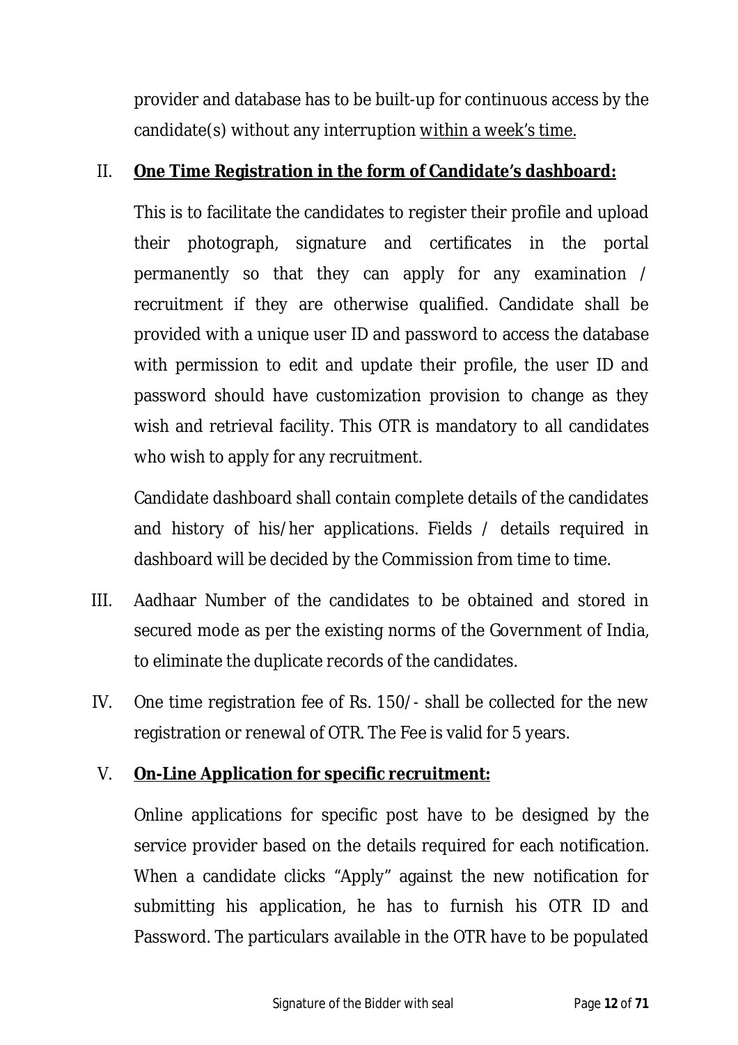provider and database has to be built-up for continuous access by the candidate(s) without any interruption <u>within a week's time.</u>

II. **<u>One Time Registration in the form of Candidate's dashboard:</u>**

This is to facilitate the candidates to register their profile and upload their photograph, signature and certificates in the portal permanently so that they can apply for any examination / recruitment if they are otherwise qualified. Candidate shall be provided with a unique user ID and password to access the database with permission to edit and update their profile, the user ID and password should have customization provision to change as they wish and retrieval facility. This OTR is mandatory to all candidates who wish to apply for any recruitment.

Candidate dashboard shall contain complete details of the candidates and history of his/her applications. Fields / details required in dashboard will be decided by the Commission from time to time.

III. Aadhaar Number of the candidates to be obtained and stored in secured mode as per the existing norms of the Government of India, to eliminate the duplicate records of the candidates.

IV. One time registration fee of Rs. 150/- shall be collected for the new registration or renewal of OTR. The Fee is valid for 5 years.

V. **<u>On-Line Application for specific recruitment:</u>**

Online applications for specific post have to be designed by the service provider based on the details required for each notification. When a candidate clicks "Apply" against the new notification for submitting his application, he has to furnish his OTR ID and Password. The particulars available in the OTR have to be populated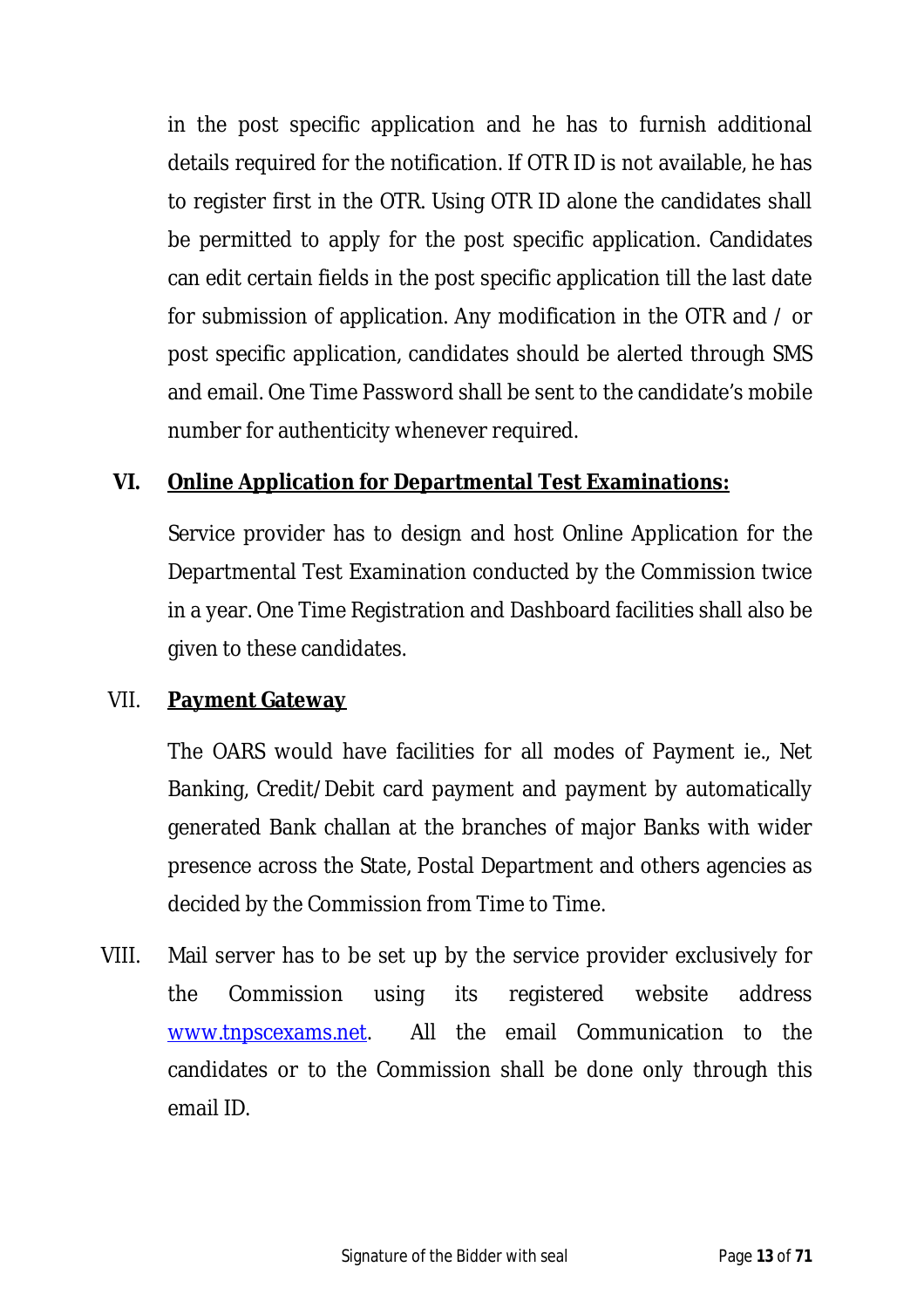in the post specific application and he has to furnish additional details required for the notification. If OTR ID is not available, he has to register first in the OTR. Using OTR ID alone the candidates shall be permitted to apply for the post specific application. Candidates can edit certain fields in the post specific application till the last date for submission of application. Any modification in the OTR and / or post specific application, candidates should be alerted through SMS and email. One Time Password shall be sent to the candidate's mobile number for authenticity whenever required.

**VI. <u>Online Application for Departmental Test Examinations:</u>**

Service provider has to design and host Online Application for the Departmental Test Examination conducted by the Commission twice in a year. One Time Registration and Dashboard facilities shall also be given to these candidates.

VII. **<u>Payment Gateway</u>**

The OARS would have facilities for all modes of Payment ie., Net Banking, Credit/Debit card payment and payment by automatically generated Bank challan at the branches of major Banks with wider presence across the State, Postal Department and others agencies as decided by the Commission from Time to Time.

VIII. Mail server has to be set up by the service provider exclusively for the Commission using its registered website address www.tnpscexams.net. All the email Communication to the candidates or to the Commission shall be done only through this email ID.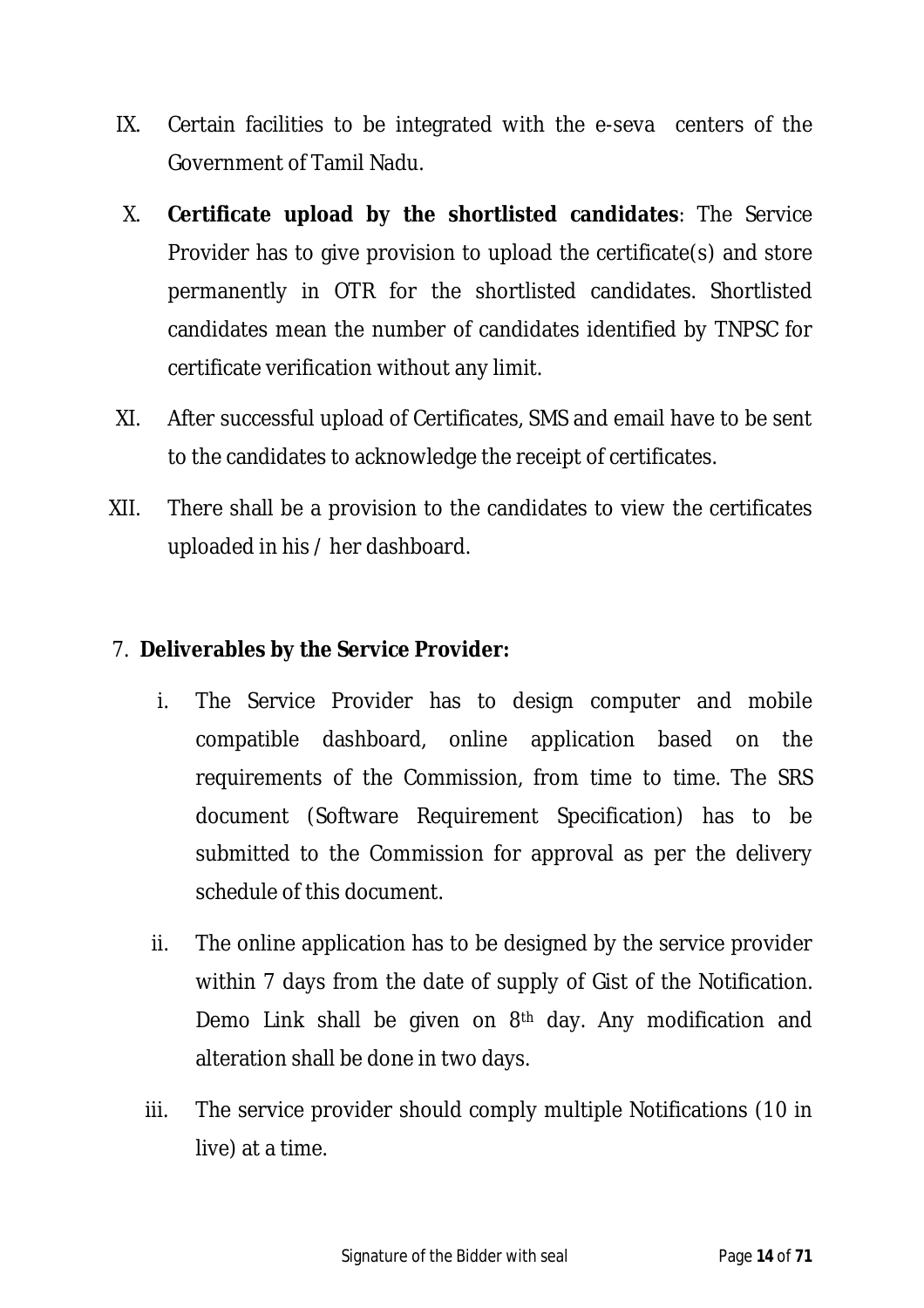IX. Certain facilities to be integrated with the e-seva centers of the Government of Tamil Nadu.

X. **Certificate upload by the shortlisted candidates**: The Service Provider has to give provision to upload the certificate(s) and store permanently in OTR for the shortlisted candidates. Shortlisted candidates mean the number of candidates identified by TNPSC for certificate verification without any limit.

XI. After successful upload of Certificates, SMS and email have to be sent to the candidates to acknowledge the receipt of certificates.

XII. There shall be a provision to the candidates to view the certificates uploaded in his / her dashboard.

7. **Deliverables by the Service Provider:**

   i. The Service Provider has to design computer and mobile compatible dashboard, online application based on the requirements of the Commission, from time to time. The SRS document (Software Requirement Specification) has to be submitted to the Commission for approval as per the delivery schedule of this document.

   ii. The online application has to be designed by the service provider within 7 days from the date of supply of Gist of the Notification. Demo Link shall be given on 8th day. Any modification and alteration shall be done in two days.

   iii. The service provider should comply multiple Notifications (10 in live) at a time.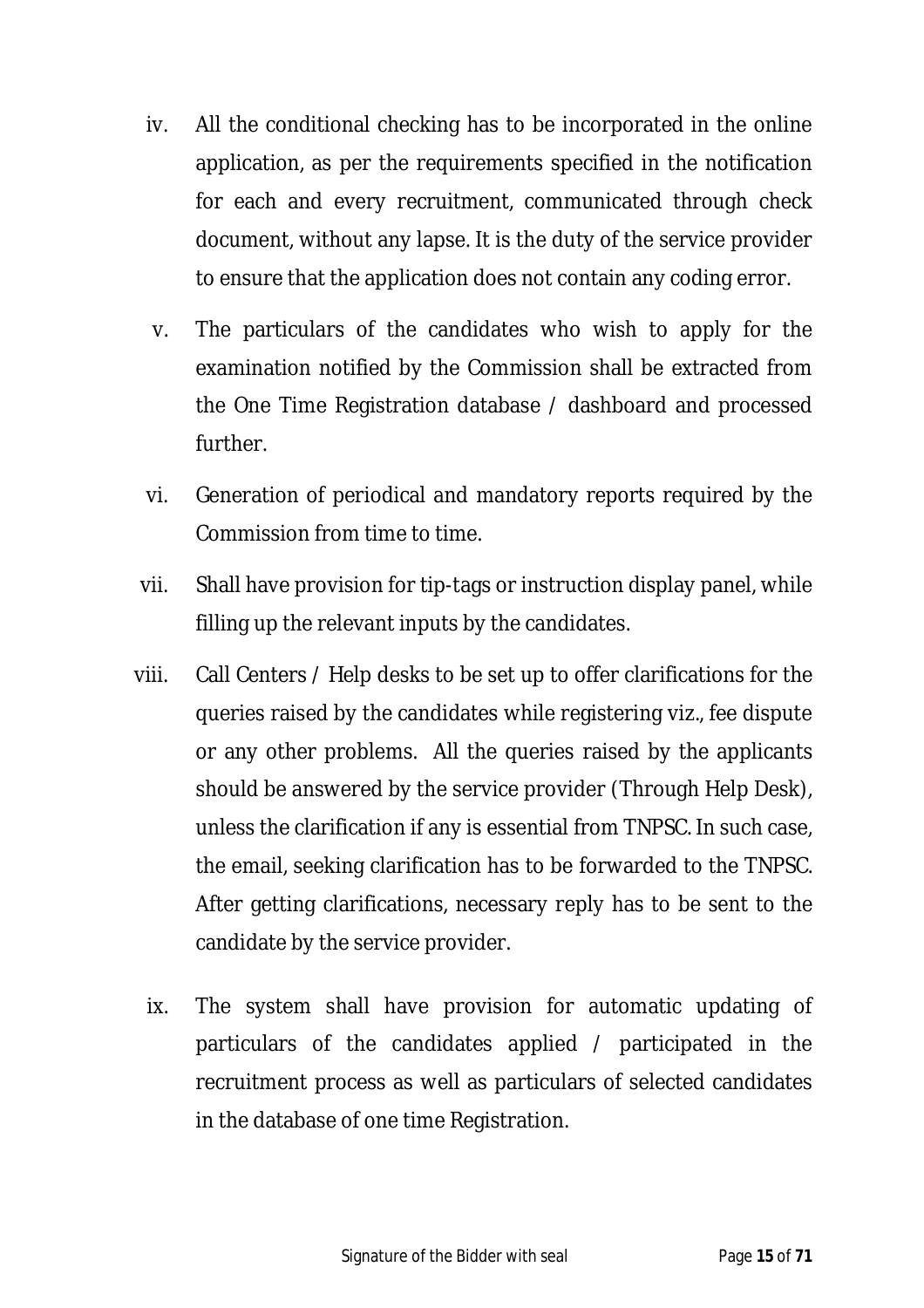iv. All the conditional checking has to be incorporated in the online application, as per the requirements specified in the notification for each and every recruitment, communicated through check document, without any lapse. It is the duty of the service provider to ensure that the application does not contain any coding error.

v. The particulars of the candidates who wish to apply for the examination notified by the Commission shall be extracted from the One Time Registration database / dashboard and processed further.

vi. Generation of periodical and mandatory reports required by the Commission from time to time.

vii. Shall have provision for tip-tags or instruction display panel, while filling up the relevant inputs by the candidates.

viii. Call Centers / Help desks to be set up to offer clarifications for the queries raised by the candidates while registering viz., fee dispute or any other problems. All the queries raised by the applicants should be answered by the service provider (Through Help Desk), unless the clarification if any is essential from TNPSC. In such case, the email, seeking clarification has to be forwarded to the TNPSC. After getting clarifications, necessary reply has to be sent to the candidate by the service provider.

ix. The system shall have provision for automatic updating of particulars of the candidates applied / participated in the recruitment process as well as particulars of selected candidates in the database of one time Registration.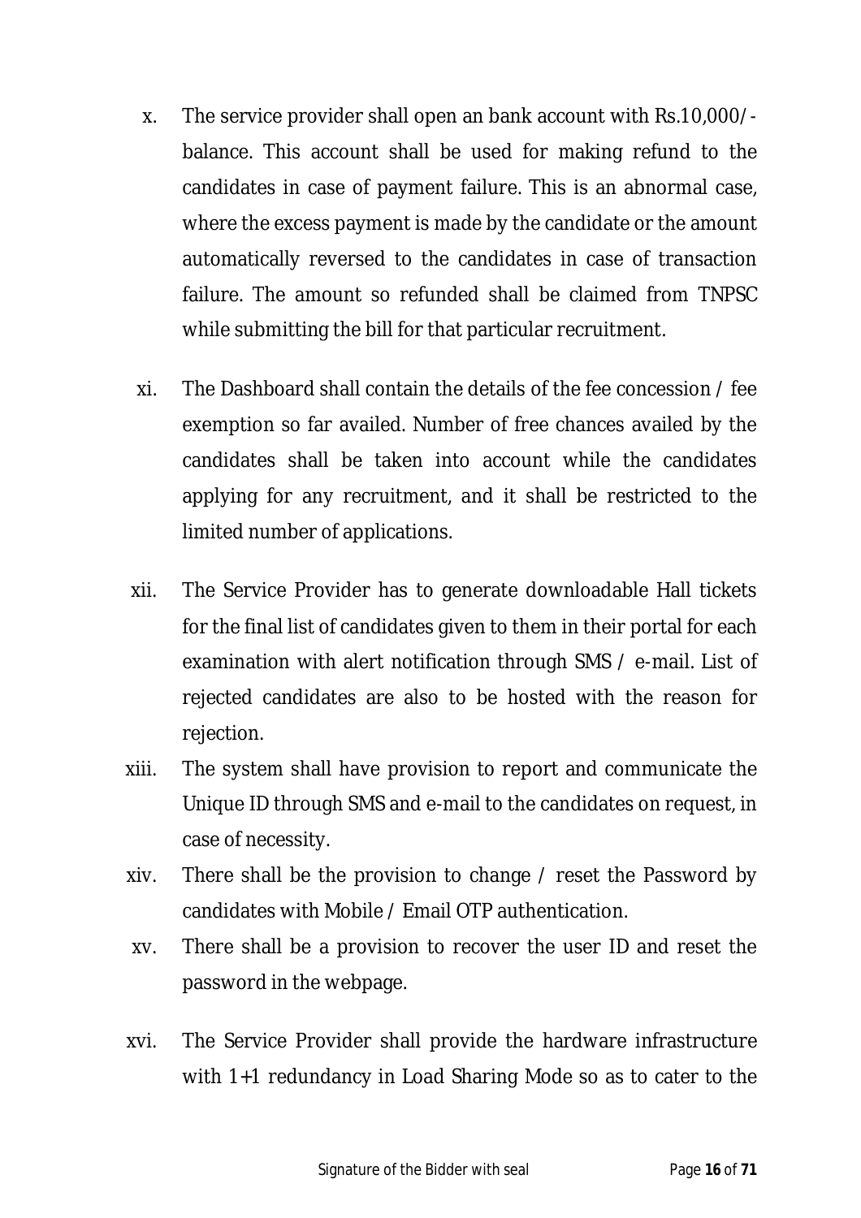x. The service provider shall open an bank account with Rs.10,000/- balance. This account shall be used for making refund to the candidates in case of payment failure. This is an abnormal case, where the excess payment is made by the candidate or the amount automatically reversed to the candidates in case of transaction failure. The amount so refunded shall be claimed from TNPSC while submitting the bill for that particular recruitment.

xi. The Dashboard shall contain the details of the fee concession / fee exemption so far availed. Number of free chances availed by the candidates shall be taken into account while the candidates applying for any recruitment, and it shall be restricted to the limited number of applications.

xii. The Service Provider has to generate downloadable Hall tickets for the final list of candidates given to them in their portal for each examination with alert notification through SMS / e-mail. List of rejected candidates are also to be hosted with the reason for rejection.

xiii. The system shall have provision to report and communicate the Unique ID through SMS and e-mail to the candidates on request, in case of necessity.

xiv. There shall be the provision to change / reset the Password by candidates with Mobile / Email OTP authentication.

xv. There shall be a provision to recover the user ID and reset the password in the webpage.

xvi. The Service Provider shall provide the hardware infrastructure with 1+1 redundancy in Load Sharing Mode so as to cater to the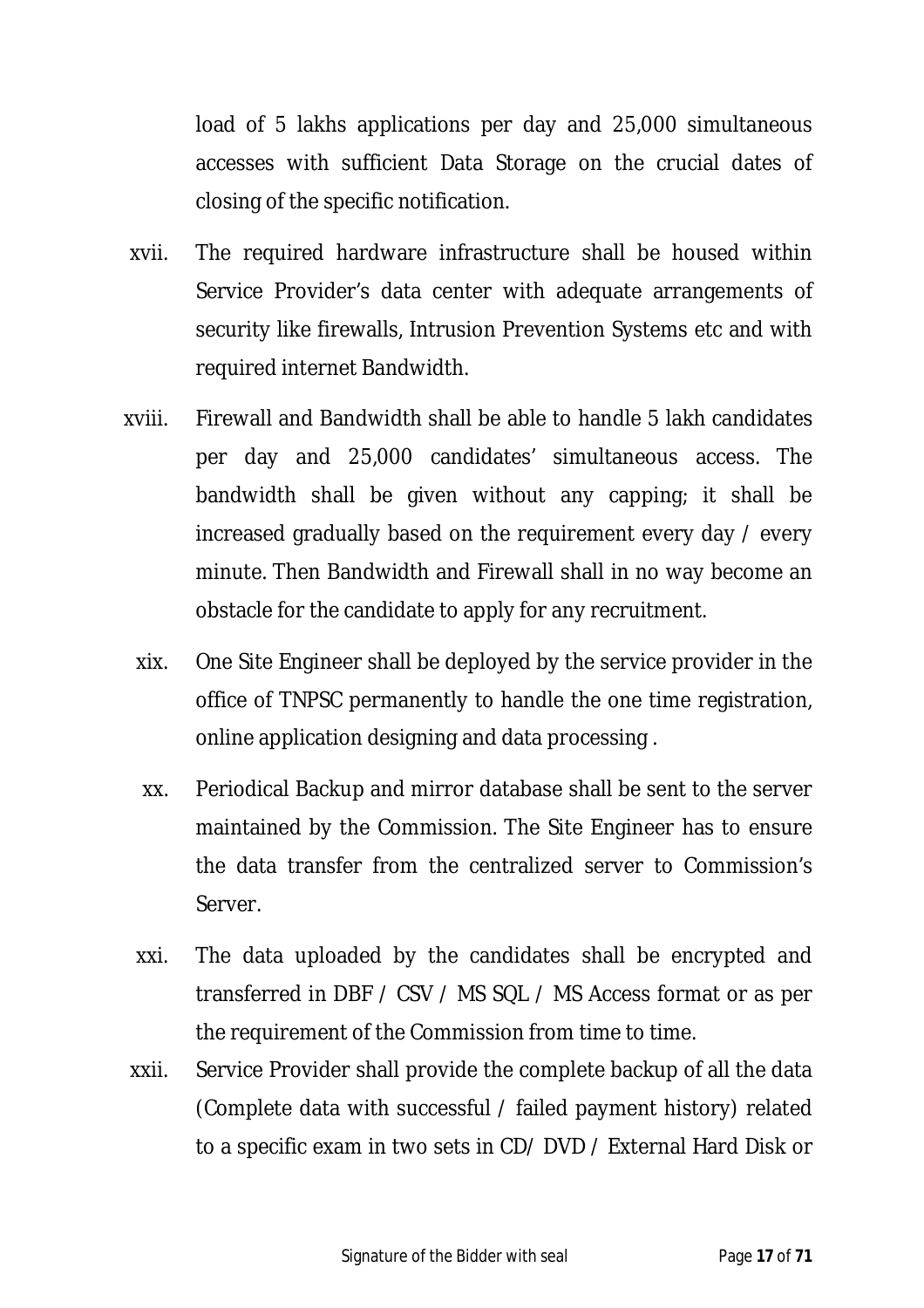load of 5 lakhs applications per day and 25,000 simultaneous accesses with sufficient Data Storage on the crucial dates of closing of the specific notification.

xvii. The required hardware infrastructure shall be housed within Service Provider's data center with adequate arrangements of security like firewalls, Intrusion Prevention Systems etc and with required internet Bandwidth.

xviii. Firewall and Bandwidth shall be able to handle 5 lakh candidates per day and 25,000 candidates' simultaneous access. The bandwidth shall be given without any capping; it shall be increased gradually based on the requirement every day / every minute. Then Bandwidth and Firewall shall in no way become an obstacle for the candidate to apply for any recruitment.

xix. One Site Engineer shall be deployed by the service provider in the office of TNPSC permanently to handle the one time registration, online application designing and data processing .

xx. Periodical Backup and mirror database shall be sent to the server maintained by the Commission. The Site Engineer has to ensure the data transfer from the centralized server to Commission's Server.

xxi. The data uploaded by the candidates shall be encrypted and transferred in DBF / CSV / MS SQL / MS Access format or as per the requirement of the Commission from time to time.

xxii. Service Provider shall provide the complete backup of all the data (Complete data with successful / failed payment history) related to a specific exam in two sets in CD/ DVD / External Hard Disk or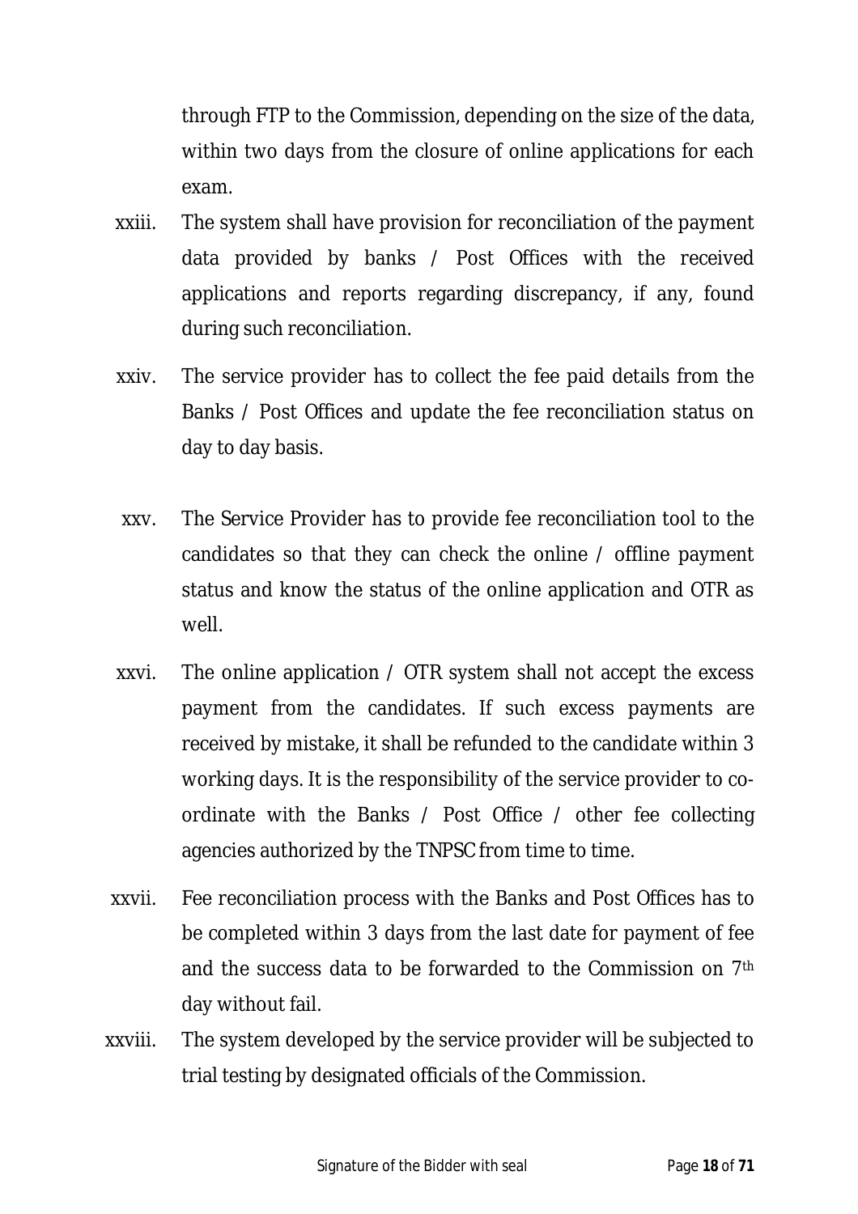through FTP to the Commission, depending on the size of the data, within two days from the closure of online applications for each exam.

xxiii. The system shall have provision for reconciliation of the payment data provided by banks / Post Offices with the received applications and reports regarding discrepancy, if any, found during such reconciliation.

xxiv. The service provider has to collect the fee paid details from the Banks / Post Offices and update the fee reconciliation status on day to day basis.

xxv. The Service Provider has to provide fee reconciliation tool to the candidates so that they can check the online / offline payment status and know the status of the online application and OTR as well.

xxvi. The online application / OTR system shall not accept the excess payment from the candidates. If such excess payments are received by mistake, it shall be refunded to the candidate within 3 working days. It is the responsibility of the service provider to co-ordinate with the Banks / Post Office / other fee collecting agencies authorized by the TNPSC from time to time.

xxvii. Fee reconciliation process with the Banks and Post Offices has to be completed within 3 days from the last date for payment of fee and the success data to be forwarded to the Commission on 7th day without fail.

xxviii. The system developed by the service provider will be subjected to trial testing by designated officials of the Commission.

Signature of the Bidder with seal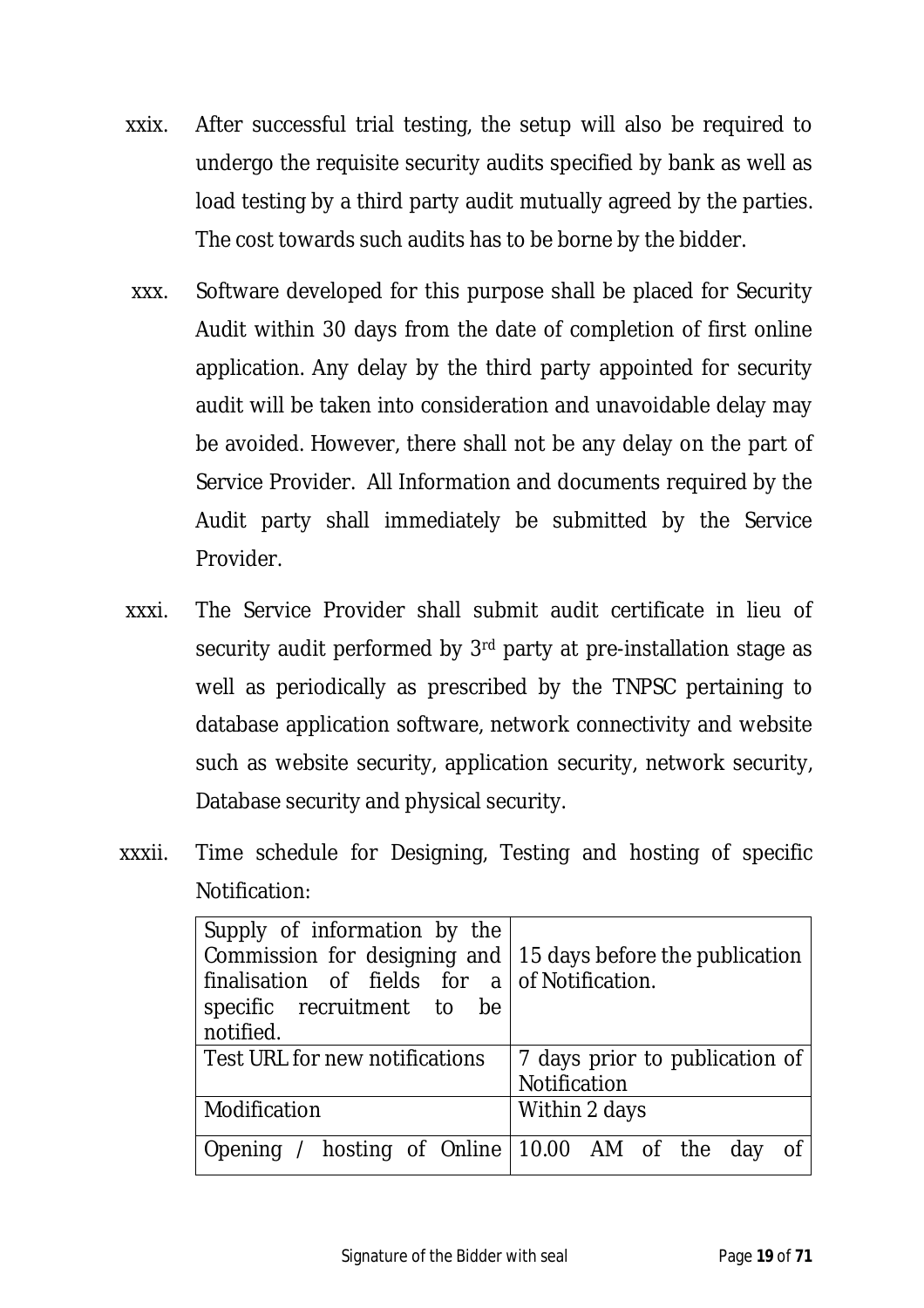xxix. After successful trial testing, the setup will also be required to undergo the requisite security audits specified by bank as well as load testing by a third party audit mutually agreed by the parties. The cost towards such audits has to be borne by the bidder.

xxx. Software developed for this purpose shall be placed for Security Audit within 30 days from the date of completion of first online application. Any delay by the third party appointed for security audit will be taken into consideration and unavoidable delay may be avoided. However, there shall not be any delay on the part of Service Provider. All Information and documents required by the Audit party shall immediately be submitted by the Service Provider.

xxxi. The Service Provider shall submit audit certificate in lieu of security audit performed by 3rd party at pre-installation stage as well as periodically as prescribed by the TNPSC pertaining to database application software, network connectivity and website such as website security, application security, network security, Database security and physical security.

xxxii. Time schedule for Designing, Testing and hosting of specific Notification:

| | |
|---|---|
| Supply of information by the Commission for designing and finalisation of fields for a specific recruitment to be notified. | 15 days before the publication of Notification. |
| Test URL for new notifications | 7 days prior to publication of Notification |
| Modification | Within 2 days |
| Opening / hosting of Online | 10.00 AM of the day of |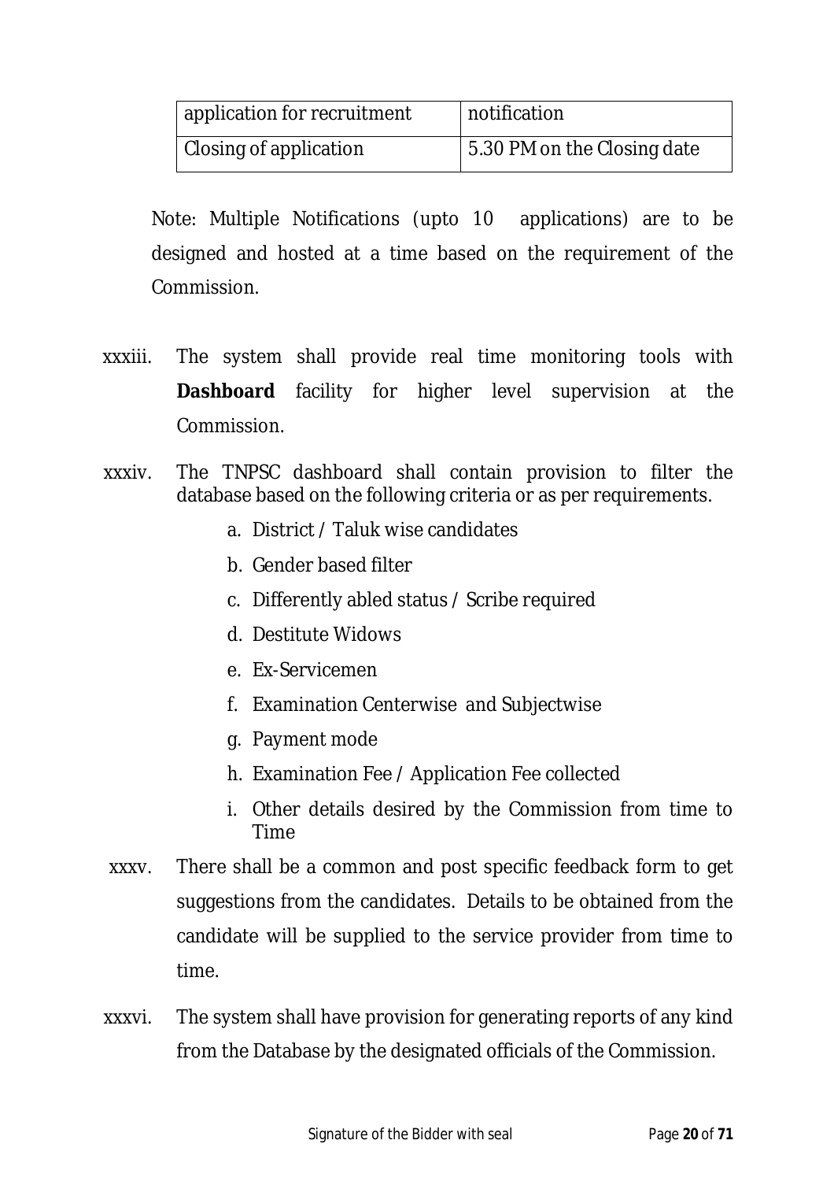| application for recruitment | notification |
|---|---|
| Closing of application | 5.30 PM on the Closing date |

Note: Multiple Notifications (upto 10 applications) are to be designed and hosted at a time based on the requirement of the Commission.

xxxiii. The system shall provide real time monitoring tools with **Dashboard** facility for higher level supervision at the Commission.

xxxiv. The TNPSC dashboard shall contain provision to filter the database based on the following criteria or as per requirements.

   a. District / Taluk wise candidates
   b. Gender based filter
   c. Differently abled status / Scribe required
   d. Destitute Widows
   e. Ex-Servicemen
   f. Examination Centerwise and Subjectwise
   g. Payment mode
   h. Examination Fee / Application Fee collected
   i. Other details desired by the Commission from time to Time

xxxv. There shall be a common and post specific feedback form to get suggestions from the candidates. Details to be obtained from the candidate will be supplied to the service provider from time to time.

xxxvi. The system shall have provision for generating reports of any kind from the Database by the designated officials of the Commission.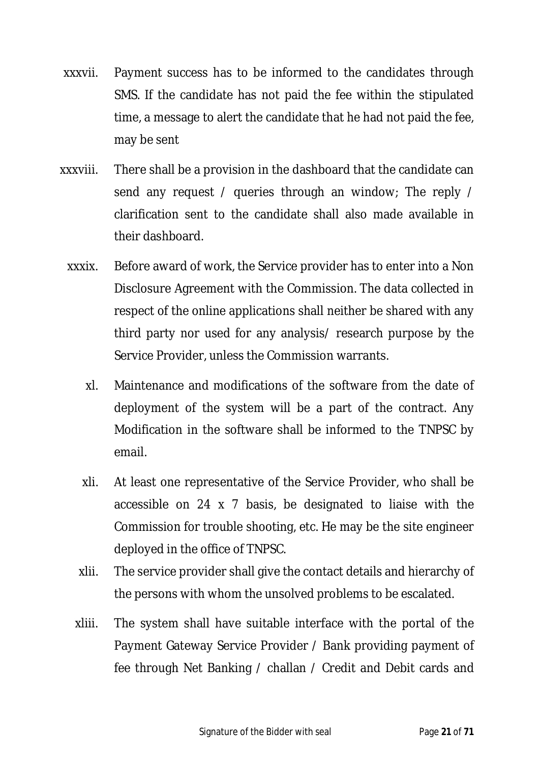xxxvii. Payment success has to be informed to the candidates through SMS. If the candidate has not paid the fee within the stipulated time, a message to alert the candidate that he had not paid the fee, may be sent

xxxviii. There shall be a provision in the dashboard that the candidate can send any request / queries through an window; The reply / clarification sent to the candidate shall also made available in their dashboard.

xxxix. Before award of work, the Service provider has to enter into a Non Disclosure Agreement with the Commission. The data collected in respect of the online applications shall neither be shared with any third party nor used for any analysis/ research purpose by the Service Provider, unless the Commission warrants.

xl. Maintenance and modifications of the software from the date of deployment of the system will be a part of the contract. Any Modification in the software shall be informed to the TNPSC by email.

xli. At least one representative of the Service Provider, who shall be accessible on 24 x 7 basis, be designated to liaise with the Commission for trouble shooting, etc. He may be the site engineer deployed in the office of TNPSC.

xlii. The service provider shall give the contact details and hierarchy of the persons with whom the unsolved problems to be escalated.

xliii. The system shall have suitable interface with the portal of the Payment Gateway Service Provider / Bank providing payment of fee through Net Banking / challan / Credit and Debit cards and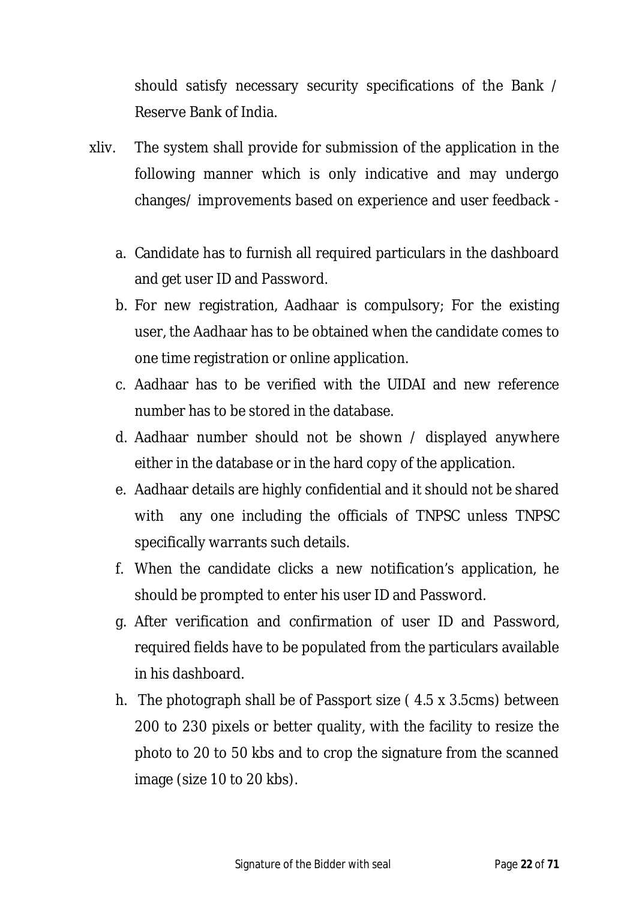should satisfy necessary security specifications of the Bank / Reserve Bank of India.

xliv. The system shall provide for submission of the application in the following manner which is only indicative and may undergo changes/ improvements based on experience and user feedback -

a. Candidate has to furnish all required particulars in the dashboard and get user ID and Password.
b. For new registration, Aadhaar is compulsory; For the existing user, the Aadhaar has to be obtained when the candidate comes to one time registration or online application.
c. Aadhaar has to be verified with the UIDAI and new reference number has to be stored in the database.
d. Aadhaar number should not be shown / displayed anywhere either in the database or in the hard copy of the application.
e. Aadhaar details are highly confidential and it should not be shared with any one including the officials of TNPSC unless TNPSC specifically warrants such details.
f. When the candidate clicks a new notification's application, he should be prompted to enter his user ID and Password.
g. After verification and confirmation of user ID and Password, required fields have to be populated from the particulars available in his dashboard.
h. The photograph shall be of Passport size ( 4.5 x 3.5cms) between 200 to 230 pixels or better quality, with the facility to resize the photo to 20 to 50 kbs and to crop the signature from the scanned image (size 10 to 20 kbs).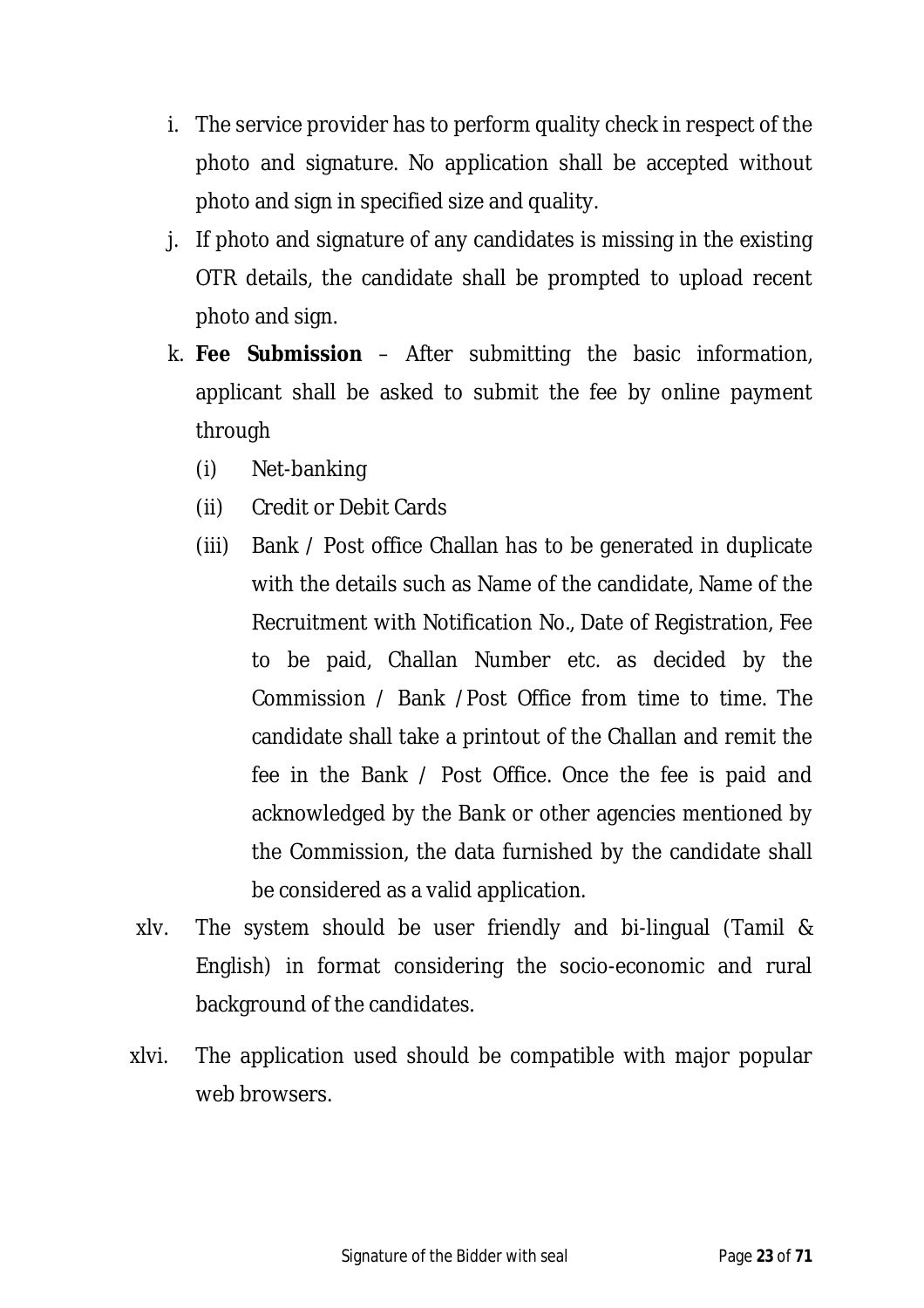i. The service provider has to perform quality check in respect of the photo and signature. No application shall be accepted without photo and sign in specified size and quality.

j. If photo and signature of any candidates is missing in the existing OTR details, the candidate shall be prompted to upload recent photo and sign.

k. **Fee Submission** – After submitting the basic information, applicant shall be asked to submit the fee by online payment through

   (i) Net-banking

   (ii) Credit or Debit Cards

   (iii) Bank / Post office Challan has to be generated in duplicate with the details such as Name of the candidate, Name of the Recruitment with Notification No., Date of Registration, Fee to be paid, Challan Number etc. as decided by the Commission / Bank /Post Office from time to time. The candidate shall take a printout of the Challan and remit the fee in the Bank / Post Office. Once the fee is paid and acknowledged by the Bank or other agencies mentioned by the Commission, the data furnished by the candidate shall be considered as a valid application.

xlv. The system should be user friendly and bi-lingual (Tamil & English) in format considering the socio-economic and rural background of the candidates.

xlvi. The application used should be compatible with major popular web browsers.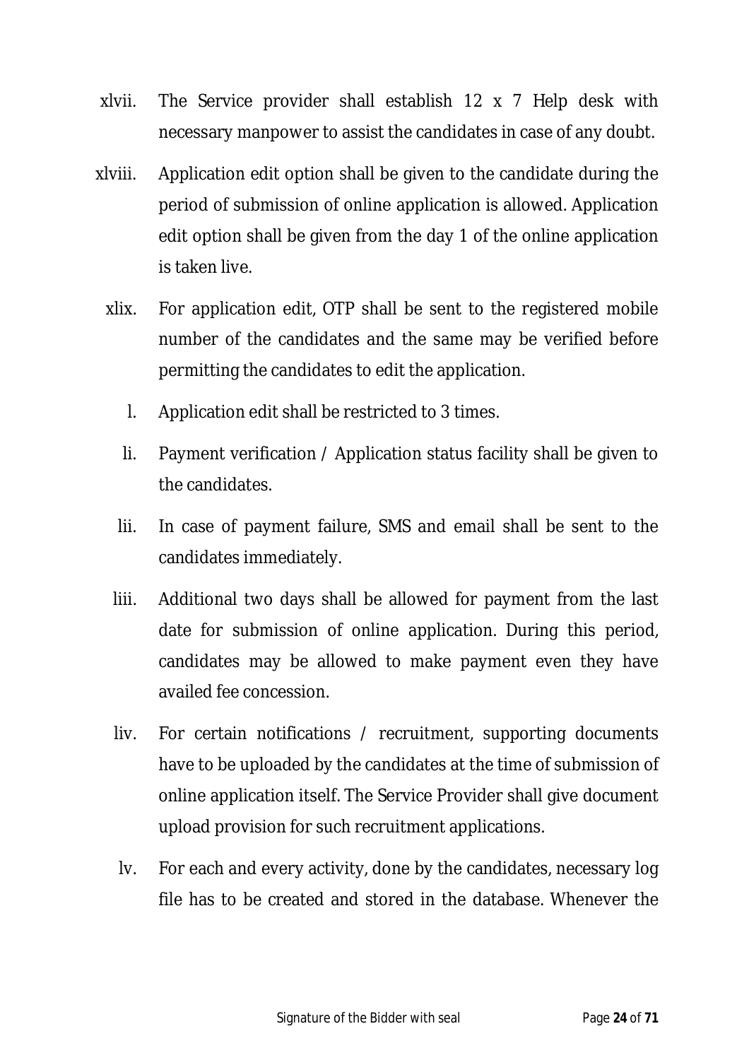xlvii. The Service provider shall establish 12 x 7 Help desk with necessary manpower to assist the candidates in case of any doubt.

xlviii. Application edit option shall be given to the candidate during the period of submission of online application is allowed. Application edit option shall be given from the day 1 of the online application is taken live.

xlix. For application edit, OTP shall be sent to the registered mobile number of the candidates and the same may be verified before permitting the candidates to edit the application.

l. Application edit shall be restricted to 3 times.

li. Payment verification / Application status facility shall be given to the candidates.

lii. In case of payment failure, SMS and email shall be sent to the candidates immediately.

liii. Additional two days shall be allowed for payment from the last date for submission of online application. During this period, candidates may be allowed to make payment even they have availed fee concession.

liv. For certain notifications / recruitment, supporting documents have to be uploaded by the candidates at the time of submission of online application itself. The Service Provider shall give document upload provision for such recruitment applications.

lv. For each and every activity, done by the candidates, necessary log file has to be created and stored in the database. Whenever the

Signature of the Bidder with seal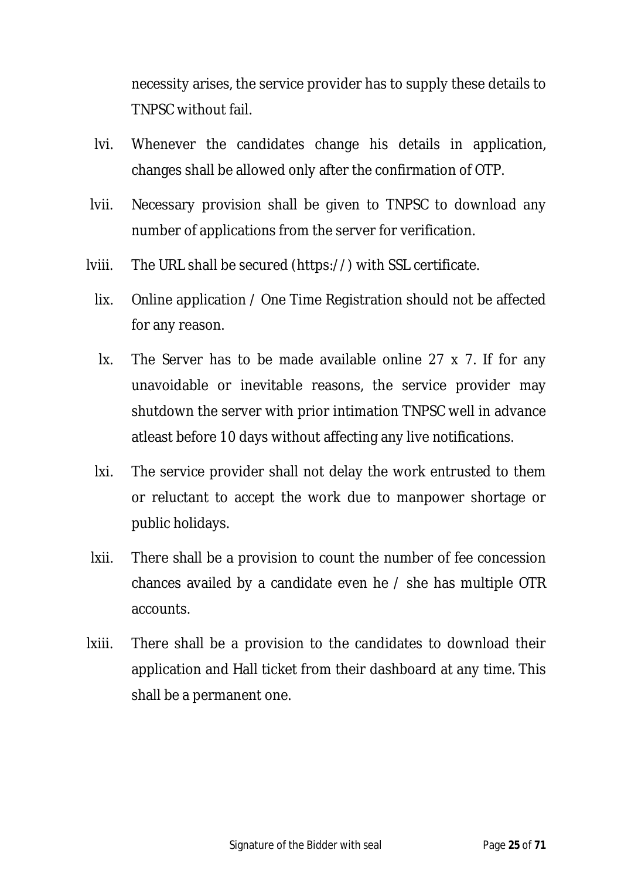necessity arises, the service provider has to supply these details to TNPSC without fail.

lvi. Whenever the candidates change his details in application, changes shall be allowed only after the confirmation of OTP.

lvii. Necessary provision shall be given to TNPSC to download any number of applications from the server for verification.

lviii. The URL shall be secured (https://) with SSL certificate.

lix. Online application / One Time Registration should not be affected for any reason.

lx. The Server has to be made available online 27 x 7. If for any unavoidable or inevitable reasons, the service provider may shutdown the server with prior intimation TNPSC well in advance atleast before 10 days without affecting any live notifications.

lxi. The service provider shall not delay the work entrusted to them or reluctant to accept the work due to manpower shortage or public holidays.

lxii. There shall be a provision to count the number of fee concession chances availed by a candidate even he / she has multiple OTR accounts.

lxiii. There shall be a provision to the candidates to download their application and Hall ticket from their dashboard at any time. This shall be a permanent one.

Signature of the Bidder with seal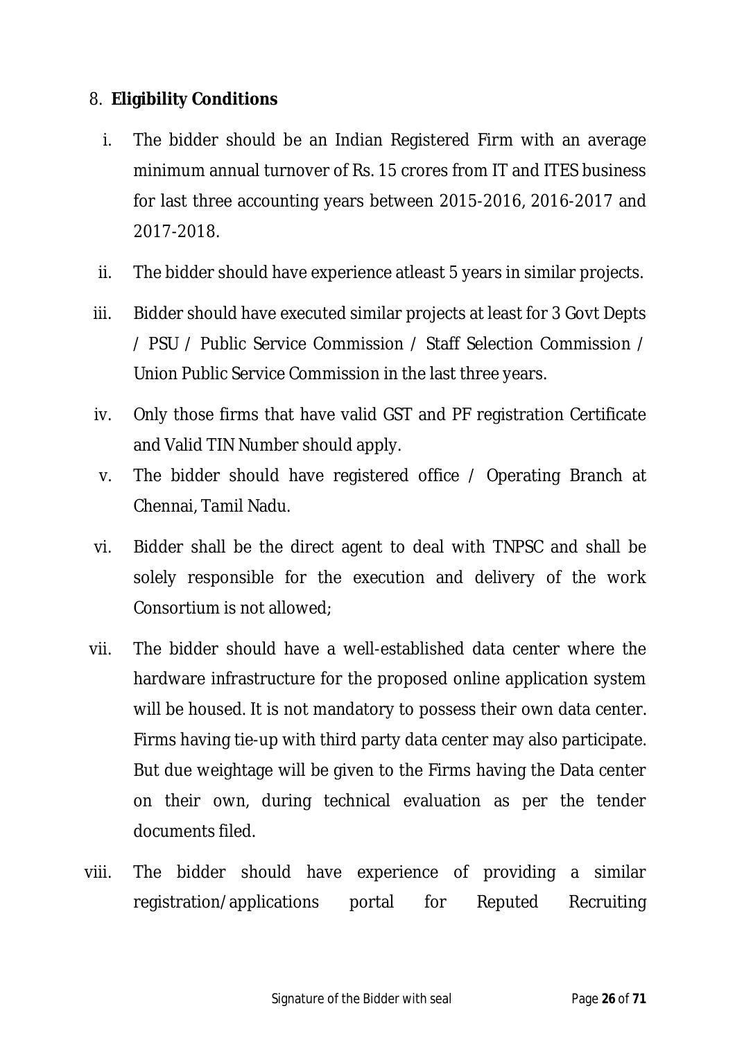8. **Eligibility Conditions**

i. The bidder should be an Indian Registered Firm with an average minimum annual turnover of Rs. 15 crores from IT and ITES business for last three accounting years between 2015-2016, 2016-2017 and 2017-2018.

ii. The bidder should have experience atleast 5 years in similar projects.

iii. Bidder should have executed similar projects at least for 3 Govt Depts / PSU / Public Service Commission / Staff Selection Commission / Union Public Service Commission in the last three years.

iv. Only those firms that have valid GST and PF registration Certificate and Valid TIN Number should apply.

v. The bidder should have registered office / Operating Branch at Chennai, Tamil Nadu.

vi. Bidder shall be the direct agent to deal with TNPSC and shall be solely responsible for the execution and delivery of the work Consortium is not allowed;

vii. The bidder should have a well-established data center where the hardware infrastructure for the proposed online application system will be housed. It is not mandatory to possess their own data center. Firms having tie-up with third party data center may also participate. But due weightage will be given to the Firms having the Data center on their own, during technical evaluation as per the tender documents filed.

viii. The bidder should have experience of providing a similar registration/applications portal for Reputed Recruiting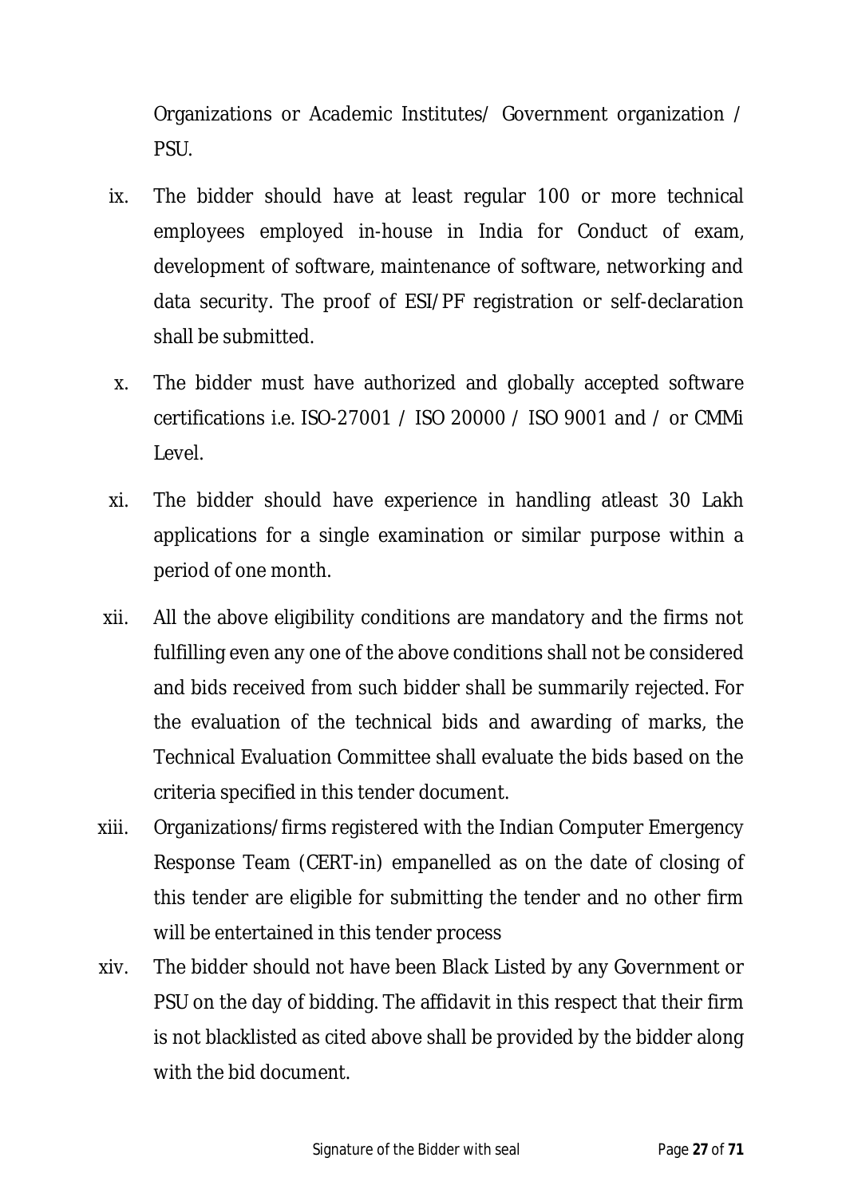Organizations or Academic Institutes/ Government organization / PSU.

ix. The bidder should have at least regular 100 or more technical employees employed in-house in India for Conduct of exam, development of software, maintenance of software, networking and data security. The proof of ESI/PF registration or self-declaration shall be submitted.

x. The bidder must have authorized and globally accepted software certifications i.e. ISO-27001 / ISO 20000 / ISO 9001 and / or CMMi Level.

xi. The bidder should have experience in handling atleast 30 Lakh applications for a single examination or similar purpose within a period of one month.

xii. All the above eligibility conditions are mandatory and the firms not fulfilling even any one of the above conditions shall not be considered and bids received from such bidder shall be summarily rejected. For the evaluation of the technical bids and awarding of marks, the Technical Evaluation Committee shall evaluate the bids based on the criteria specified in this tender document.

xiii. Organizations/firms registered with the Indian Computer Emergency Response Team (CERT-in) empanelled as on the date of closing of this tender are eligible for submitting the tender and no other firm will be entertained in this tender process

xiv. The bidder should not have been Black Listed by any Government or PSU on the day of bidding. The affidavit in this respect that their firm is not blacklisted as cited above shall be provided by the bidder along with the bid document.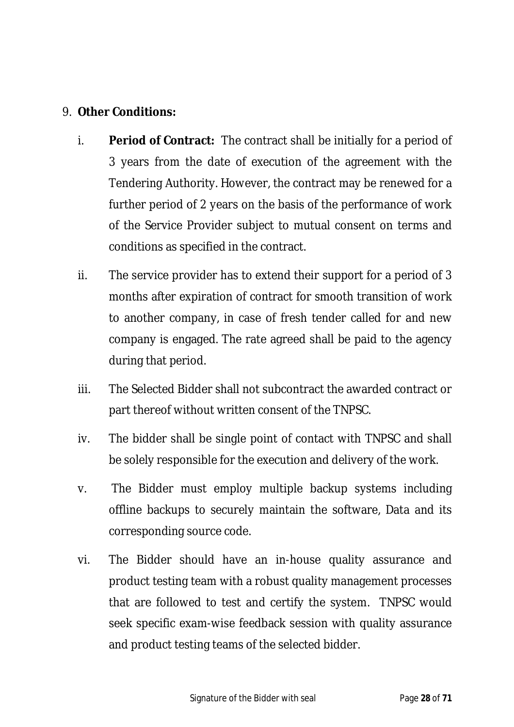9. **Other Conditions:**

   i. **Period of Contract:** The contract shall be initially for a period of 3 years from the date of execution of the agreement with the Tendering Authority. However, the contract may be renewed for a further period of 2 years on the basis of the performance of work of the Service Provider subject to mutual consent on terms and conditions as specified in the contract.

   ii. The service provider has to extend their support for a period of 3 months after expiration of contract for smooth transition of work to another company, in case of fresh tender called for and new company is engaged. The rate agreed shall be paid to the agency during that period.

   iii. The Selected Bidder shall not subcontract the awarded contract or part thereof without written consent of the TNPSC.

   iv. The bidder shall be single point of contact with TNPSC and shall be solely responsible for the execution and delivery of the work.

   v. The Bidder must employ multiple backup systems including offline backups to securely maintain the software, Data and its corresponding source code.

   vi. The Bidder should have an in-house quality assurance and product testing team with a robust quality management processes that are followed to test and certify the system. TNPSC would seek specific exam-wise feedback session with quality assurance and product testing teams of the selected bidder.

Signature of the Bidder with seal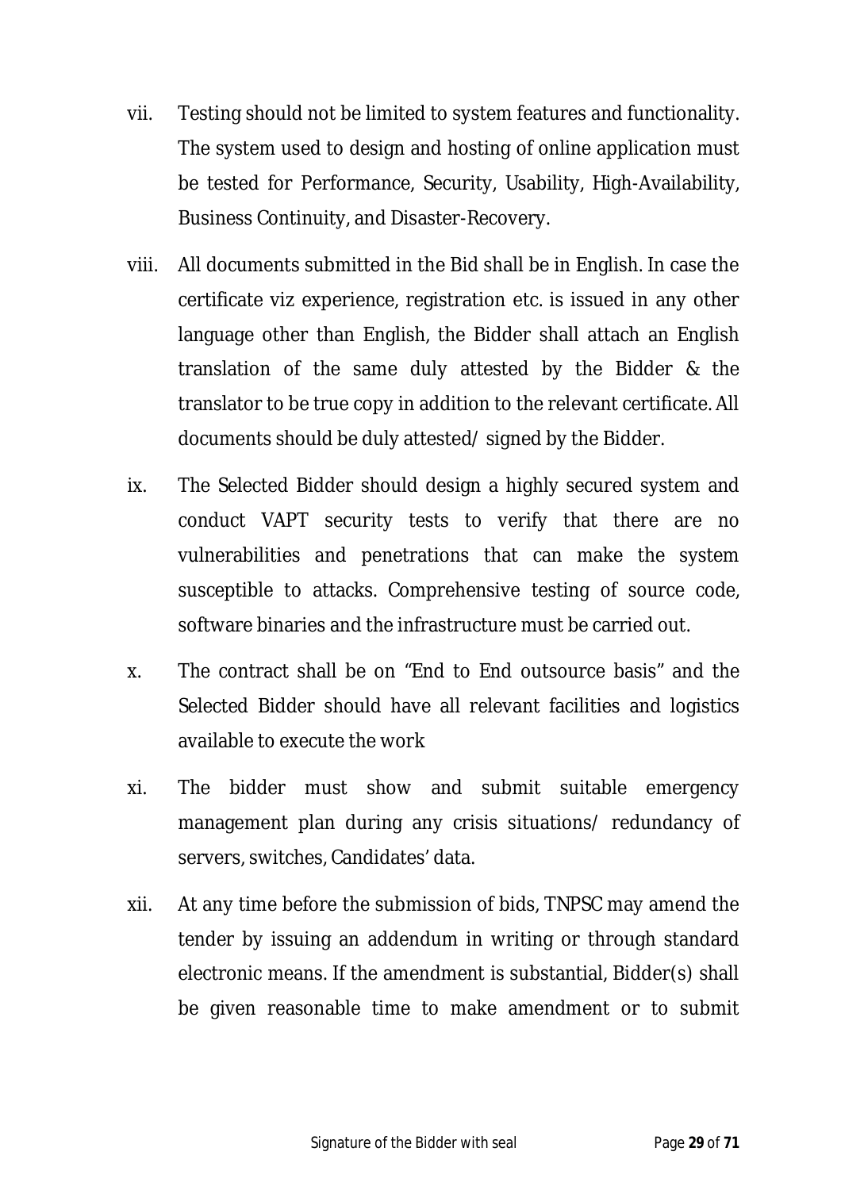vii. Testing should not be limited to system features and functionality. The system used to design and hosting of online application must be tested for Performance, Security, Usability, High-Availability, Business Continuity, and Disaster-Recovery.

viii. All documents submitted in the Bid shall be in English. In case the certificate viz experience, registration etc. is issued in any other language other than English, the Bidder shall attach an English translation of the same duly attested by the Bidder & the translator to be true copy in addition to the relevant certificate. All documents should be duly attested/ signed by the Bidder.

ix. The Selected Bidder should design a highly secured system and conduct VAPT security tests to verify that there are no vulnerabilities and penetrations that can make the system susceptible to attacks. Comprehensive testing of source code, software binaries and the infrastructure must be carried out.

x. The contract shall be on "End to End outsource basis" and the Selected Bidder should have all relevant facilities and logistics available to execute the work

xi. The bidder must show and submit suitable emergency management plan during any crisis situations/ redundancy of servers, switches, Candidates' data.

xii. At any time before the submission of bids, TNPSC may amend the tender by issuing an addendum in writing or through standard electronic means. If the amendment is substantial, Bidder(s) shall be given reasonable time to make amendment or to submit

Signature of the Bidder with seal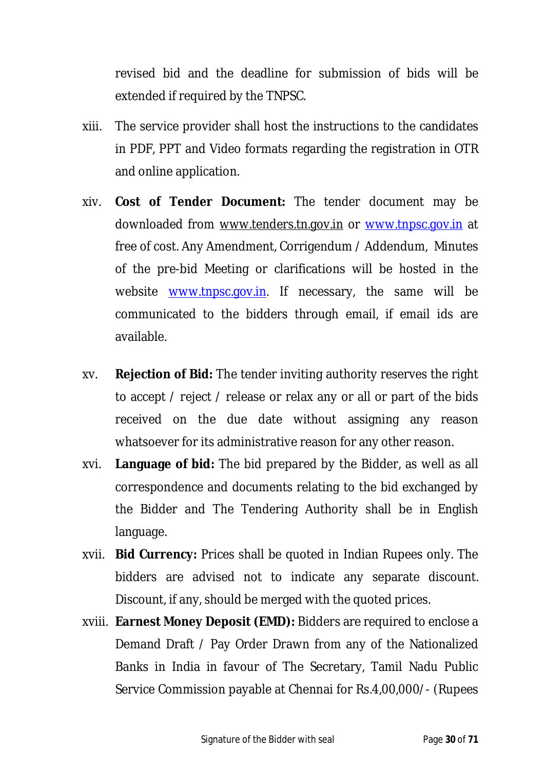revised bid and the deadline for submission of bids will be extended if required by the TNPSC.

xiii. The service provider shall host the instructions to the candidates in PDF, PPT and Video formats regarding the registration in OTR and online application.

xiv. **Cost of Tender Document:** The tender document may be downloaded from www.tenders.tn.gov.in or www.tnpsc.gov.in at free of cost. Any Amendment, Corrigendum / Addendum, Minutes of the pre-bid Meeting or clarifications will be hosted in the website www.tnpsc.gov.in. If necessary, the same will be communicated to the bidders through email, if email ids are available.

xv. **Rejection of Bid:** The tender inviting authority reserves the right to accept / reject / release or relax any or all or part of the bids received on the due date without assigning any reason whatsoever for its administrative reason for any other reason.

xvi. **Language of bid:** The bid prepared by the Bidder, as well as all correspondence and documents relating to the bid exchanged by the Bidder and The Tendering Authority shall be in English language.

xvii. **Bid Currency:** Prices shall be quoted in Indian Rupees only. The bidders are advised not to indicate any separate discount. Discount, if any, should be merged with the quoted prices.

xviii. **Earnest Money Deposit (EMD):** Bidders are required to enclose a Demand Draft / Pay Order Drawn from any of the Nationalized Banks in India in favour of The Secretary, Tamil Nadu Public Service Commission payable at Chennai for Rs.4,00,000/- (Rupees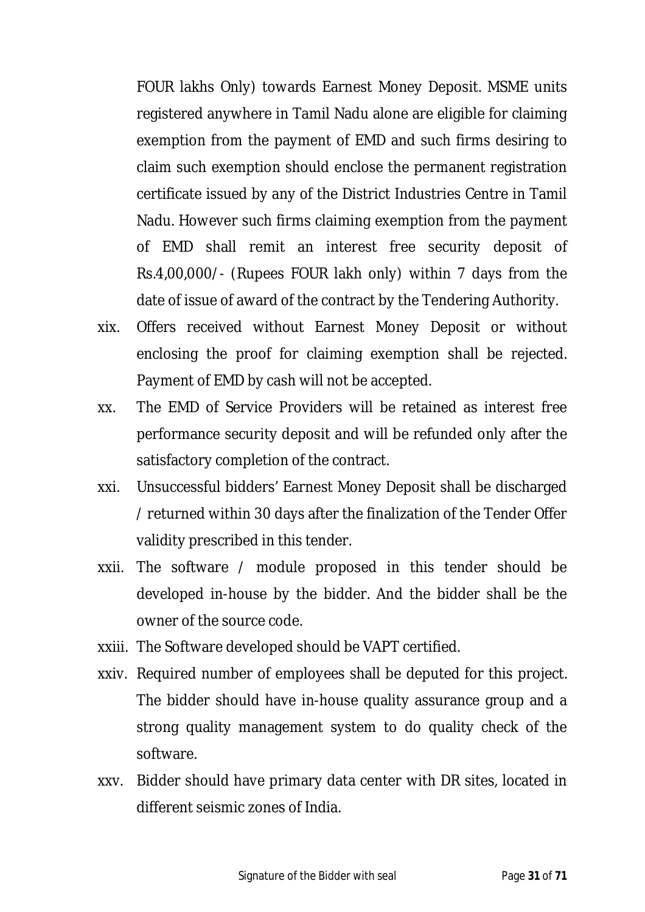FOUR lakhs Only) towards Earnest Money Deposit. MSME units registered anywhere in Tamil Nadu alone are eligible for claiming exemption from the payment of EMD and such firms desiring to claim such exemption should enclose the permanent registration certificate issued by any of the District Industries Centre in Tamil Nadu. However such firms claiming exemption from the payment of EMD shall remit an interest free security deposit of Rs.4,00,000/- (Rupees FOUR lakh only) within 7 days from the date of issue of award of the contract by the Tendering Authority.

xix. Offers received without Earnest Money Deposit or without enclosing the proof for claiming exemption shall be rejected. Payment of EMD by cash will not be accepted.

xx. The EMD of Service Providers will be retained as interest free performance security deposit and will be refunded only after the satisfactory completion of the contract.

xxi. Unsuccessful bidders' Earnest Money Deposit shall be discharged / returned within 30 days after the finalization of the Tender Offer validity prescribed in this tender.

xxii. The software / module proposed in this tender should be developed in-house by the bidder. And the bidder shall be the owner of the source code.

xxiii. The Software developed should be VAPT certified.

xxiv. Required number of employees shall be deputed for this project. The bidder should have in-house quality assurance group and a strong quality management system to do quality check of the software.

xxv. Bidder should have primary data center with DR sites, located in different seismic zones of India.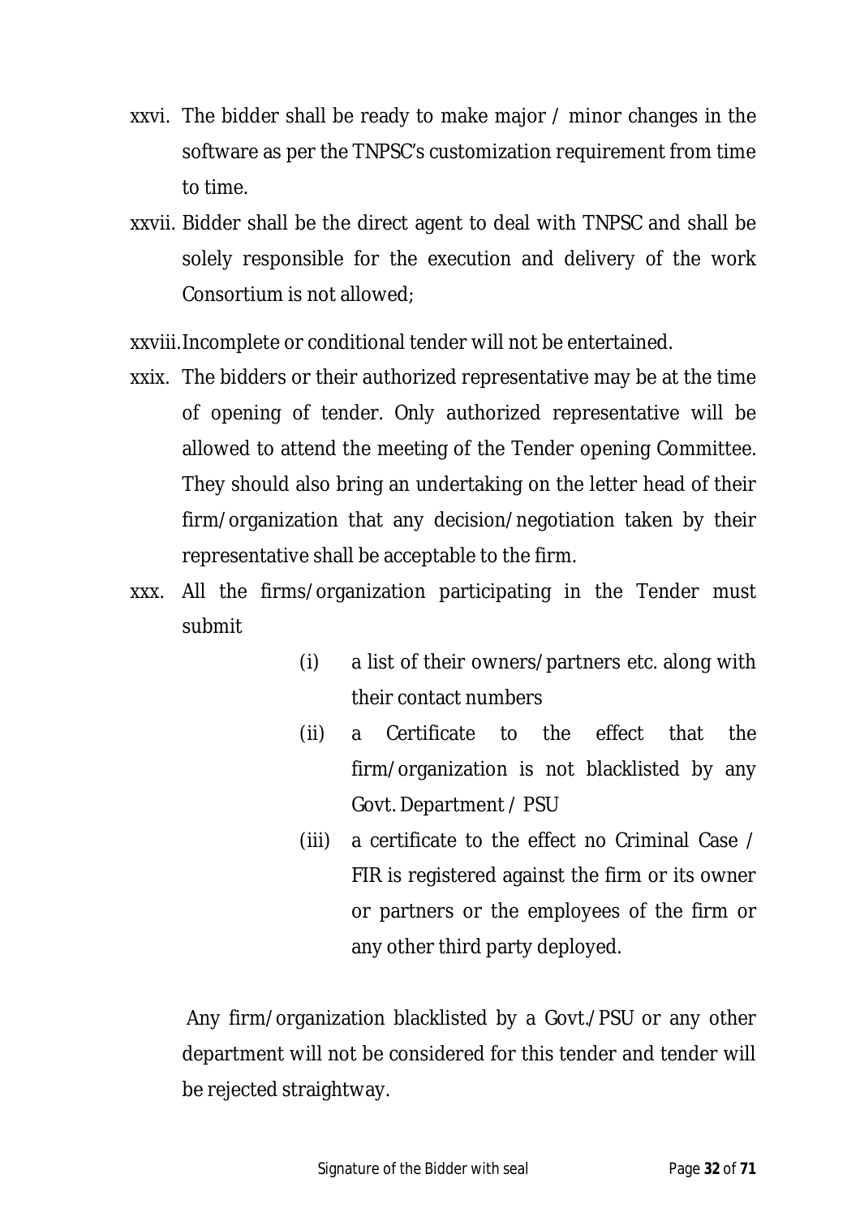xxvi. The bidder shall be ready to make major / minor changes in the software as per the TNPSC's customization requirement from time to time.

xxvii. Bidder shall be the direct agent to deal with TNPSC and shall be solely responsible for the execution and delivery of the work Consortium is not allowed;

xxviii. Incomplete or conditional tender will not be entertained.

xxix. The bidders or their authorized representative may be at the time of opening of tender. Only authorized representative will be allowed to attend the meeting of the Tender opening Committee. They should also bring an undertaking on the letter head of their firm/organization that any decision/negotiation taken by their representative shall be acceptable to the firm.

xxx. All the firms/organization participating in the Tender must submit

   (i) a list of their owners/partners etc. along with their contact numbers
   
   (ii) a Certificate to the effect that the firm/organization is not blacklisted by any Govt. Department / PSU
   
   (iii) a certificate to the effect no Criminal Case / FIR is registered against the firm or its owner or partners or the employees of the firm or any other third party deployed.

Any firm/organization blacklisted by a Govt./PSU or any other department will not be considered for this tender and tender will be rejected straightway.

Signature of the Bidder with seal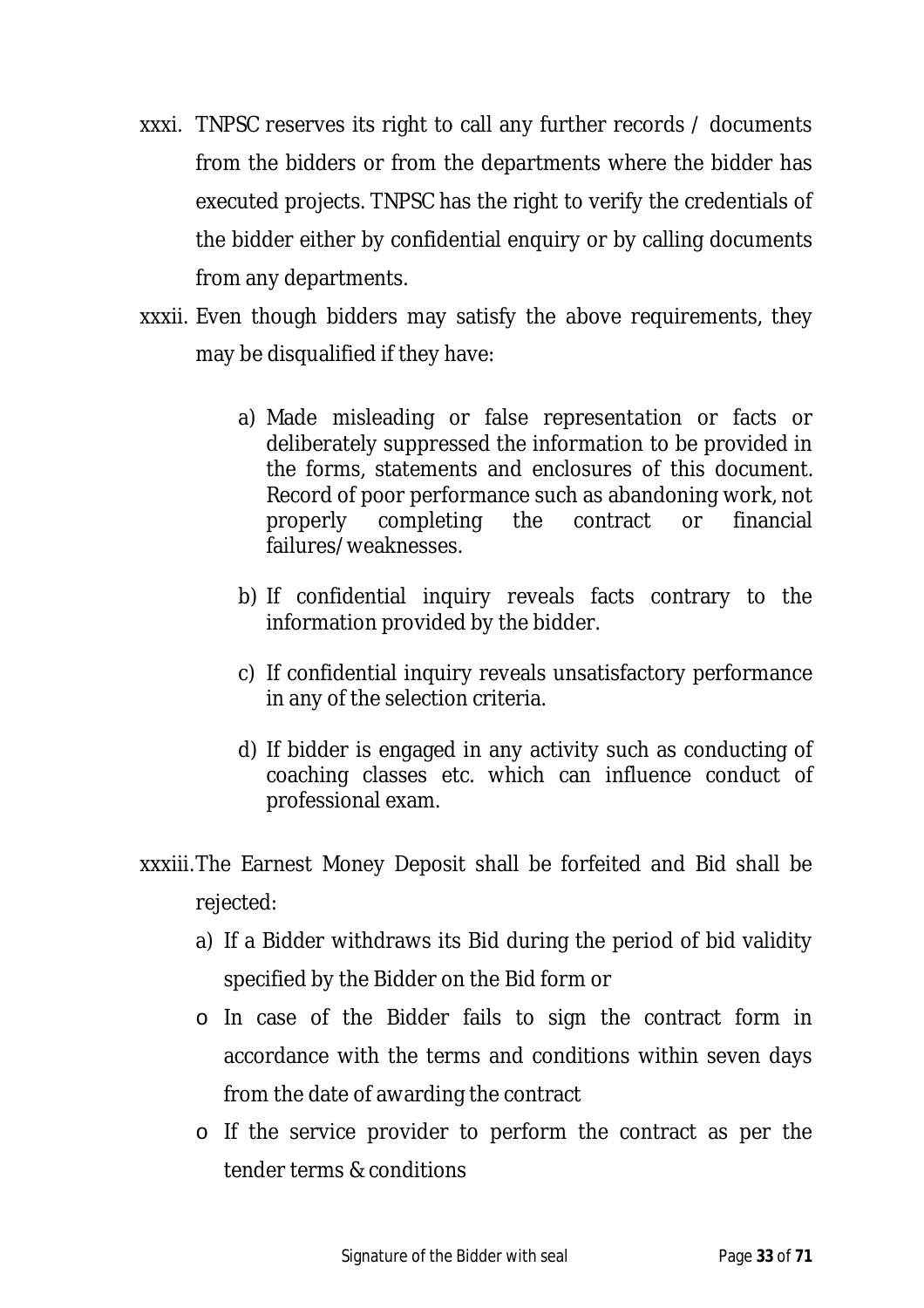xxxi. TNPSC reserves its right to call any further records / documents from the bidders or from the departments where the bidder has executed projects. TNPSC has the right to verify the credentials of the bidder either by confidential enquiry or by calling documents from any departments.

xxxii. Even though bidders may satisfy the above requirements, they may be disqualified if they have:

   a) Made misleading or false representation or facts or deliberately suppressed the information to be provided in the forms, statements and enclosures of this document. Record of poor performance such as abandoning work, not properly completing the contract or financial failures/weaknesses.

   b) If confidential inquiry reveals facts contrary to the information provided by the bidder.

   c) If confidential inquiry reveals unsatisfactory performance in any of the selection criteria.

   d) If bidder is engaged in any activity such as conducting of coaching classes etc. which can influence conduct of professional exam.

xxxiii. The Earnest Money Deposit shall be forfeited and Bid shall be rejected:

   a) If a Bidder withdraws its Bid during the period of bid validity specified by the Bidder on the Bid form or

   - In case of the Bidder fails to sign the contract form in accordance with the terms and conditions within seven days from the date of awarding the contract
   - If the service provider to perform the contract as per the tender terms & conditions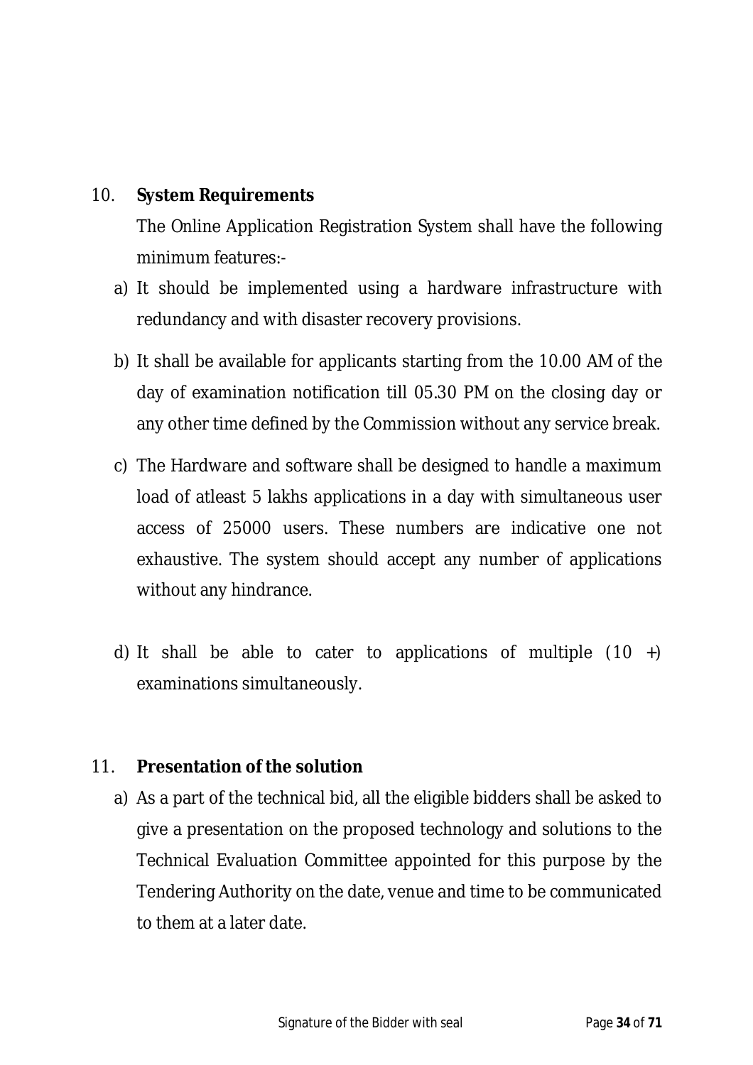10. **System Requirements**

The Online Application Registration System shall have the following minimum features:-

a) It should be implemented using a hardware infrastructure with redundancy and with disaster recovery provisions.

b) It shall be available for applicants starting from the 10.00 AM of the day of examination notification till 05.30 PM on the closing day or any other time defined by the Commission without any service break.

c) The Hardware and software shall be designed to handle a maximum load of atleast 5 lakhs applications in a day with simultaneous user access of 25000 users. These numbers are indicative one not exhaustive. The system should accept any number of applications without any hindrance.

d) It shall be able to cater to applications of multiple (10 +) examinations simultaneously.

11. **Presentation of the solution**

a) As a part of the technical bid, all the eligible bidders shall be asked to give a presentation on the proposed technology and solutions to the Technical Evaluation Committee appointed for this purpose by the Tendering Authority on the date, venue and time to be communicated to them at a later date.

Signature of the Bidder with seal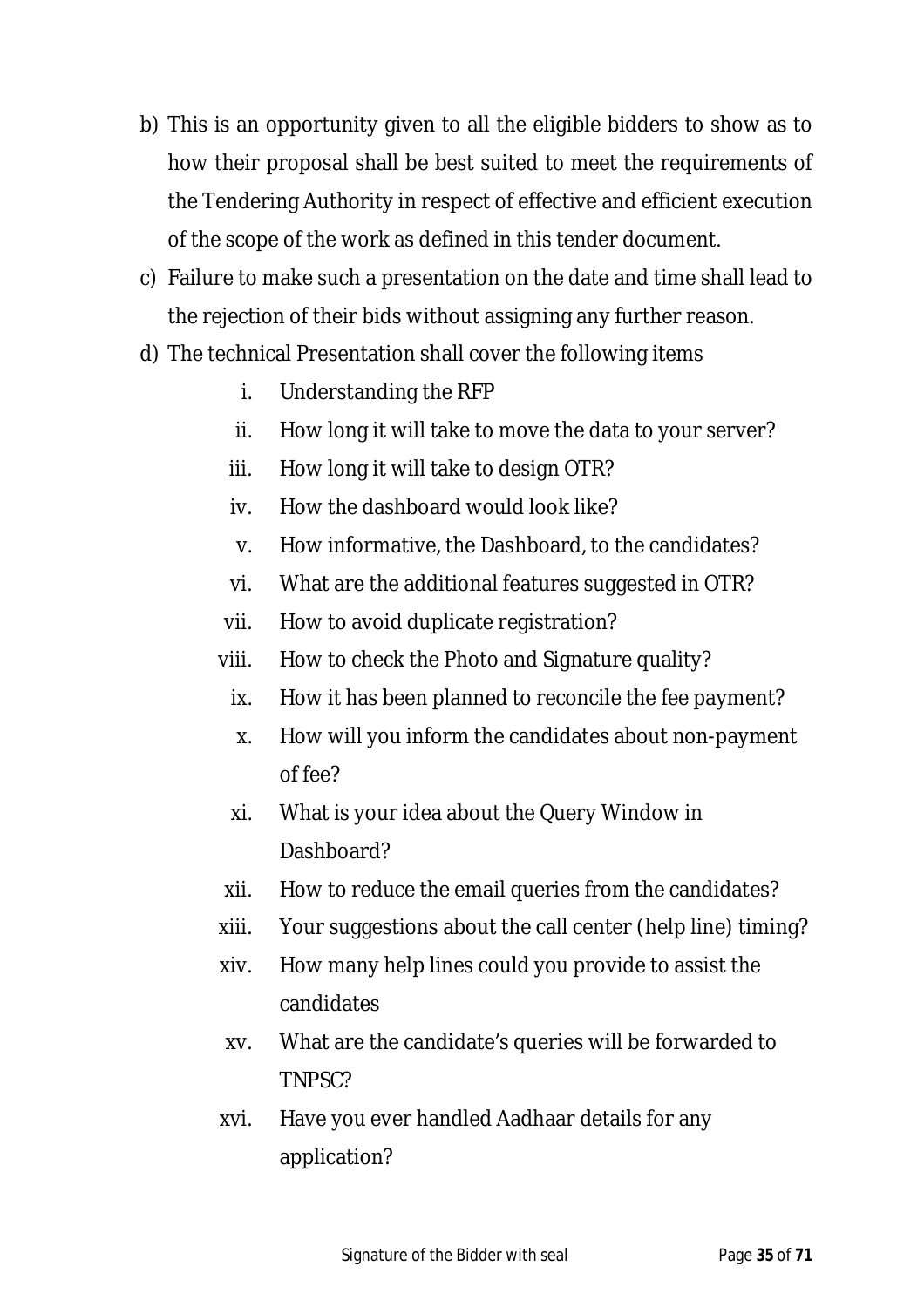b) This is an opportunity given to all the eligible bidders to show as to how their proposal shall be best suited to meet the requirements of the Tendering Authority in respect of effective and efficient execution of the scope of the work as defined in this tender document.
c) Failure to make such a presentation on the date and time shall lead to the rejection of their bids without assigning any further reason.
d) The technical Presentation shall cover the following items
    i. Understanding the RFP
    ii. How long it will take to move the data to your server?
    iii. How long it will take to design OTR?
    iv. How the dashboard would look like?
    v. How informative, the Dashboard, to the candidates?
    vi. What are the additional features suggested in OTR?
    vii. How to avoid duplicate registration?
    viii. How to check the Photo and Signature quality?
    ix. How it has been planned to reconcile the fee payment?
    x. How will you inform the candidates about non-payment of fee?
    xi. What is your idea about the Query Window in Dashboard?
    xii. How to reduce the email queries from the candidates?
    xiii. Your suggestions about the call center (help line) timing?
    xiv. How many help lines could you provide to assist the candidates
    xv. What are the candidate's queries will be forwarded to TNPSC?
    xvi. Have you ever handled Aadhaar details for any application?

Signature of the Bidder with seal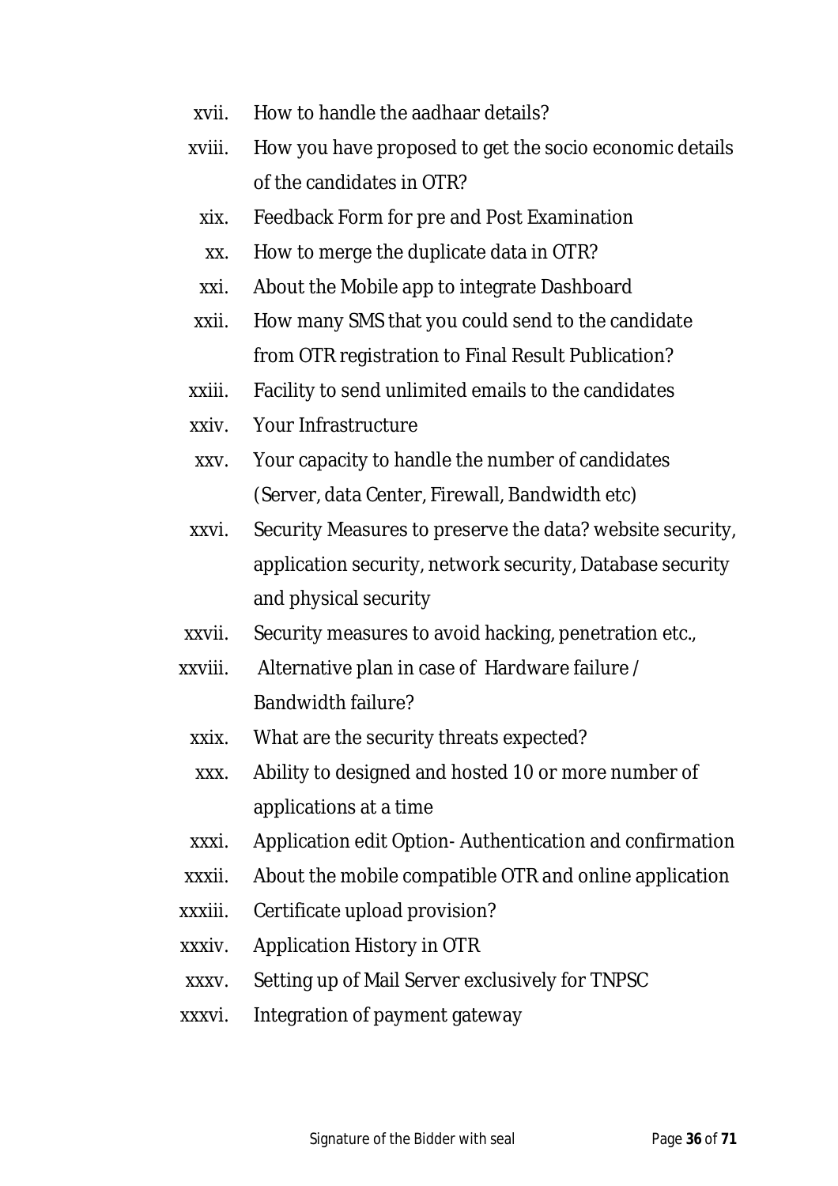xvii. How to handle the aadhaar details?

xviii. How you have proposed to get the socio economic details of the candidates in OTR?

xix. Feedback Form for pre and Post Examination

xx. How to merge the duplicate data in OTR?

xxi. About the Mobile app to integrate Dashboard

xxii. How many SMS that you could send to the candidate from OTR registration to Final Result Publication?

xxiii. Facility to send unlimited emails to the candidates

xxiv. Your Infrastructure

xxv. Your capacity to handle the number of candidates (Server, data Center, Firewall, Bandwidth etc)

xxvi. Security Measures to preserve the data? website security, application security, network security, Database security and physical security

xxvii. Security measures to avoid hacking, penetration etc.,

xxviii. Alternative plan in case of Hardware failure / Bandwidth failure?

xxix. What are the security threats expected?

xxx. Ability to designed and hosted 10 or more number of applications at a time

xxxi. Application edit Option- Authentication and confirmation

xxxii. About the mobile compatible OTR and online application

xxxiii. Certificate upload provision?

xxxiv. Application History in OTR

xxxv. Setting up of Mail Server exclusively for TNPSC

xxxvi. Integration of payment gateway

Signature of the Bidder with seal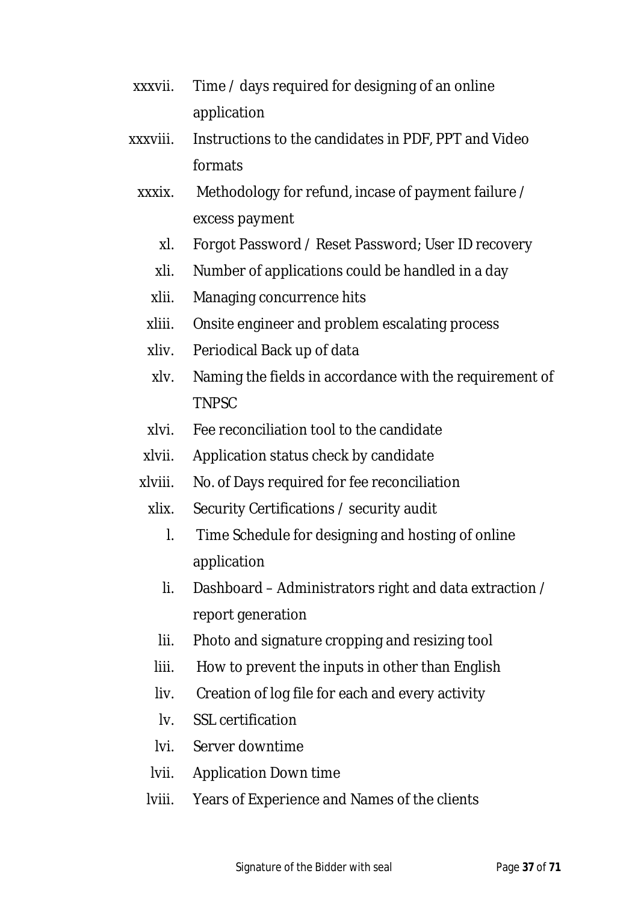xxxvii. Time / days required for designing of an online application

xxxviii. Instructions to the candidates in PDF, PPT and Video formats

xxxix. Methodology for refund, incase of payment failure / excess payment

xl. Forgot Password / Reset Password; User ID recovery

xli. Number of applications could be handled in a day

xlii. Managing concurrence hits

xliii. Onsite engineer and problem escalating process

xliv. Periodical Back up of data

xlv. Naming the fields in accordance with the requirement of TNPSC

xlvi. Fee reconciliation tool to the candidate

xlvii. Application status check by candidate

xlviii. No. of Days required for fee reconciliation

xlix. Security Certifications / security audit

l. Time Schedule for designing and hosting of online application

li. Dashboard – Administrators right and data extraction / report generation

lii. Photo and signature cropping and resizing tool

liii. How to prevent the inputs in other than English

liv. Creation of log file for each and every activity

lv. SSL certification

lvi. Server downtime

lvii. Application Down time

lviii. Years of Experience and Names of the clients

Signature of the Bidder with seal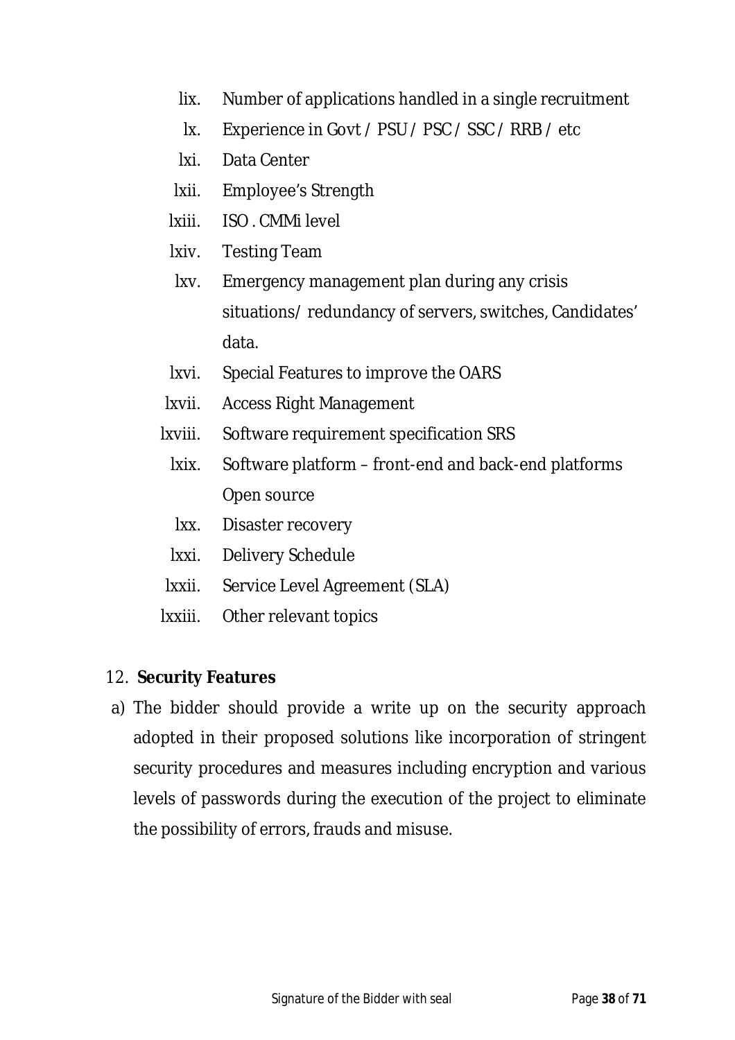lix. Number of applications handled in a single recruitment

lx. Experience in Govt / PSU / PSC / SSC / RRB / etc

lxi. Data Center

lxii. Employee's Strength

lxiii. ISO . CMMi level

lxiv. Testing Team

lxv. Emergency management plan during any crisis situations/ redundancy of servers, switches, Candidates' data.

lxvi. Special Features to improve the OARS

lxvii. Access Right Management

lxviii. Software requirement specification SRS

lxix. Software platform – front-end and back-end platforms Open source

lxx. Disaster recovery

lxxi. Delivery Schedule

lxxii. Service Level Agreement (SLA)

lxxiii. Other relevant topics

12. **Security Features**

a) The bidder should provide a write up on the security approach adopted in their proposed solutions like incorporation of stringent security procedures and measures including encryption and various levels of passwords during the execution of the project to eliminate the possibility of errors, frauds and misuse.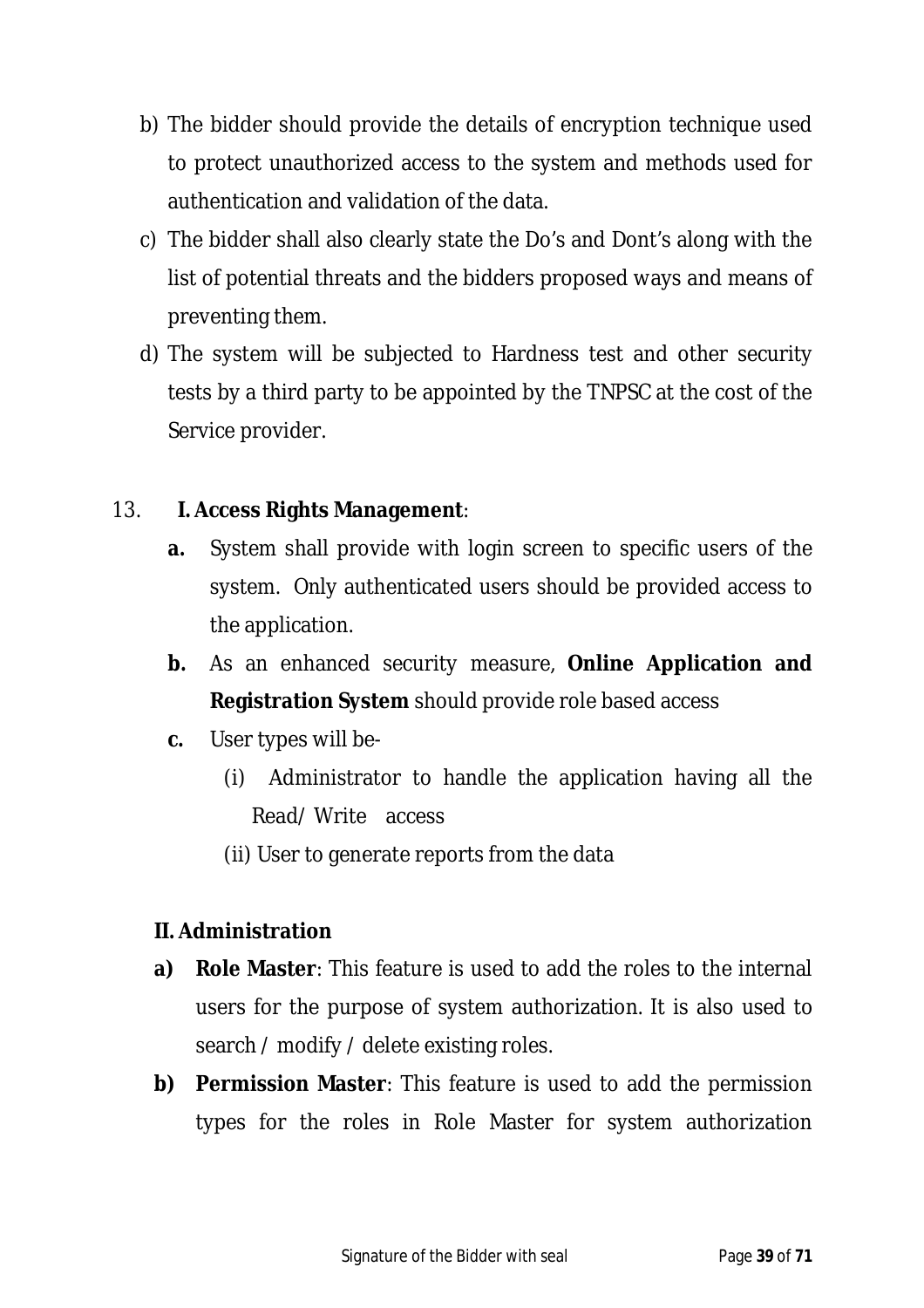b) The bidder should provide the details of encryption technique used to protect unauthorized access to the system and methods used for authentication and validation of the data.

c) The bidder shall also clearly state the Do's and Dont's along with the list of potential threats and the bidders proposed ways and means of preventing them.

d) The system will be subjected to Hardness test and other security tests by a third party to be appointed by the TNPSC at the cost of the Service provider.

13. **I. Access Rights Management**:

   **a.** System shall provide with login screen to specific users of the system. Only authenticated users should be provided access to the application.

   **b.** As an enhanced security measure, **Online Application and Registration System** should provide role based access

   **c.** User types will be-

      (i) Administrator to handle the application having all the Read/ Write access

      (ii) User to generate reports from the data

**II. Administration**

**a) Role Master**: This feature is used to add the roles to the internal users for the purpose of system authorization. It is also used to search / modify / delete existing roles.

**b) Permission Master**: This feature is used to add the permission types for the roles in Role Master for system authorization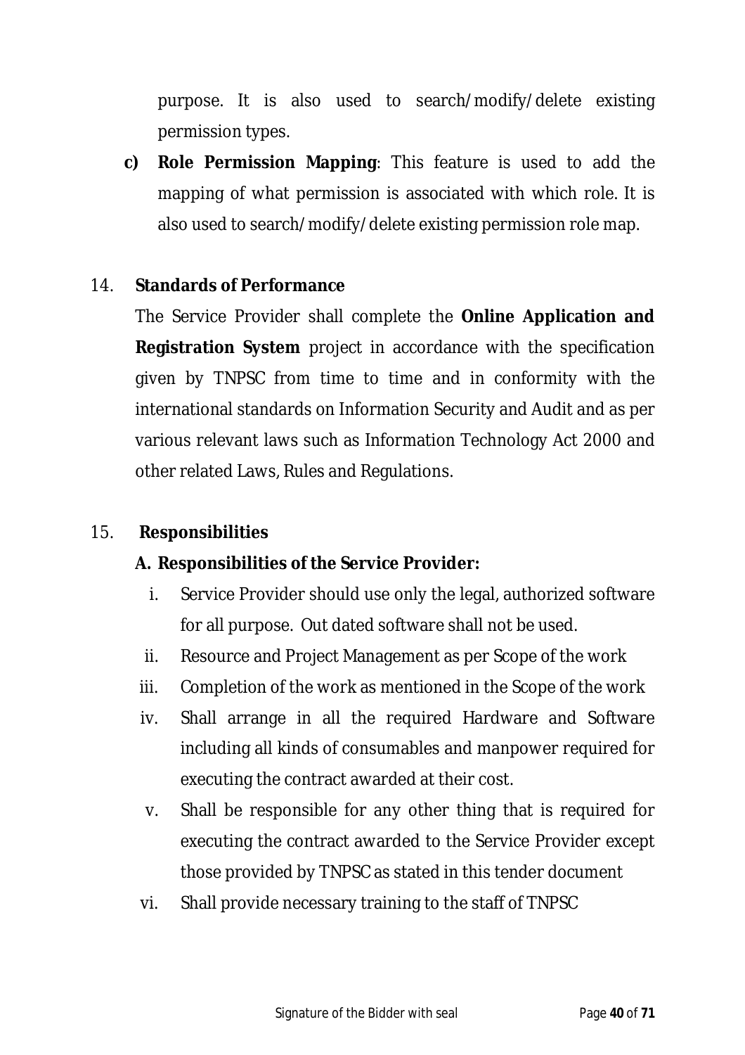purpose. It is also used to search/modify/delete existing permission types.

**c) Role Permission Mapping**: This feature is used to add the mapping of what permission is associated with which role. It is also used to search/modify/delete existing permission role map.

## 14. Standards of Performance

The Service Provider shall complete the **Online Application and Registration System** project in accordance with the specification given by TNPSC from time to time and in conformity with the international standards on Information Security and Audit and as per various relevant laws such as Information Technology Act 2000 and other related Laws, Rules and Regulations.

## 15. Responsibilities

### A. Responsibilities of the Service Provider:

i. Service Provider should use only the legal, authorized software for all purpose. Out dated software shall not be used.

ii. Resource and Project Management as per Scope of the work

iii. Completion of the work as mentioned in the Scope of the work

iv. Shall arrange in all the required Hardware and Software including all kinds of consumables and manpower required for executing the contract awarded at their cost.

v. Shall be responsible for any other thing that is required for executing the contract awarded to the Service Provider except those provided by TNPSC as stated in this tender document

vi. Shall provide necessary training to the staff of TNPSC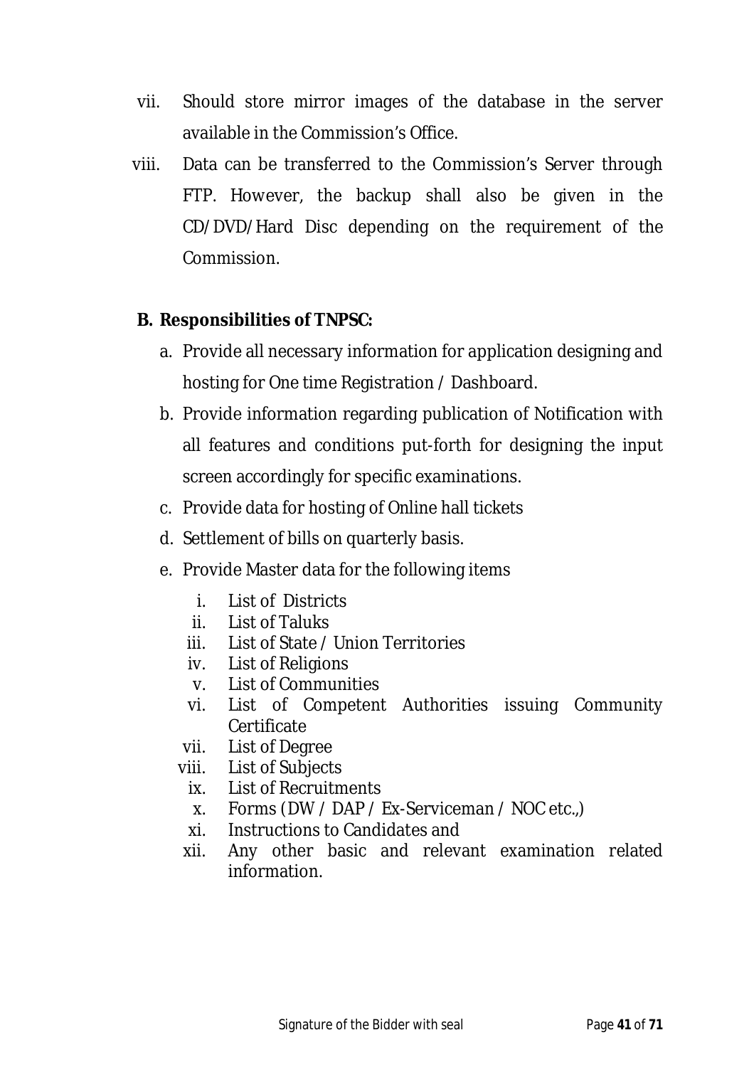vii. Should store mirror images of the database in the server available in the Commission's Office.

viii. Data can be transferred to the Commission's Server through FTP. However, the backup shall also be given in the CD/DVD/Hard Disc depending on the requirement of the Commission.

**B. Responsibilities of TNPSC:**

a. Provide all necessary information for application designing and hosting for One time Registration / Dashboard.

b. Provide information regarding publication of Notification with all features and conditions put-forth for designing the input screen accordingly for specific examinations.

c. Provide data for hosting of Online hall tickets

d. Settlement of bills on quarterly basis.

e. Provide Master data for the following items

   i. List of Districts
   ii. List of Taluks
   iii. List of State / Union Territories
   iv. List of Religions
   v. List of Communities
   vi. List of Competent Authorities issuing Community Certificate
   vii. List of Degree
   viii. List of Subjects
   ix. List of Recruitments
   x. Forms (DW / DAP / Ex-Serviceman / NOC etc.,)
   xi. Instructions to Candidates and
   xii. Any other basic and relevant examination related information.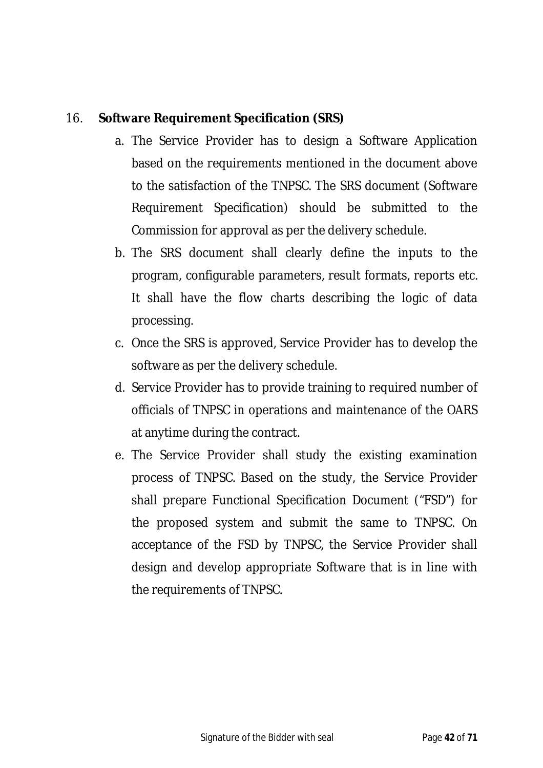16. **Software Requirement Specification (SRS)**

   a. The Service Provider has to design a Software Application based on the requirements mentioned in the document above to the satisfaction of the TNPSC. The SRS document (Software Requirement Specification) should be submitted to the Commission for approval as per the delivery schedule.

   b. The SRS document shall clearly define the inputs to the program, configurable parameters, result formats, reports etc. It shall have the flow charts describing the logic of data processing.

   c. Once the SRS is approved, Service Provider has to develop the software as per the delivery schedule.

   d. Service Provider has to provide training to required number of officials of TNPSC in operations and maintenance of the OARS at anytime during the contract.

   e. The Service Provider shall study the existing examination process of TNPSC. Based on the study, the Service Provider shall prepare Functional Specification Document ("FSD") for the proposed system and submit the same to TNPSC. On acceptance of the FSD by TNPSC, the Service Provider shall design and develop appropriate Software that is in line with the requirements of TNPSC.

Signature of the Bidder with seal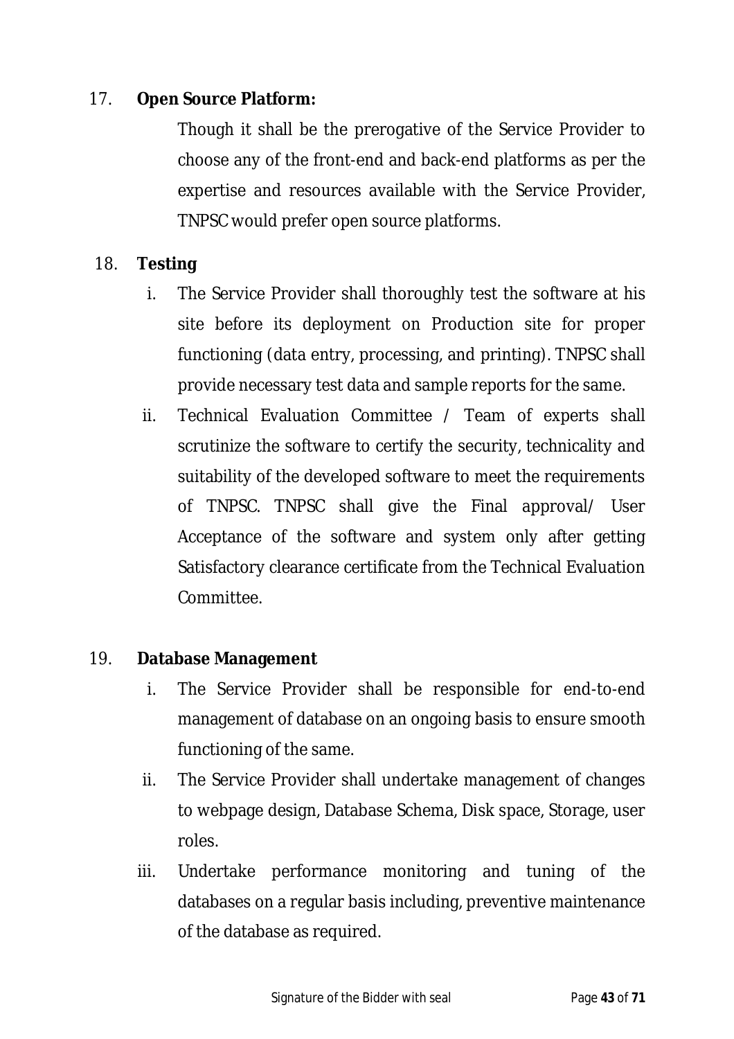17. **Open Source Platform:**

    Though it shall be the prerogative of the Service Provider to choose any of the front-end and back-end platforms as per the expertise and resources available with the Service Provider, TNPSC would prefer open source platforms.

18. **Testing**

    i. The Service Provider shall thoroughly test the software at his site before its deployment on Production site for proper functioning (data entry, processing, and printing). TNPSC shall provide necessary test data and sample reports for the same.

    ii. Technical Evaluation Committee / Team of experts shall scrutinize the software to certify the security, technicality and suitability of the developed software to meet the requirements of TNPSC. TNPSC shall give the Final approval/ User Acceptance of the software and system only after getting Satisfactory clearance certificate from the Technical Evaluation Committee.

19. **Database Management**

    i. The Service Provider shall be responsible for end-to-end management of database on an ongoing basis to ensure smooth functioning of the same.

    ii. The Service Provider shall undertake management of changes to webpage design, Database Schema, Disk space, Storage, user roles.

    iii. Undertake performance monitoring and tuning of the databases on a regular basis including, preventive maintenance of the database as required.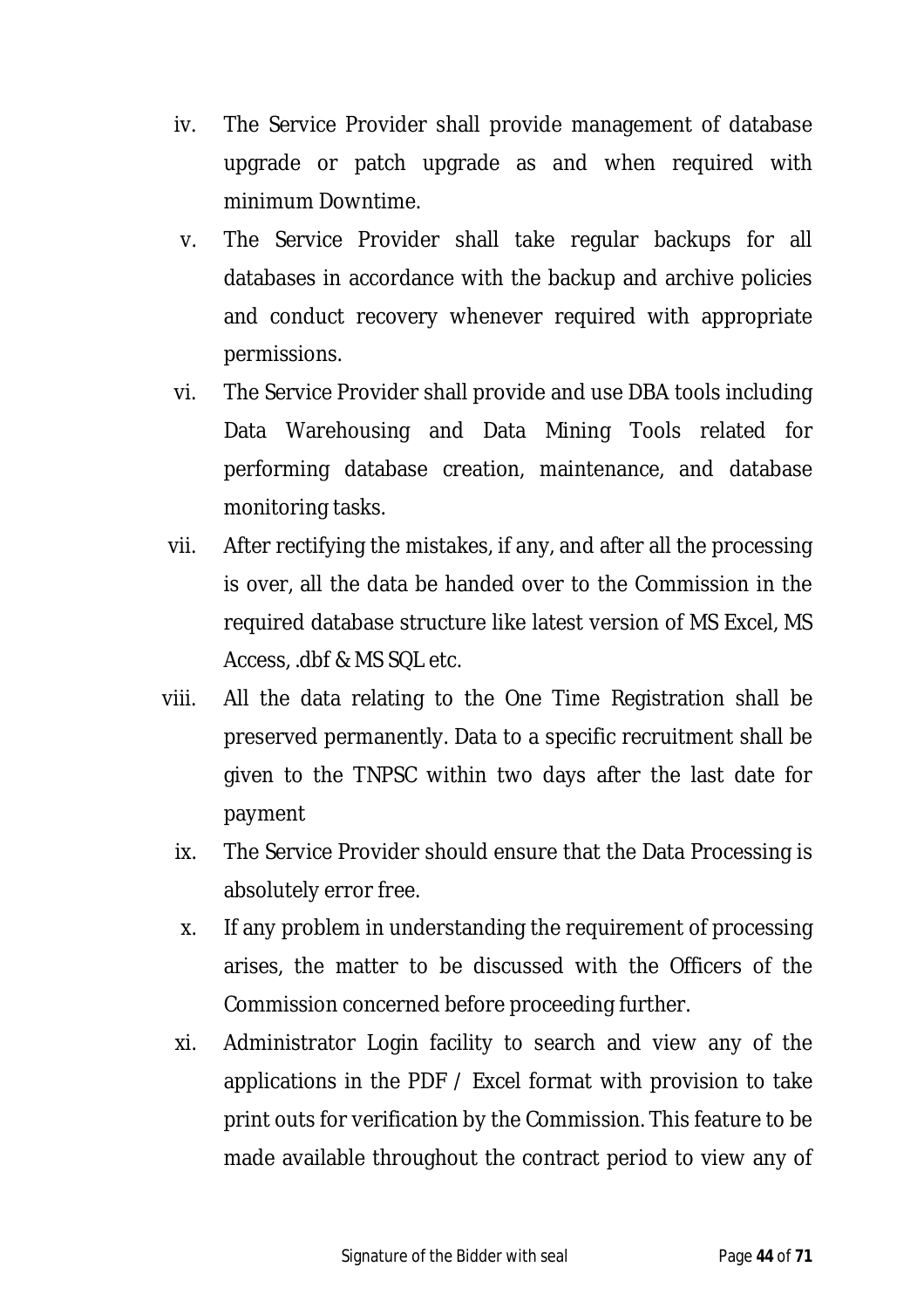iv. The Service Provider shall provide management of database upgrade or patch upgrade as and when required with minimum Downtime.

v. The Service Provider shall take regular backups for all databases in accordance with the backup and archive policies and conduct recovery whenever required with appropriate permissions.

vi. The Service Provider shall provide and use DBA tools including Data Warehousing and Data Mining Tools related for performing database creation, maintenance, and database monitoring tasks.

vii. After rectifying the mistakes, if any, and after all the processing is over, all the data be handed over to the Commission in the required database structure like latest version of MS Excel, MS Access, .dbf & MS SQL etc.

viii. All the data relating to the One Time Registration shall be preserved permanently. Data to a specific recruitment shall be given to the TNPSC within two days after the last date for payment

ix. The Service Provider should ensure that the Data Processing is absolutely error free.

x. If any problem in understanding the requirement of processing arises, the matter to be discussed with the Officers of the Commission concerned before proceeding further.

xi. Administrator Login facility to search and view any of the applications in the PDF / Excel format with provision to take print outs for verification by the Commission. This feature to be made available throughout the contract period to view any of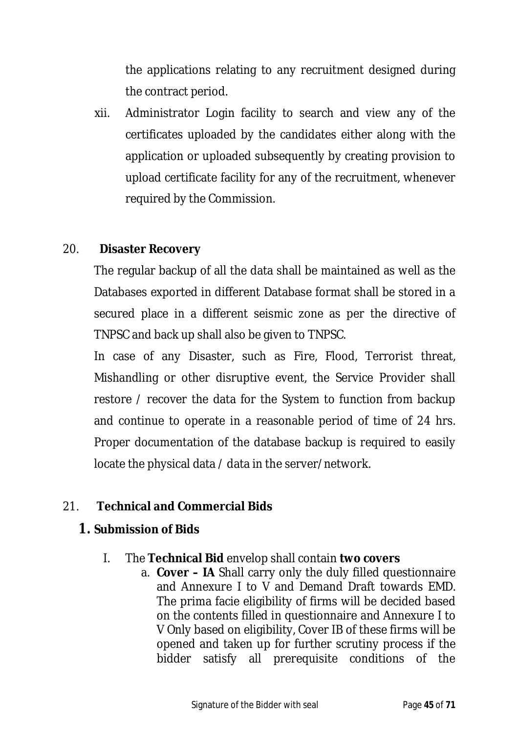the applications relating to any recruitment designed during the contract period.

xii. Administrator Login facility to search and view any of the certificates uploaded by the candidates either along with the application or uploaded subsequently by creating provision to upload certificate facility for any of the recruitment, whenever required by the Commission.

20. **Disaster Recovery**

The regular backup of all the data shall be maintained as well as the Databases exported in different Database format shall be stored in a secured place in a different seismic zone as per the directive of TNPSC and back up shall also be given to TNPSC.

In case of any Disaster, such as Fire, Flood, Terrorist threat, Mishandling or other disruptive event, the Service Provider shall restore / recover the data for the System to function from backup and continue to operate in a reasonable period of time of 24 hrs. Proper documentation of the database backup is required to easily locate the physical data / data in the server/network.

21. **Technical and Commercial Bids**

**1. Submission of Bids**

I. The **Technical Bid** envelop shall contain **two covers**

a. **Cover – IA** Shall carry only the duly filled questionnaire and Annexure I to V and Demand Draft towards EMD. The prima facie eligibility of firms will be decided based on the contents filled in questionnaire and Annexure I to V Only based on eligibility, Cover IB of these firms will be opened and taken up for further scrutiny process if the bidder satisfy all prerequisite conditions of the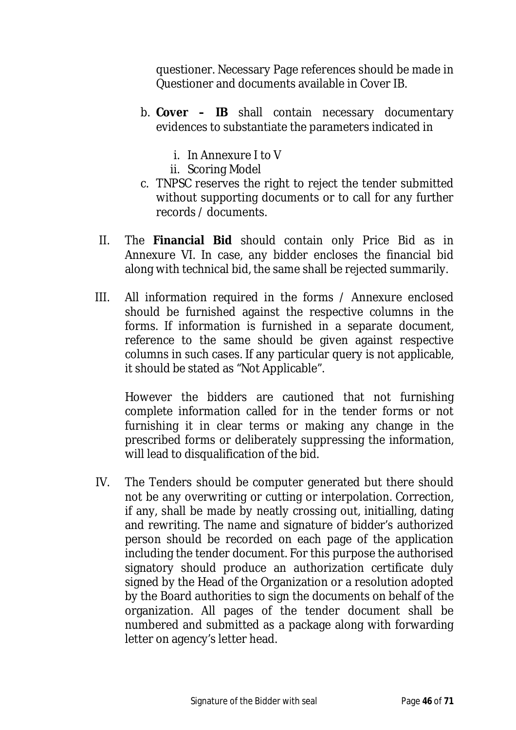questioner. Necessary Page references should be made in Questioner and documents available in Cover IB.

b. **Cover – IB** shall contain necessary documentary evidences to substantiate the parameters indicated in

   i. In Annexure I to V
   ii. Scoring Model

c. TNPSC reserves the right to reject the tender submitted without supporting documents or to call for any further records / documents.

II. The **Financial Bid** should contain only Price Bid as in Annexure VI. In case, any bidder encloses the financial bid along with technical bid, the same shall be rejected summarily.

III. All information required in the forms / Annexure enclosed should be furnished against the respective columns in the forms. If information is furnished in a separate document, reference to the same should be given against respective columns in such cases. If any particular query is not applicable, it should be stated as "Not Applicable".

However the bidders are cautioned that not furnishing complete information called for in the tender forms or not furnishing it in clear terms or making any change in the prescribed forms or deliberately suppressing the information, will lead to disqualification of the bid.

IV. The Tenders should be computer generated but there should not be any overwriting or cutting or interpolation. Correction, if any, shall be made by neatly crossing out, initialling, dating and rewriting. The name and signature of bidder's authorized person should be recorded on each page of the application including the tender document. For this purpose the authorised signatory should produce an authorization certificate duly signed by the Head of the Organization or a resolution adopted by the Board authorities to sign the documents on behalf of the organization. All pages of the tender document shall be numbered and submitted as a package along with forwarding letter on agency's letter head.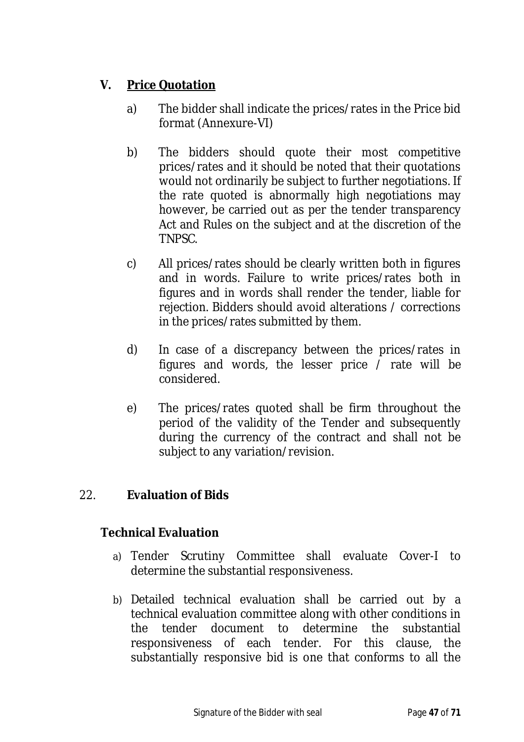## V. <u>Price Quotation</u>

a) The bidder shall indicate the prices/rates in the Price bid format (Annexure-VI)

b) The bidders should quote their most competitive prices/rates and it should be noted that their quotations would not ordinarily be subject to further negotiations. If the rate quoted is abnormally high negotiations may however, be carried out as per the tender transparency Act and Rules on the subject and at the discretion of the TNPSC.

c) All prices/rates should be clearly written both in figures and in words. Failure to write prices/rates both in figures and in words shall render the tender, liable for rejection. Bidders should avoid alterations / corrections in the prices/rates submitted by them.

d) In case of a discrepancy between the prices/rates in figures and words, the lesser price / rate will be considered.

e) The prices/rates quoted shall be firm throughout the period of the validity of the Tender and subsequently during the currency of the contract and shall not be subject to any variation/revision.

## 22. Evaluation of Bids

### Technical Evaluation

a) Tender Scrutiny Committee shall evaluate Cover-I to determine the substantial responsiveness.

b) Detailed technical evaluation shall be carried out by a technical evaluation committee along with other conditions in the tender document to determine the substantial responsiveness of each tender. For this clause, the substantially responsive bid is one that conforms to all the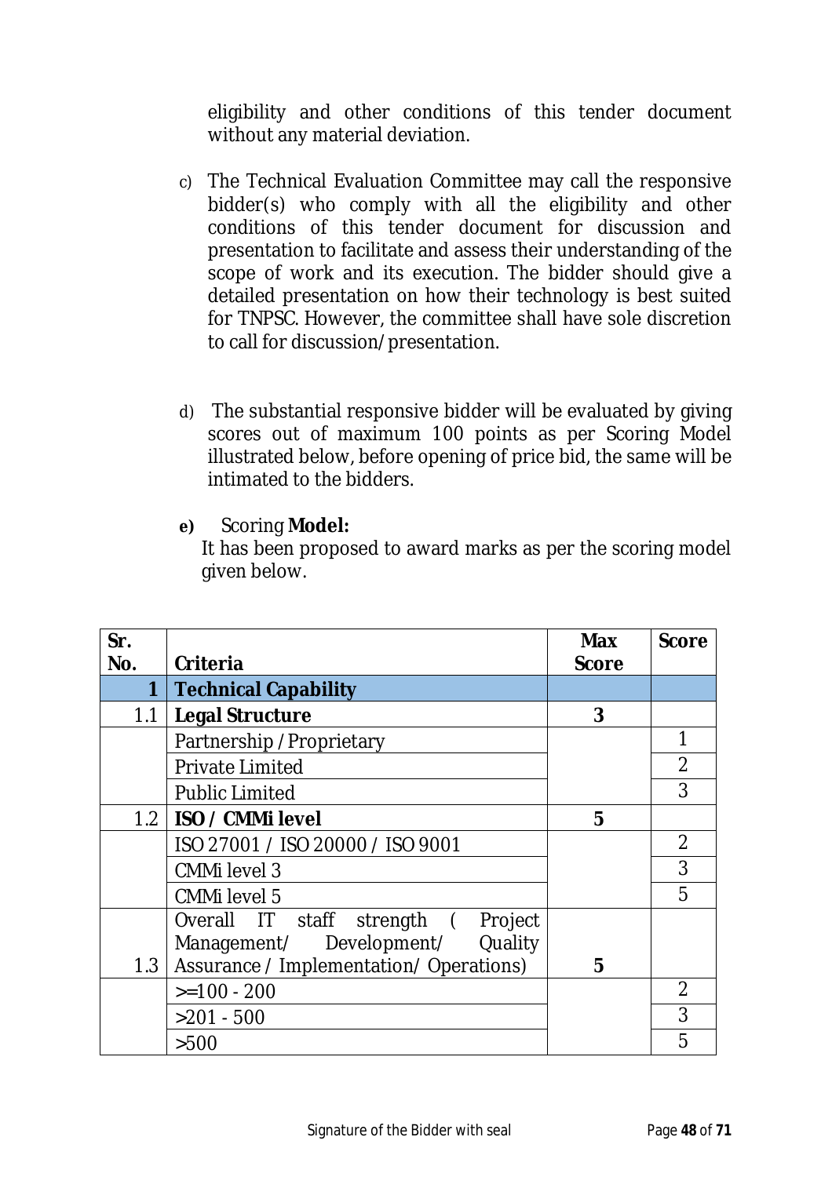eligibility and other conditions of this tender document without any material deviation.

c) The Technical Evaluation Committee may call the responsive bidder(s) who comply with all the eligibility and other conditions of this tender document for discussion and presentation to facilitate and assess their understanding of the scope of work and its execution. The bidder should give a detailed presentation on how their technology is best suited for TNPSC. However, the committee shall have sole discretion to call for discussion/presentation.

d) The substantial responsive bidder will be evaluated by giving scores out of maximum 100 points as per Scoring Model illustrated below, before opening of price bid, the same will be intimated to the bidders.

**e)** Scoring **Model:**
It has been proposed to award marks as per the scoring model given below.

| Sr. No. | Criteria | Max Score | Score |
|---|---|---|---|
| **1** | **Technical Capability** | | |
| 1.1 | **Legal Structure** | **3** | |
| | Partnership / Proprietary | | 1 |
| | Private Limited | | 2 |
| | Public Limited | | 3 |
| 1.2 | **ISO / CMMi level** | **5** | |
| | ISO 27001 / ISO 20000 / ISO 9001 | | 2 |
| | CMMi level 3 | | 3 |
| | CMMi level 5 | | 5 |
| 1.3 | Overall IT staff strength ( Project Management/ Development/ Quality Assurance / Implementation/ Operations) | **5** | |
| | >=100 - 200 | | 2 |
| | >201 - 500 | | 3 |
| | >500 | | 5 |

Signature of the Bidder with seal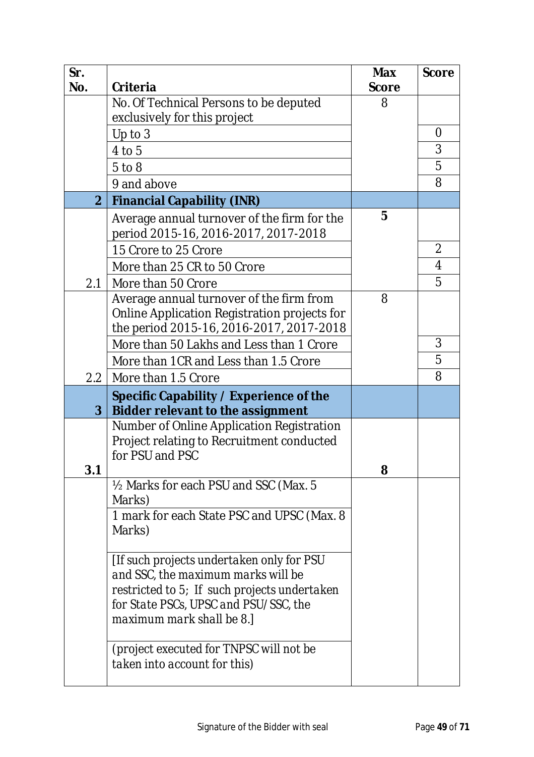| Sr. No. | Criteria | Max Score | Score |
|---|---|---|---|
| | No. Of Technical Persons to be deputed exclusively for this project | 8 | |
| | Up to 3 | | 0 |
| | 4 to 5 | | 3 |
| | 5 to 8 | | 5 |
| | 9 and above | | 8 |
| **2** | **Financial Capability (INR)** | | |
| | Average annual turnover of the firm for the period 2015-16, 2016-2017, 2017-2018 | **5** | |
| | 15 Crore to 25 Crore | | 2 |
| | More than 25 CR to 50 Crore | | 4 |
| 2.1 | More than 50 Crore | | 5 |
| | Average annual turnover of the firm from Online Application Registration projects for the period 2015-16, 2016-2017, 2017-2018 | 8 | |
| | More than 50 Lakhs and Less than 1 Crore | | 3 |
| | More than 1CR and Less than 1.5 Crore | | 5 |
| 2.2 | More than 1.5 Crore | | 8 |
| **3** | **Specific Capability / Experience of the Bidder relevant to the assignment** | | |
| **3.1** | Number of Online Application Registration Project relating to Recruitment conducted for PSU and PSC | **8** | |
| | ½ Marks for each PSU and SSC (Max. 5 Marks) | | |
| | 1 mark for each State PSC and UPSC (Max. 8 Marks) | | |
| | *[If such projects undertaken only for PSU and SSC, the maximum marks will be restricted to 5; If such projects undertaken for State PSCs, UPSC and PSU/SSC, the maximum mark shall be 8.]* | | |
| | *(project executed for TNPSC will not be taken into account for this)* | | |

Signature of the Bidder with seal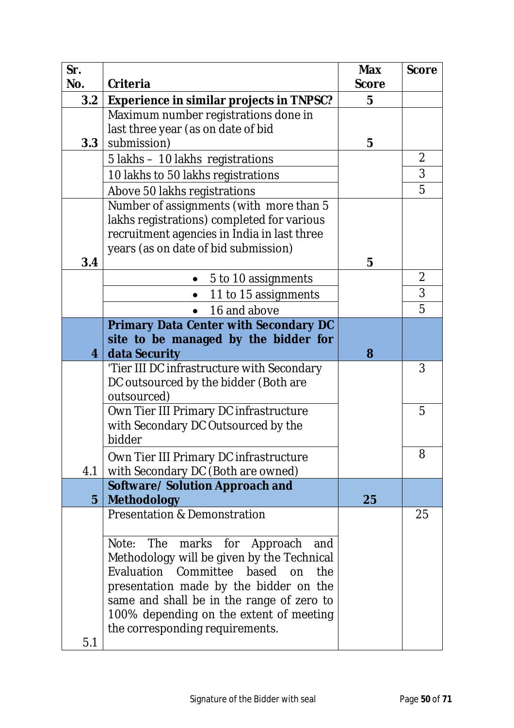| Sr. No. | Criteria | Max Score | Score |
|---|---|---|---|
| **3.2** | **Experience in similar projects in TNPSC?** | **5** | |
| **3.3** | Maximum number registrations done in last three year (as on date of bid submission) | **5** | |
| | 5 lakhs – 10 lakhs registrations | | 2 |
| | 10 lakhs to 50 lakhs registrations | | 3 |
| | Above 50 lakhs registrations | | 5 |
| **3.4** | Number of assignments (with more than 5 lakhs registrations) completed for various recruitment agencies in India in last three years (as on date of bid submission) | **5** | |
| | • 5 to 10 assignments | | 2 |
| | • 11 to 15 assignments | | 3 |
| | • 16 and above | | 5 |
| **4** | **Primary Data Center with Secondary DC site to be managed by the bidder for data Security** | **8** | |
| | 'Tier III DC infrastructure with Secondary DC outsourced by the bidder (Both are outsourced) | | 3 |
| | Own Tier III Primary DC infrastructure with Secondary DC Outsourced by the bidder | | 5 |
| 4.1 | Own Tier III Primary DC infrastructure with Secondary DC (Both are owned) | | 8 |
| **5** | **Software/ Solution Approach and Methodology** | **25** | |
| 5.1 | Presentation & Demonstration<br><br>Note: The marks for Approach and Methodology will be given by the Technical Evaluation Committee based on the presentation made by the bidder on the same and shall be in the range of zero to 100% depending on the extent of meeting the corresponding requirements. | | 25 |

Signature of the Bidder with seal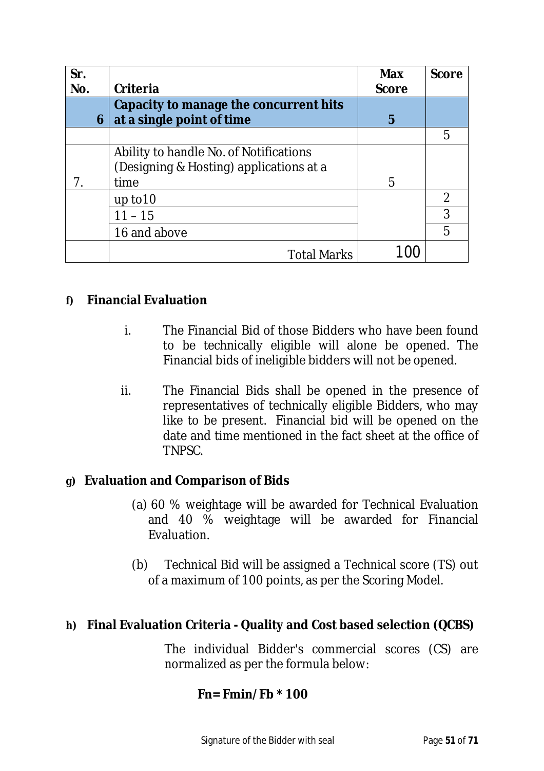| Sr. No. | Criteria | Max Score | Score |
|---|---|---|---|
| **6** | **Capacity to manage the concurrent hits at a single point of time** | **5** | |
| | | | 5 |
| 7. | Ability to handle No. of Notifications (Designing & Hosting) applications at a time | 5 | |
| | up to10 | | 2 |
| | 11 – 15 | | 3 |
| | 16 and above | | 5 |
| | Total Marks | 100 | |

**f) Financial Evaluation**

i. The Financial Bid of those Bidders who have been found to be technically eligible will alone be opened. The Financial bids of ineligible bidders will not be opened.

ii. The Financial Bids shall be opened in the presence of representatives of technically eligible Bidders, who may like to be present. Financial bid will be opened on the date and time mentioned in the fact sheet at the office of TNPSC.

**g) Evaluation and Comparison of Bids**

(a) 60 % weightage will be awarded for Technical Evaluation and 40 % weightage will be awarded for Financial Evaluation.

(b) Technical Bid will be assigned a Technical score (TS) out of a maximum of 100 points, as per the Scoring Model.

**h) Final Evaluation Criteria - Quality and Cost based selection (QCBS)**

The individual Bidder's commercial scores (CS) are normalized as per the formula below:

$$Fn = Fmin / Fb * 100$$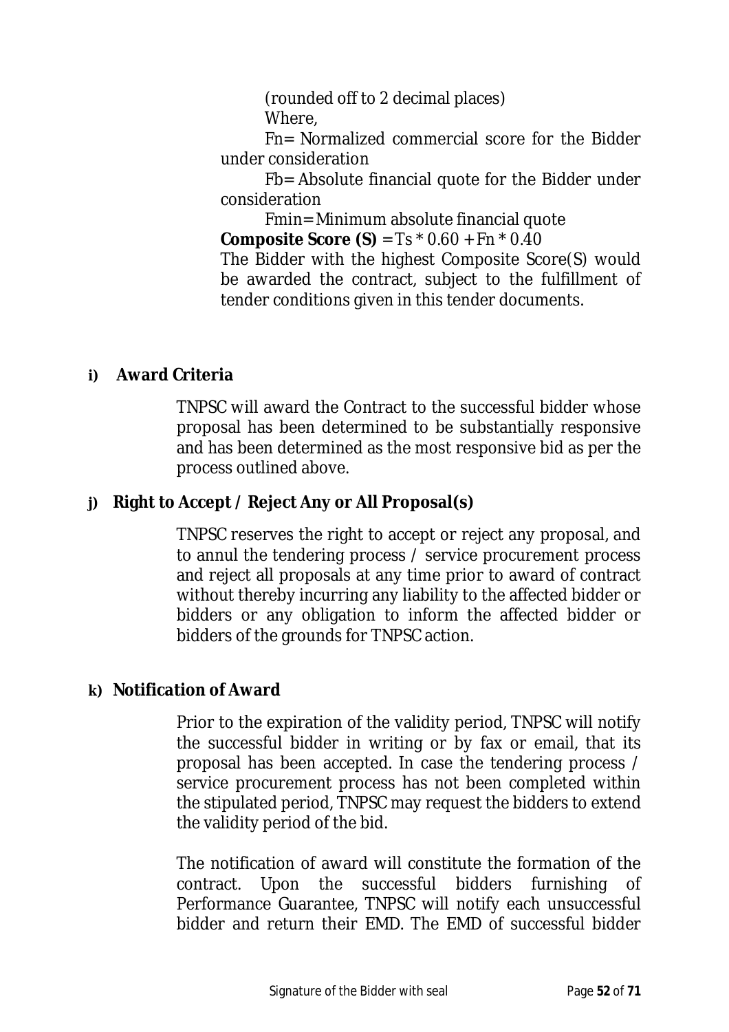(rounded off to 2 decimal places)

Where,

Fn= Normalized commercial score for the Bidder under consideration

Fb= Absolute financial quote for the Bidder under consideration

Fmin= Minimum absolute financial quote

**Composite Score (S)** = $Ts * 0.60 + Fn * 0.40$

The Bidder with the highest Composite Score(S) would be awarded the contract, subject to the fulfillment of tender conditions given in this tender documents.

**i) Award Criteria**

TNPSC will award the Contract to the successful bidder whose proposal has been determined to be substantially responsive and has been determined as the most responsive bid as per the process outlined above.

**j) Right to Accept / Reject Any or All Proposal(s)**

TNPSC reserves the right to accept or reject any proposal, and to annul the tendering process / service procurement process and reject all proposals at any time prior to award of contract without thereby incurring any liability to the affected bidder or bidders or any obligation to inform the affected bidder or bidders of the grounds for TNPSC action.

**k) Notification of Award**

Prior to the expiration of the validity period, TNPSC will notify the successful bidder in writing or by fax or email, that its proposal has been accepted. In case the tendering process / service procurement process has not been completed within the stipulated period, TNPSC may request the bidders to extend the validity period of the bid.

The notification of award will constitute the formation of the contract. Upon the successful bidders furnishing of Performance Guarantee, TNPSC will notify each unsuccessful bidder and return their EMD. The EMD of successful bidder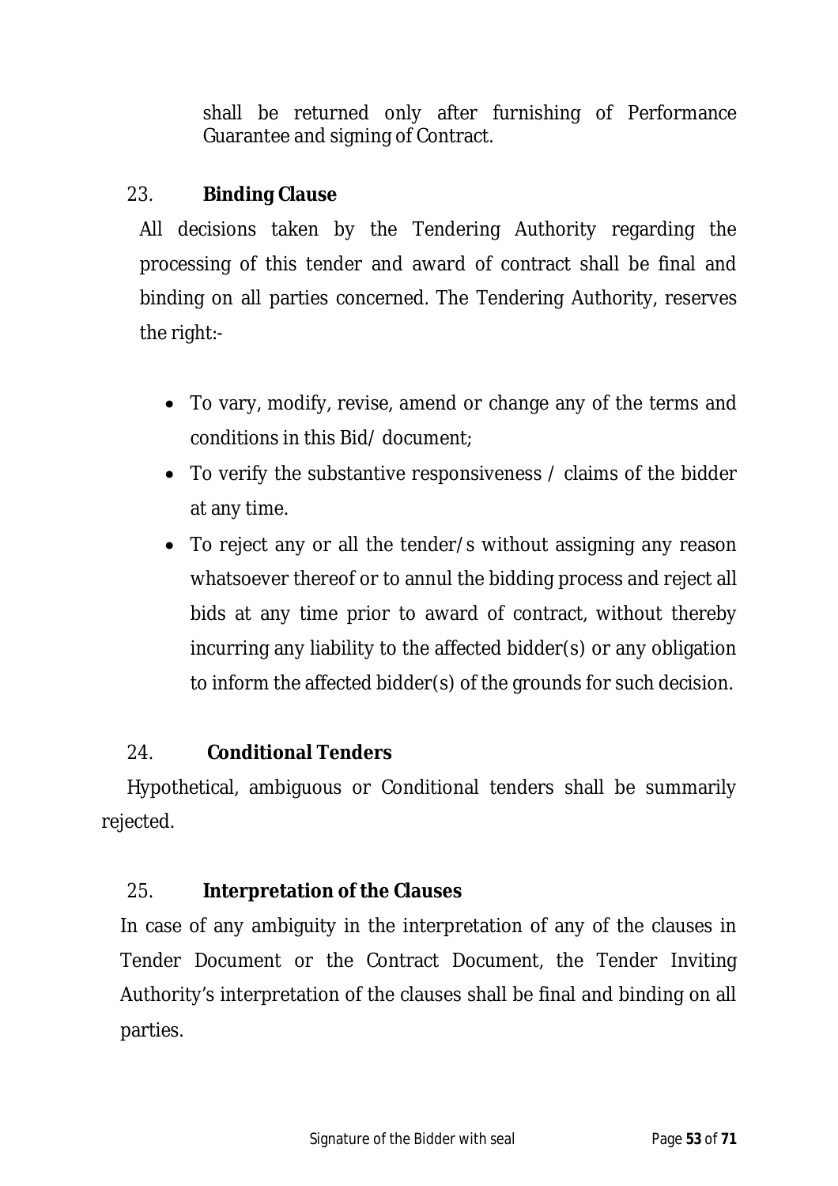shall be returned only after furnishing of Performance Guarantee and signing of Contract.

23. **Binding Clause**

All decisions taken by the Tendering Authority regarding the processing of this tender and award of contract shall be final and binding on all parties concerned. The Tendering Authority, reserves the right:-

- To vary, modify, revise, amend or change any of the terms and conditions in this Bid/ document;
- To verify the substantive responsiveness / claims of the bidder at any time.
- To reject any or all the tender/s without assigning any reason whatsoever thereof or to annul the bidding process and reject all bids at any time prior to award of contract, without thereby incurring any liability to the affected bidder(s) or any obligation to inform the affected bidder(s) of the grounds for such decision.

24. **Conditional Tenders**

Hypothetical, ambiguous or Conditional tenders shall be summarily rejected.

25. **Interpretation of the Clauses**

In case of any ambiguity in the interpretation of any of the clauses in Tender Document or the Contract Document, the Tender Inviting Authority's interpretation of the clauses shall be final and binding on all parties.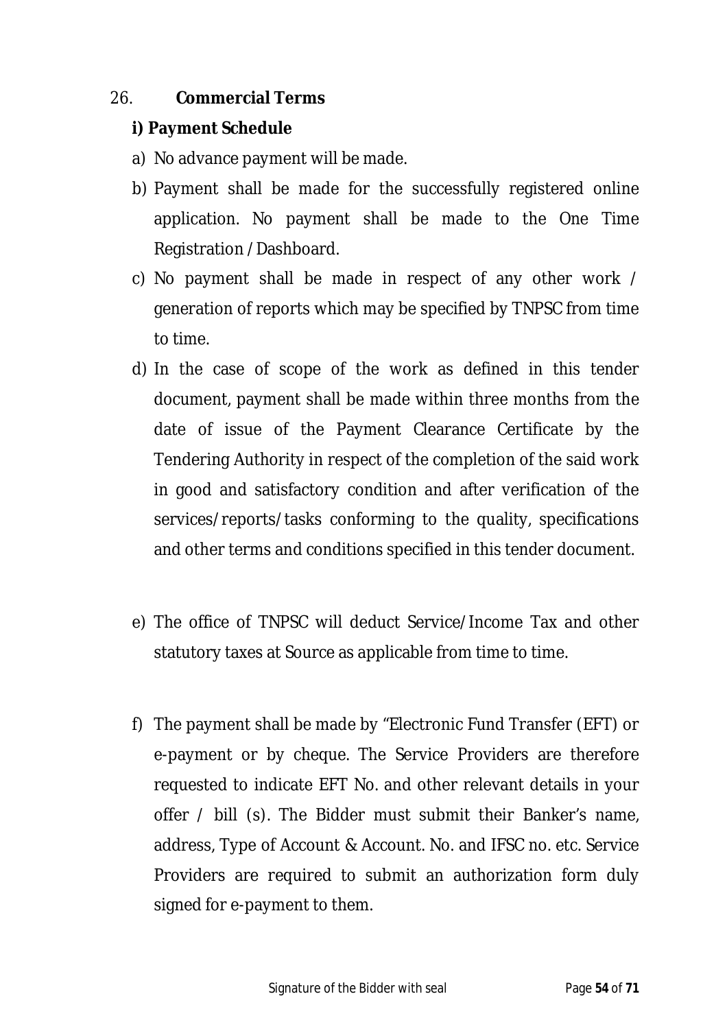26. **Commercial Terms**

**i) Payment Schedule**

a) No advance payment will be made.

b) Payment shall be made for the successfully registered online application. No payment shall be made to the One Time Registration / Dashboard.

c) No payment shall be made in respect of any other work / generation of reports which may be specified by TNPSC from time to time.

d) In the case of scope of the work as defined in this tender document, payment shall be made within three months from the date of issue of the Payment Clearance Certificate by the Tendering Authority in respect of the completion of the said work in good and satisfactory condition and after verification of the services/reports/tasks conforming to the quality, specifications and other terms and conditions specified in this tender document.

e) The office of TNPSC will deduct Service/Income Tax and other statutory taxes at Source as applicable from time to time.

f) The payment shall be made by "Electronic Fund Transfer (EFT) or e-payment or by cheque. The Service Providers are therefore requested to indicate EFT No. and other relevant details in your offer / bill (s). The Bidder must submit their Banker's name, address, Type of Account & Account. No. and IFSC no. etc. Service Providers are required to submit an authorization form duly signed for e-payment to them.

Signature of the Bidder with seal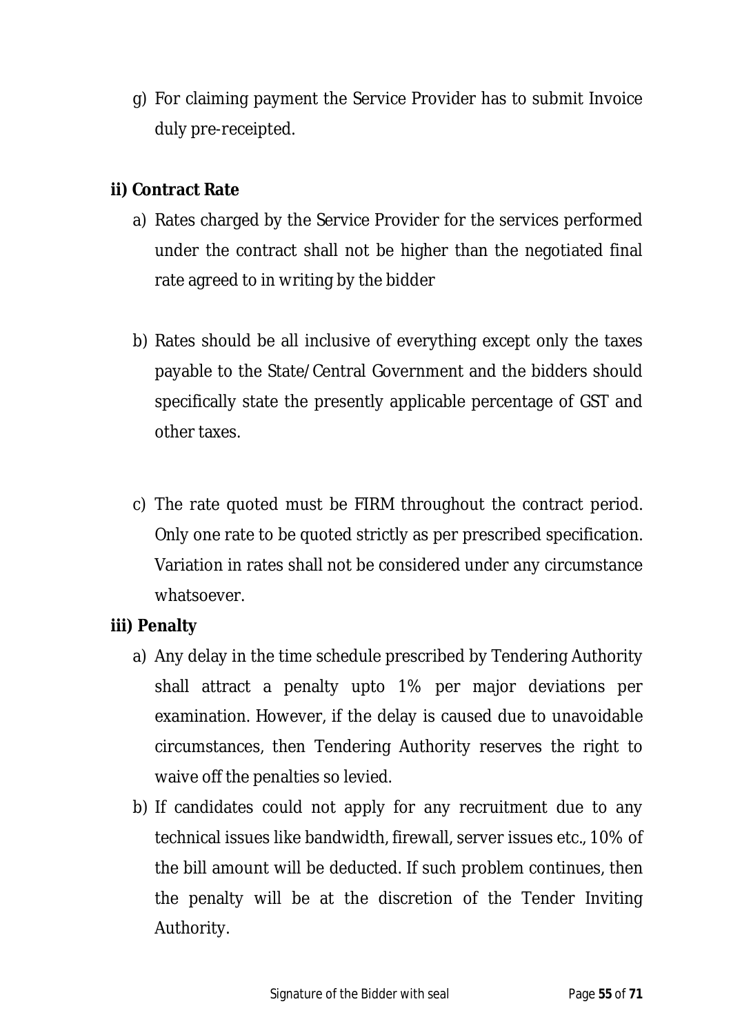g) For claiming payment the Service Provider has to submit Invoice duly pre-receipted.

**ii) Contract Rate**

a) Rates charged by the Service Provider for the services performed under the contract shall not be higher than the negotiated final rate agreed to in writing by the bidder

b) Rates should be all inclusive of everything except only the taxes payable to the State/Central Government and the bidders should specifically state the presently applicable percentage of GST and other taxes.

c) The rate quoted must be FIRM throughout the contract period. Only one rate to be quoted strictly as per prescribed specification. Variation in rates shall not be considered under any circumstance whatsoever.

**iii) Penalty**

a) Any delay in the time schedule prescribed by Tendering Authority shall attract a penalty upto 1% per major deviations per examination. However, if the delay is caused due to unavoidable circumstances, then Tendering Authority reserves the right to waive off the penalties so levied.

b) If candidates could not apply for any recruitment due to any technical issues like bandwidth, firewall, server issues etc., 10% of the bill amount will be deducted. If such problem continues, then the penalty will be at the discretion of the Tender Inviting Authority.

Signature of the Bidder with seal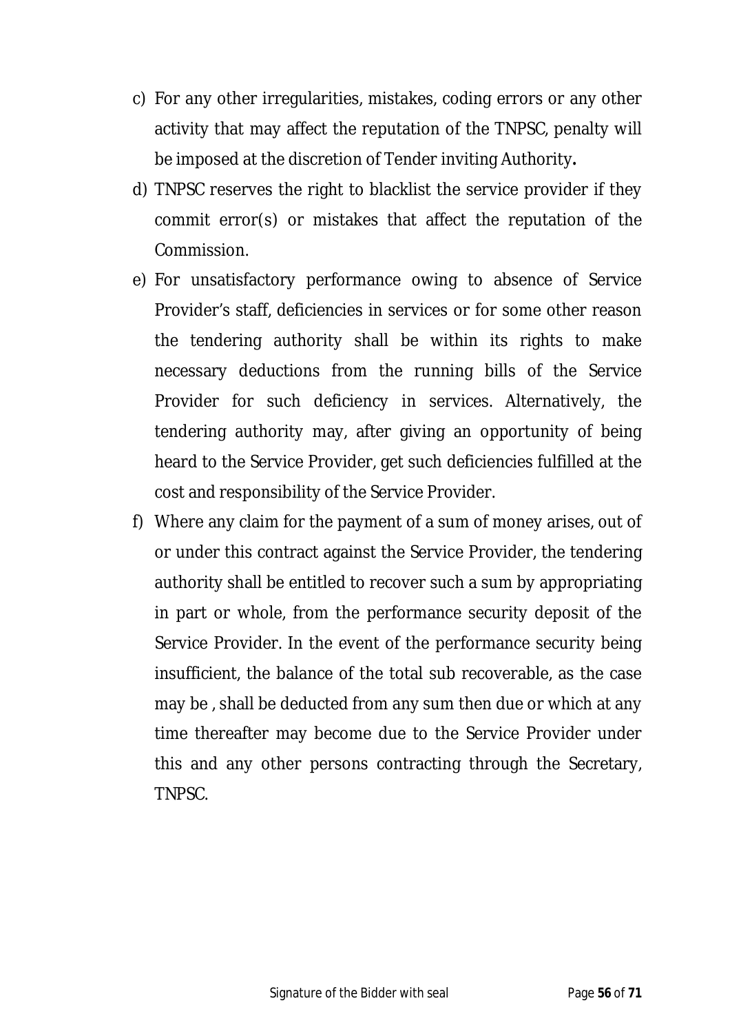c) For any other irregularities, mistakes, coding errors or any other activity that may affect the reputation of the TNPSC, penalty will be imposed at the discretion of Tender inviting Authority**.**

d) TNPSC reserves the right to blacklist the service provider if they commit error(s) or mistakes that affect the reputation of the Commission.

e) For unsatisfactory performance owing to absence of Service Provider's staff, deficiencies in services or for some other reason the tendering authority shall be within its rights to make necessary deductions from the running bills of the Service Provider for such deficiency in services. Alternatively, the tendering authority may, after giving an opportunity of being heard to the Service Provider, get such deficiencies fulfilled at the cost and responsibility of the Service Provider.

f) Where any claim for the payment of a sum of money arises, out of or under this contract against the Service Provider, the tendering authority shall be entitled to recover such a sum by appropriating in part or whole, from the performance security deposit of the Service Provider. In the event of the performance security being insufficient, the balance of the total sub recoverable, as the case may be , shall be deducted from any sum then due or which at any time thereafter may become due to the Service Provider under this and any other persons contracting through the Secretary, TNPSC.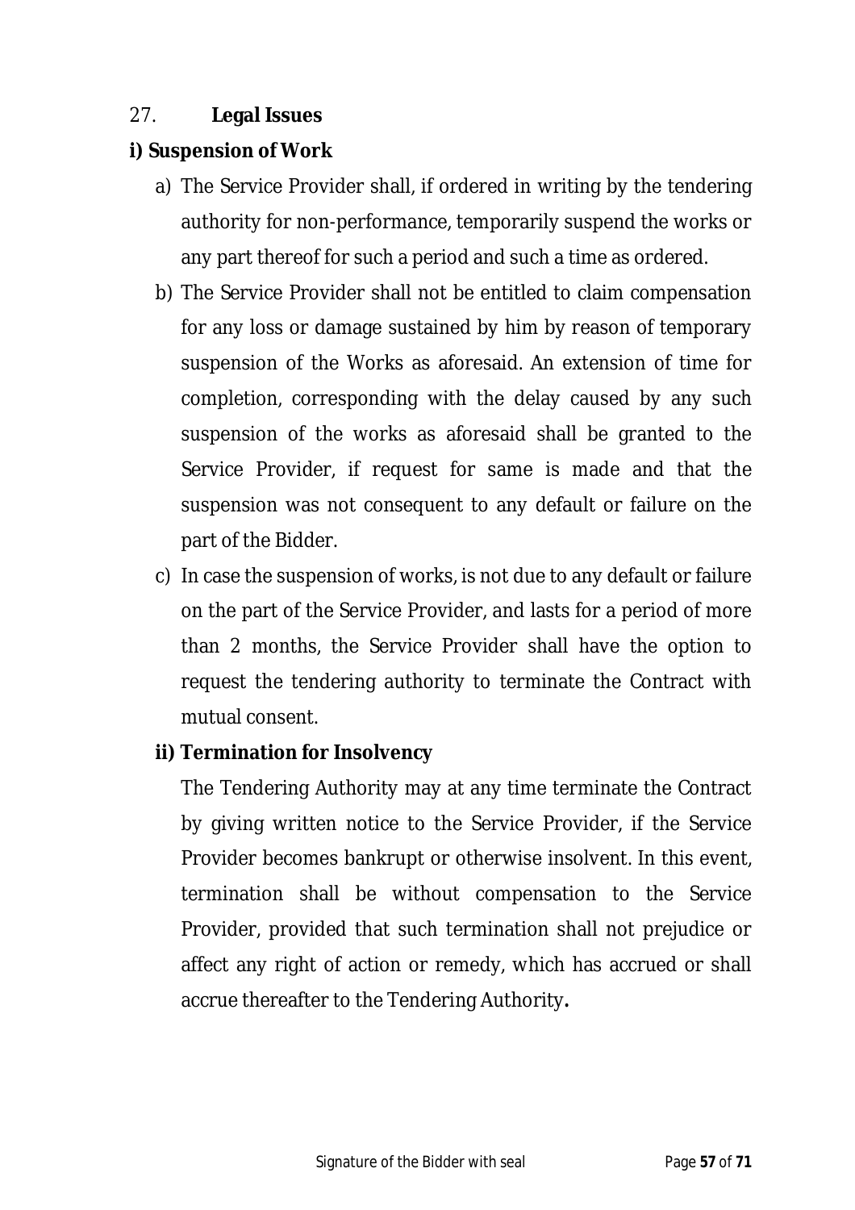27. **Legal Issues**

**i) Suspension of Work**

a) The Service Provider shall, if ordered in writing by the tendering authority for non-performance, temporarily suspend the works or any part thereof for such a period and such a time as ordered.

b) The Service Provider shall not be entitled to claim compensation for any loss or damage sustained by him by reason of temporary suspension of the Works as aforesaid. An extension of time for completion, corresponding with the delay caused by any such suspension of the works as aforesaid shall be granted to the Service Provider, if request for same is made and that the suspension was not consequent to any default or failure on the part of the Bidder.

c) In case the suspension of works, is not due to any default or failure on the part of the Service Provider, and lasts for a period of more than 2 months, the Service Provider shall have the option to request the tendering authority to terminate the Contract with mutual consent.

**ii) Termination for Insolvency**

The Tendering Authority may at any time terminate the Contract by giving written notice to the Service Provider, if the Service Provider becomes bankrupt or otherwise insolvent. In this event, termination shall be without compensation to the Service Provider, provided that such termination shall not prejudice or affect any right of action or remedy, which has accrued or shall accrue thereafter to the Tendering Authority**.**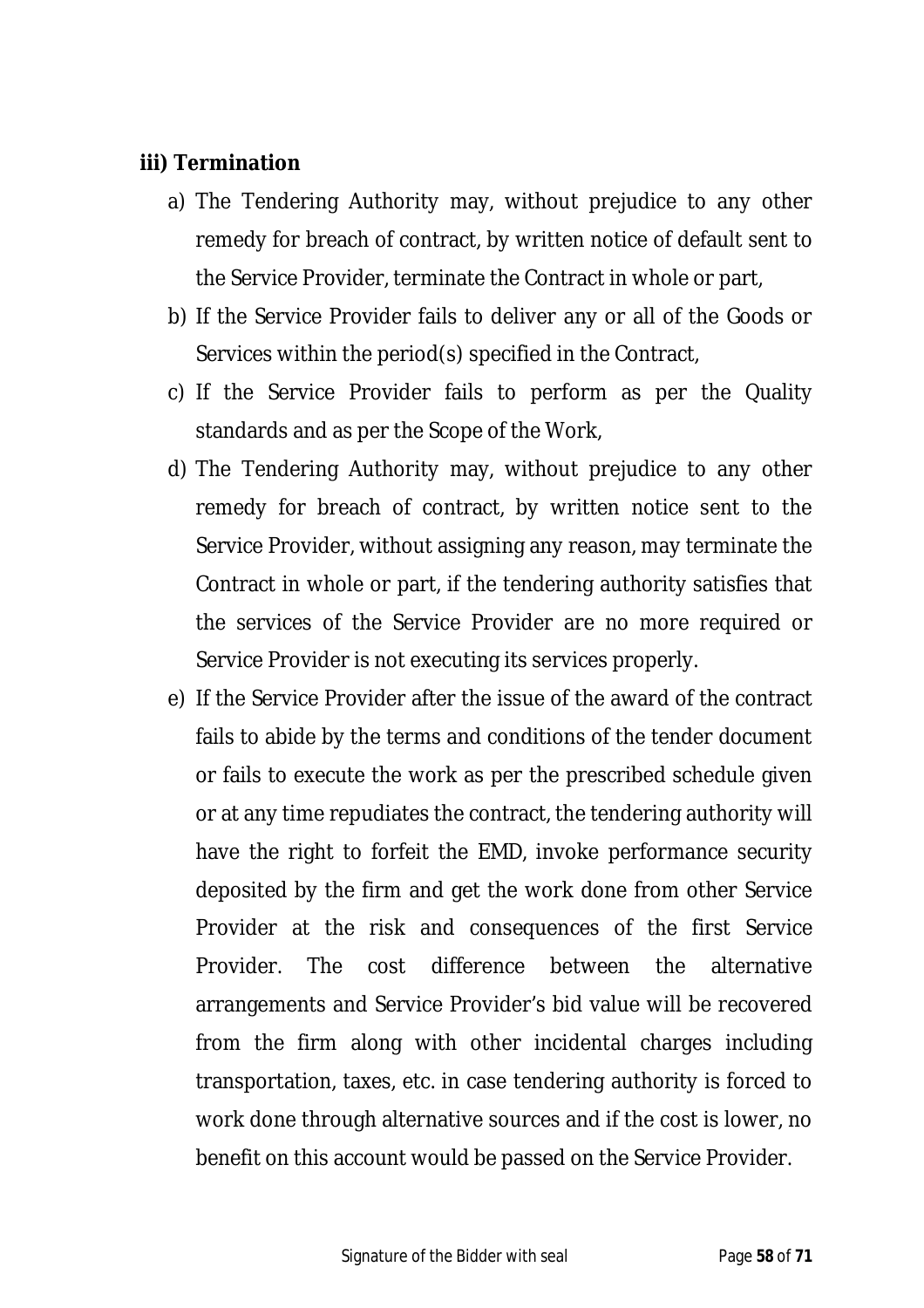**iii) Termination**

a) The Tendering Authority may, without prejudice to any other remedy for breach of contract, by written notice of default sent to the Service Provider, terminate the Contract in whole or part,

b) If the Service Provider fails to deliver any or all of the Goods or Services within the period(s) specified in the Contract,

c) If the Service Provider fails to perform as per the Quality standards and as per the Scope of the Work,

d) The Tendering Authority may, without prejudice to any other remedy for breach of contract, by written notice sent to the Service Provider, without assigning any reason, may terminate the Contract in whole or part, if the tendering authority satisfies that the services of the Service Provider are no more required or Service Provider is not executing its services properly.

e) If the Service Provider after the issue of the award of the contract fails to abide by the terms and conditions of the tender document or fails to execute the work as per the prescribed schedule given or at any time repudiates the contract, the tendering authority will have the right to forfeit the EMD, invoke performance security deposited by the firm and get the work done from other Service Provider at the risk and consequences of the first Service Provider. The cost difference between the alternative arrangements and Service Provider's bid value will be recovered from the firm along with other incidental charges including transportation, taxes, etc. in case tendering authority is forced to work done through alternative sources and if the cost is lower, no benefit on this account would be passed on the Service Provider.

Signature of the Bidder with seal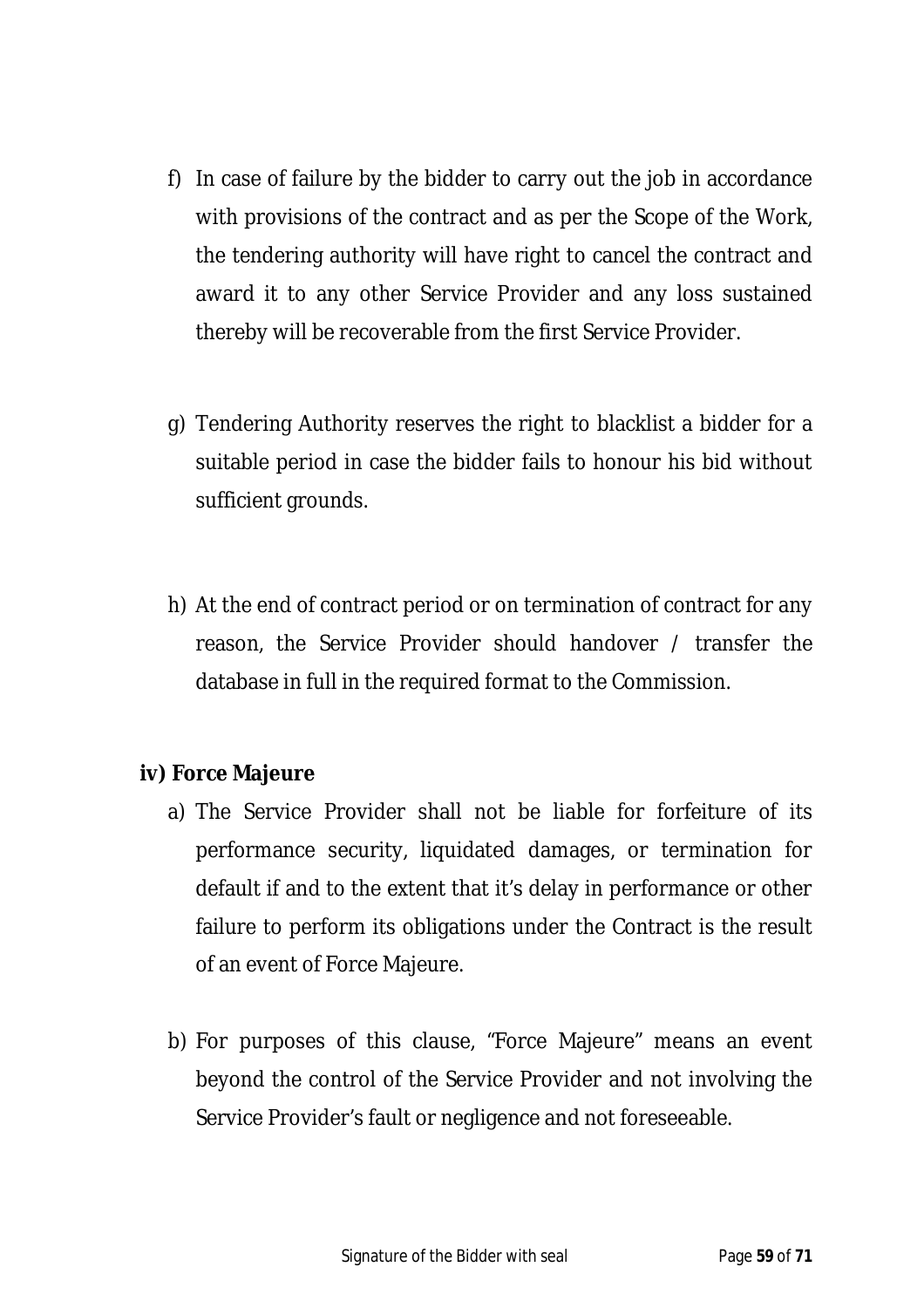f) In case of failure by the bidder to carry out the job in accordance with provisions of the contract and as per the Scope of the Work, the tendering authority will have right to cancel the contract and award it to any other Service Provider and any loss sustained thereby will be recoverable from the first Service Provider.

g) Tendering Authority reserves the right to blacklist a bidder for a suitable period in case the bidder fails to honour his bid without sufficient grounds.

h) At the end of contract period or on termination of contract for any reason, the Service Provider should handover / transfer the database in full in the required format to the Commission.

**iv) Force Majeure**

a) The Service Provider shall not be liable for forfeiture of its performance security, liquidated damages, or termination for default if and to the extent that it's delay in performance or other failure to perform its obligations under the Contract is the result of an event of Force Majeure.

b) For purposes of this clause, "Force Majeure" means an event beyond the control of the Service Provider and not involving the Service Provider's fault or negligence and not foreseeable.

Signature of the Bidder with seal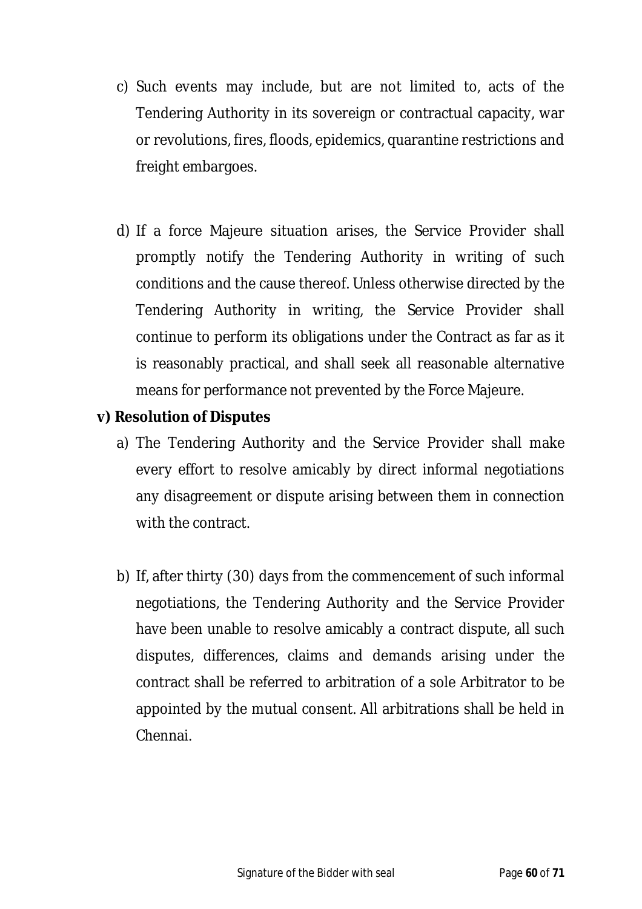c) Such events may include, but are not limited to, acts of the Tendering Authority in its sovereign or contractual capacity, war or revolutions, fires, floods, epidemics, quarantine restrictions and freight embargoes.

d) If a force Majeure situation arises, the Service Provider shall promptly notify the Tendering Authority in writing of such conditions and the cause thereof. Unless otherwise directed by the Tendering Authority in writing, the Service Provider shall continue to perform its obligations under the Contract as far as it is reasonably practical, and shall seek all reasonable alternative means for performance not prevented by the Force Majeure.

**v) Resolution of Disputes**

a) The Tendering Authority and the Service Provider shall make every effort to resolve amicably by direct informal negotiations any disagreement or dispute arising between them in connection with the contract.

b) If, after thirty (30) days from the commencement of such informal negotiations, the Tendering Authority and the Service Provider have been unable to resolve amicably a contract dispute, all such disputes, differences, claims and demands arising under the contract shall be referred to arbitration of a sole Arbitrator to be appointed by the mutual consent. All arbitrations shall be held in Chennai.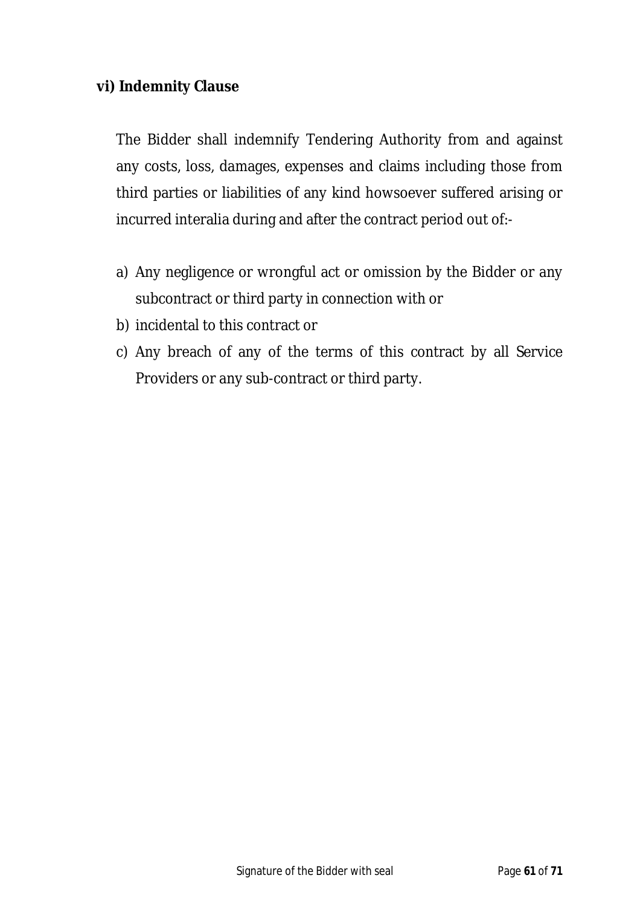**vi) Indemnity Clause**

The Bidder shall indemnify Tendering Authority from and against any costs, loss, damages, expenses and claims including those from third parties or liabilities of any kind howsoever suffered arising or incurred interalia during and after the contract period out of:-

a) Any negligence or wrongful act or omission by the Bidder or any subcontract or third party in connection with or
b) incidental to this contract or
c) Any breach of any of the terms of this contract by all Service Providers or any sub-contract or third party.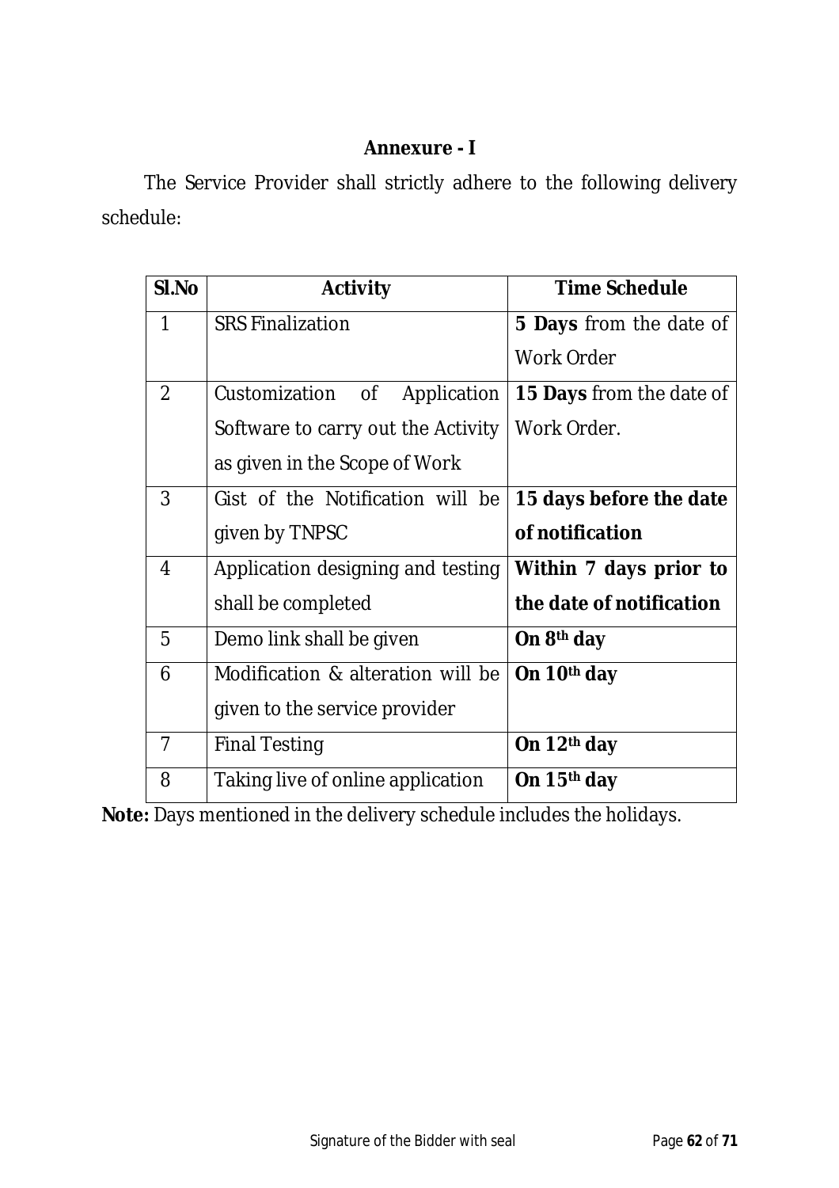## Annexure - I

The Service Provider shall strictly adhere to the following delivery schedule:

| Sl.No | Activity | Time Schedule |
|---|---|---|
| 1 | SRS Finalization | **5 Days** from the date of Work Order |
| 2 | Customization of Application Software to carry out the Activity as given in the Scope of Work | **15 Days** from the date of Work Order. |
| 3 | Gist of the Notification will be given by TNPSC | **15 days before the date of notification** |
| 4 | Application designing and testing shall be completed | **Within 7 days prior to the date of notification** |
| 5 | Demo link shall be given | **On 8th day** |
| 6 | Modification & alteration will be given to the service provider | **On 10th day** |
| 7 | Final Testing | **On 12th day** |
| 8 | Taking live of online application | **On 15th day** |

**Note:** Days mentioned in the delivery schedule includes the holidays.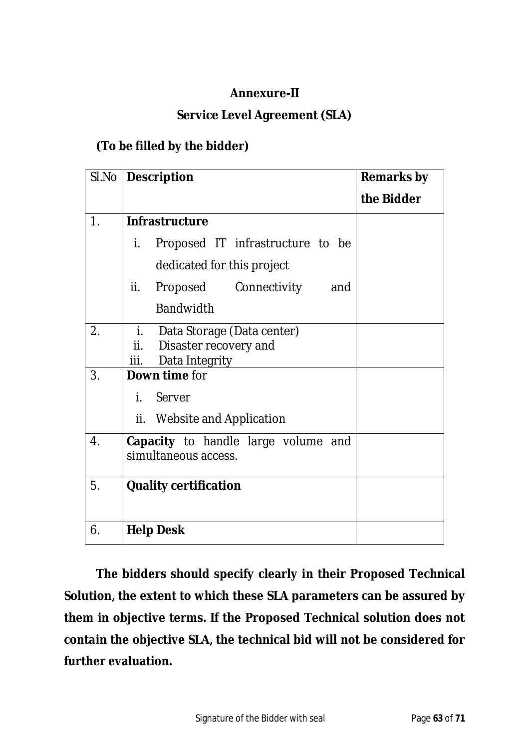**Annexure-II**

**Service Level Agreement (SLA)**

**(To be filled by the bidder)**

| Sl.No | Description | Remarks by the Bidder |
|---|---|---|
| 1. | **Infrastructure**<br>i. Proposed IT infrastructure to be dedicated for this project<br>ii. Proposed Connectivity and Bandwidth | |
| 2. | i. Data Storage (Data center)<br>ii. Disaster recovery and<br>iii. Data Integrity | |
| 3. | **Down time** for<br>i. Server<br>ii. Website and Application | |
| 4. | **Capacity** to handle large volume and simultaneous access. | |
| 5. | **Quality certification** | |
| 6. | **Help Desk** | |

**The bidders should specify clearly in their Proposed Technical Solution, the extent to which these SLA parameters can be assured by them in objective terms. If the Proposed Technical solution does not contain the objective SLA, the technical bid will not be considered for further evaluation.**

Signature of the Bidder with seal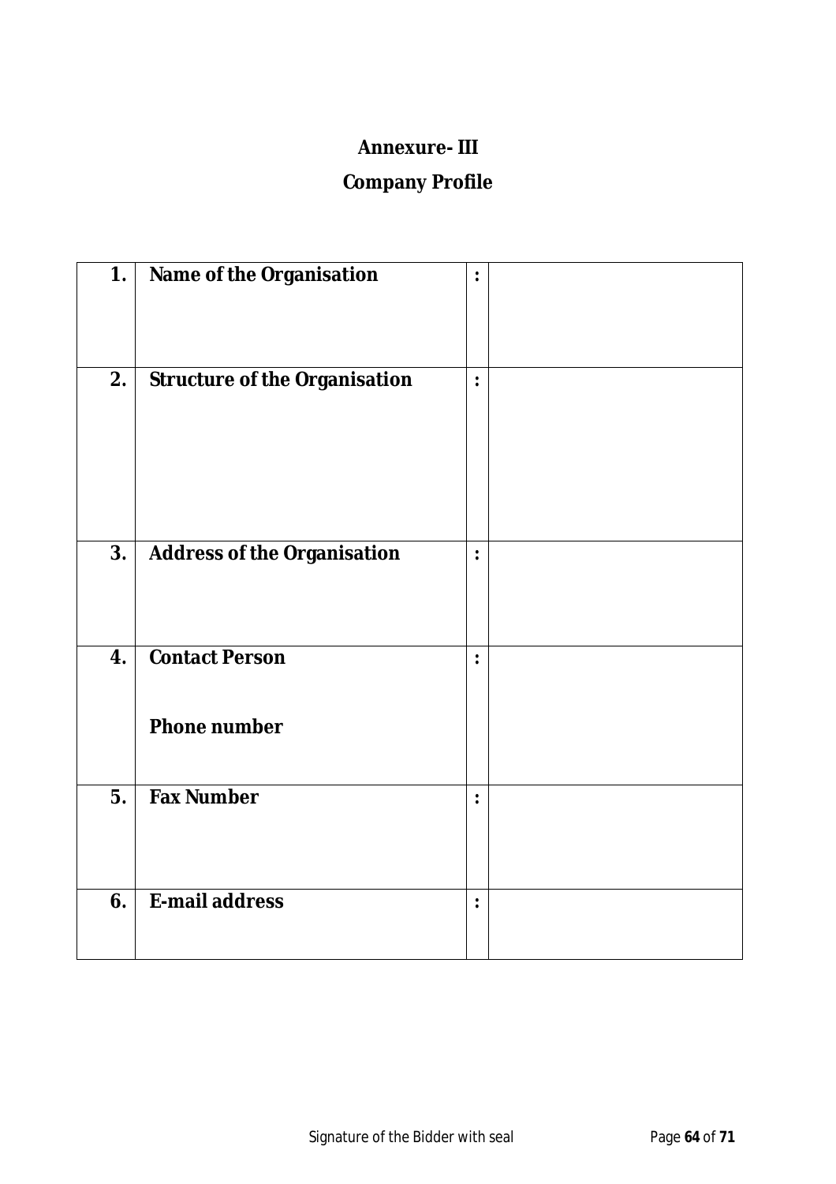## Annexure- III

## Company Profile

| | | | |
|---|---|---|---|
| **1.** | **Name of the Organisation** | **:** | |
| **2.** | **Structure of the Organisation** | **:** | |
| **3.** | **Address of the Organisation** | **:** | |
| **4.** | **Contact Person**<br><br>**Phone number** | **:** | |
| **5.** | **Fax Number** | **:** | |
| **6.** | **E-mail address** | **:** | |

Signature of the Bidder with seal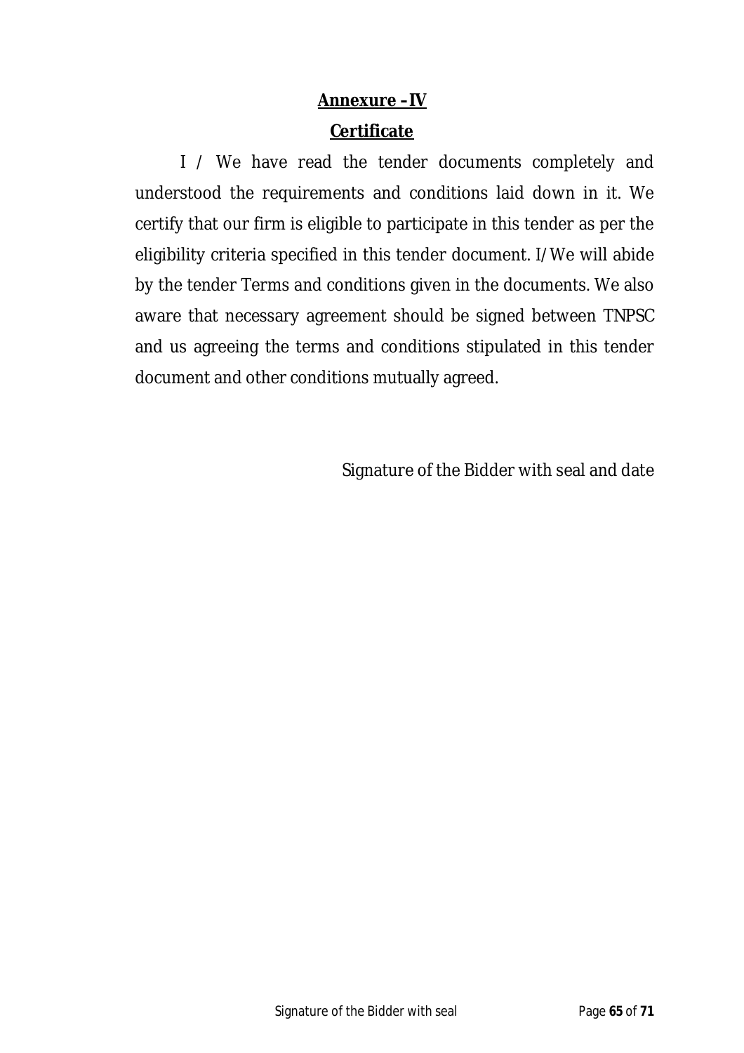**Annexure –IV**

**Certificate**

I / We have read the tender documents completely and understood the requirements and conditions laid down in it. We certify that our firm is eligible to participate in this tender as per the eligibility criteria specified in this tender document. I/We will abide by the tender Terms and conditions given in the documents. We also aware that necessary agreement should be signed between TNPSC and us agreeing the terms and conditions stipulated in this tender document and other conditions mutually agreed.

Signature of the Bidder with seal and date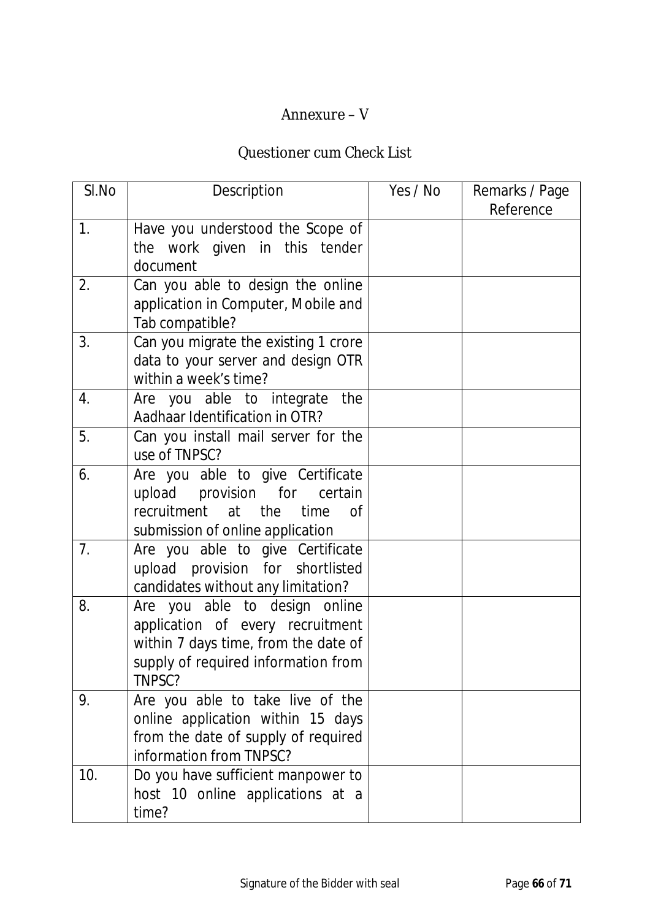## Annexure – V

## Questioner cum Check List

| Sl.No | Description | Yes / No | Remarks / Page Reference |
|---|---|---|---|
| 1. | Have you understood the Scope of the work given in this tender document | | |
| 2. | Can you able to design the online application in Computer, Mobile and Tab compatible? | | |
| 3. | Can you migrate the existing 1 crore data to your server and design OTR within a week's time? | | |
| 4. | Are you able to integrate the Aadhaar Identification in OTR? | | |
| 5. | Can you install mail server for the use of TNPSC? | | |
| 6. | Are you able to give Certificate upload provision for certain recruitment at the time of submission of online application | | |
| 7. | Are you able to give Certificate upload provision for shortlisted candidates without any limitation? | | |
| 8. | Are you able to design online application of every recruitment within 7 days time, from the date of supply of required information from TNPSC? | | |
| 9. | Are you able to take live of the online application within 15 days from the date of supply of required information from TNPSC? | | |
| 10. | Do you have sufficient manpower to host 10 online applications at a time? | | |

Signature of the Bidder with seal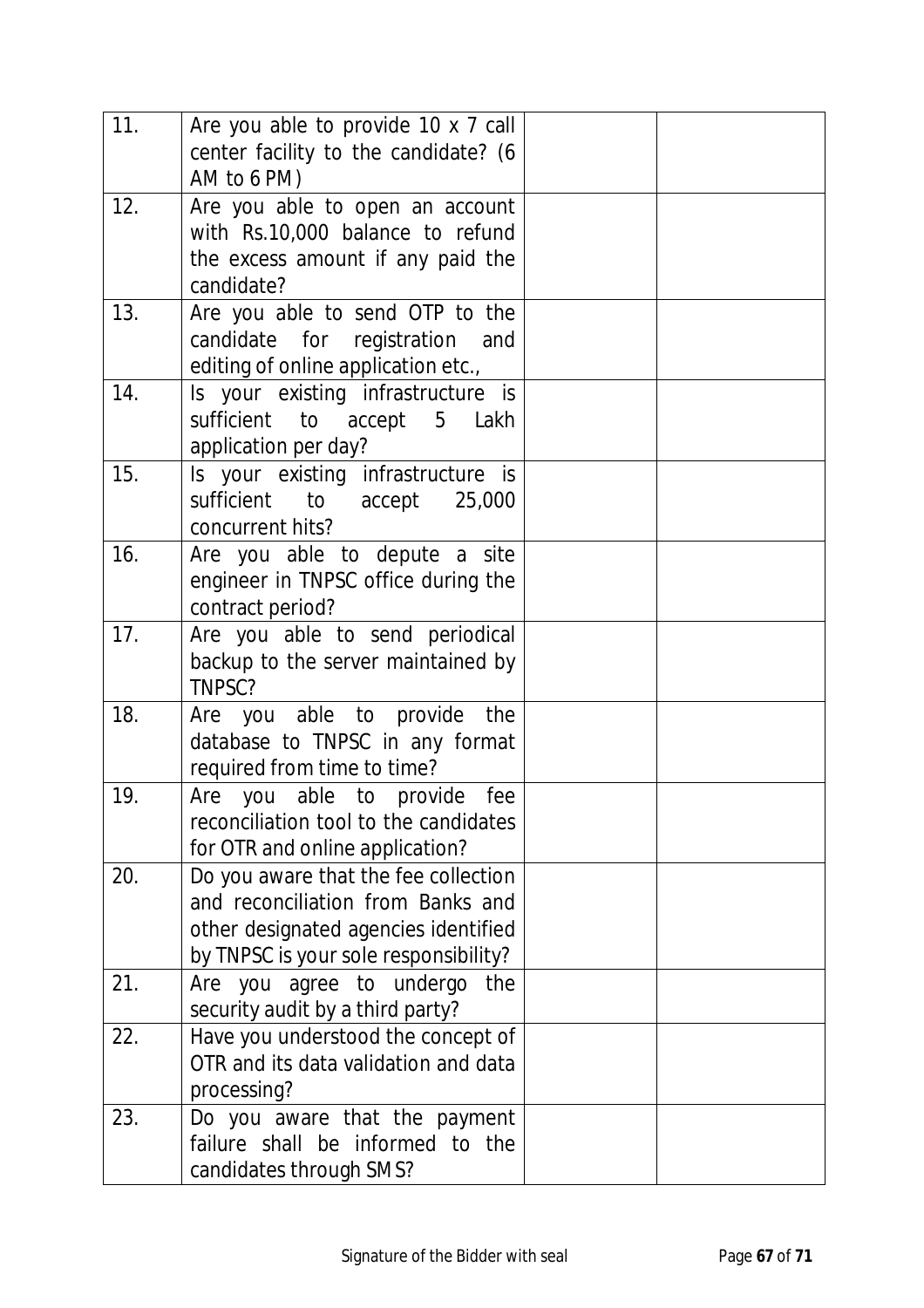| | | | |
|---|---|---|---|
| 11. | Are you able to provide 10 x 7 call center facility to the candidate? (6 AM to 6 PM) | | |
| 12. | Are you able to open an account with Rs.10,000 balance to refund the excess amount if any paid the candidate? | | |
| 13. | Are you able to send OTP to the candidate for registration and editing of online application etc., | | |
| 14. | Is your existing infrastructure is sufficient to accept 5 Lakh application per day? | | |
| 15. | Is your existing infrastructure is sufficient to accept 25,000 concurrent hits? | | |
| 16. | Are you able to depute a site engineer in TNPSC office during the contract period? | | |
| 17. | Are you able to send periodical backup to the server maintained by TNPSC? | | |
| 18. | Are you able to provide the database to TNPSC in any format required from time to time? | | |
| 19. | Are you able to provide fee reconciliation tool to the candidates for OTR and online application? | | |
| 20. | Do you aware that the fee collection and reconciliation from Banks and other designated agencies identified by TNPSC is your sole responsibility? | | |
| 21. | Are you agree to undergo the security audit by a third party? | | |
| 22. | Have you understood the concept of OTR and its data validation and data processing? | | |
| 23. | Do you aware that the payment failure shall be informed to the candidates through SMS? | | |

Signature of the Bidder with seal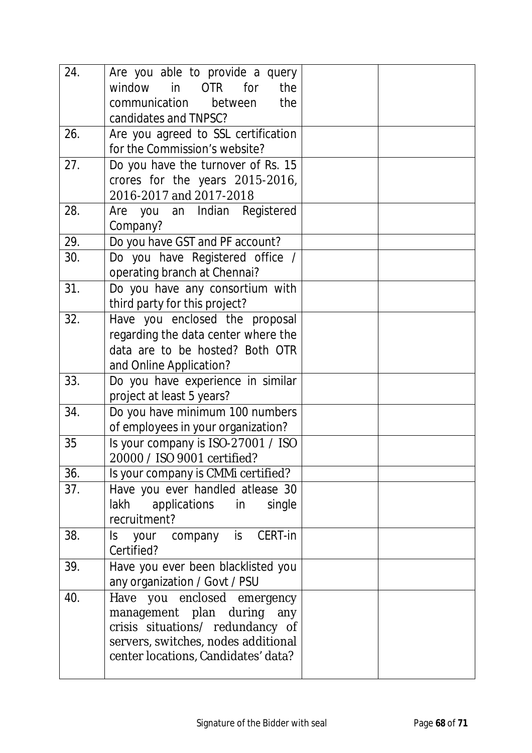| 24. | Are you able to provide a query window in OTR for the communication between the candidates and TNPSC? | | |
|---|---|---|---|
| 26. | Are you agreed to SSL certification for the Commission's website? | | |
| 27. | Do you have the turnover of Rs. 15 crores for the years 2015-2016, 2016-2017 and 2017-2018 | | |
| 28. | Are you an Indian Registered Company? | | |
| 29. | Do you have GST and PF account? | | |
| 30. | Do you have Registered office / operating branch at Chennai? | | |
| 31. | Do you have any consortium with third party for this project? | | |
| 32. | Have you enclosed the proposal regarding the data center where the data are to be hosted? Both OTR and Online Application? | | |
| 33. | Do you have experience in similar project at least 5 years? | | |
| 34. | Do you have minimum 100 numbers of employees in your organization? | | |
| 35 | Is your company is ISO-27001 / ISO 20000 / ISO 9001 certified? | | |
| 36. | Is your company is CMMi certified? | | |
| 37. | Have you ever handled atlease 30 lakh applications in single recruitment? | | |
| 38. | Is your company is CERT-in Certified? | | |
| 39. | Have you ever been blacklisted you any organization / Govt / PSU | | |
| 40. | Have you enclosed emergency management plan during any crisis situations/ redundancy of servers, switches, nodes additional center locations, Candidates' data? | | |

Signature of the Bidder with seal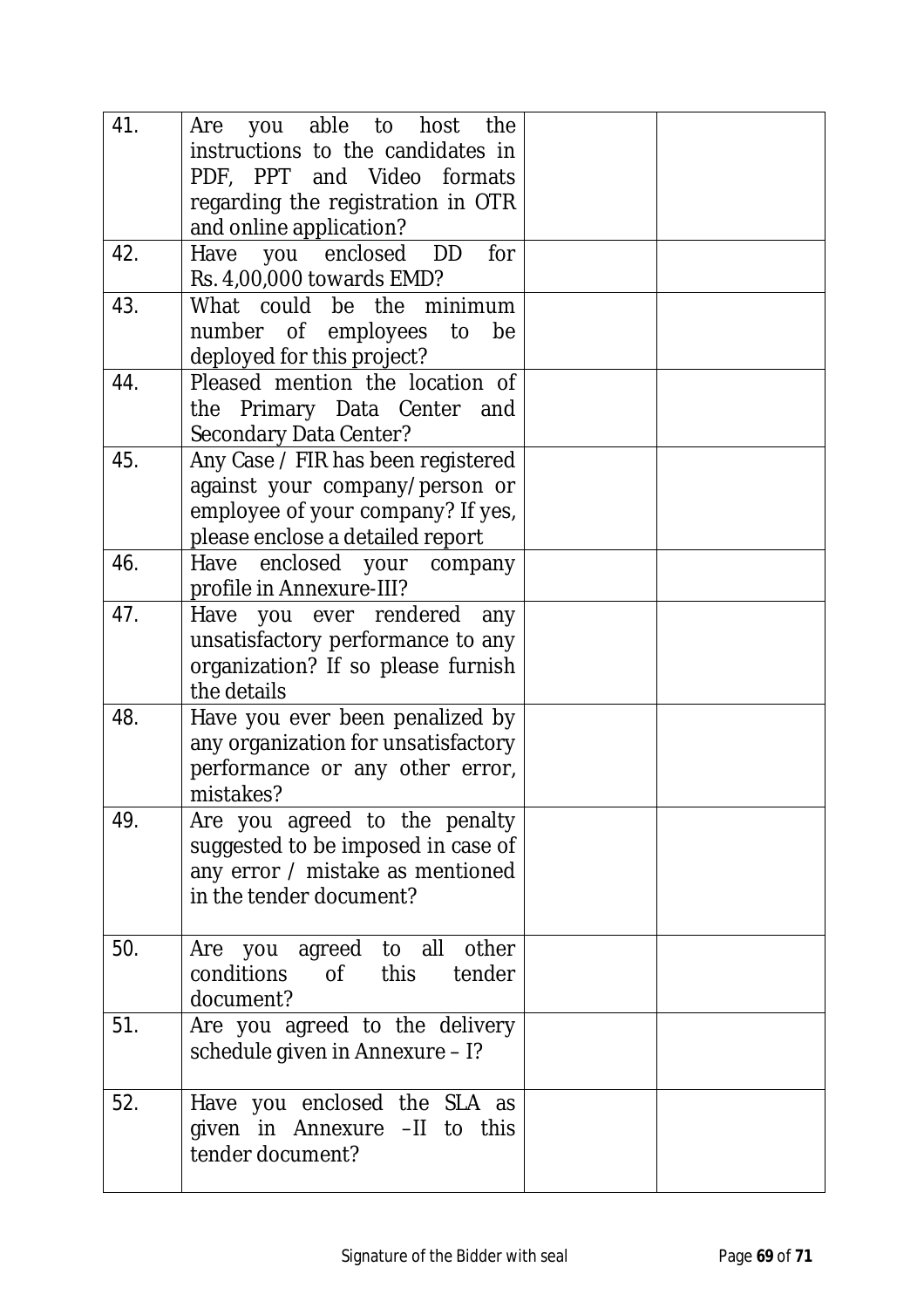| | | | |
|---|---|---|---|
| 41. | Are you able to host the instructions to the candidates in PDF, PPT and Video formats regarding the registration in OTR and online application? | | |
| 42. | Have you enclosed DD for Rs. 4,00,000 towards EMD? | | |
| 43. | What could be the minimum number of employees to be deployed for this project? | | |
| 44. | Pleased mention the location of the Primary Data Center and Secondary Data Center? | | |
| 45. | Any Case / FIR has been registered against your company/person or employee of your company? If yes, please enclose a detailed report | | |
| 46. | Have enclosed your company profile in Annexure-III? | | |
| 47. | Have you ever rendered any unsatisfactory performance to any organization? If so please furnish the details | | |
| 48. | Have you ever been penalized by any organization for unsatisfactory performance or any other error, mistakes? | | |
| 49. | Are you agreed to the penalty suggested to be imposed in case of any error / mistake as mentioned in the tender document? | | |
| 50. | Are you agreed to all other conditions of this tender document? | | |
| 51. | Are you agreed to the delivery schedule given in Annexure – I? | | |
| 52. | Have you enclosed the SLA as given in Annexure –II to this tender document? | | |

Signature of the Bidder with seal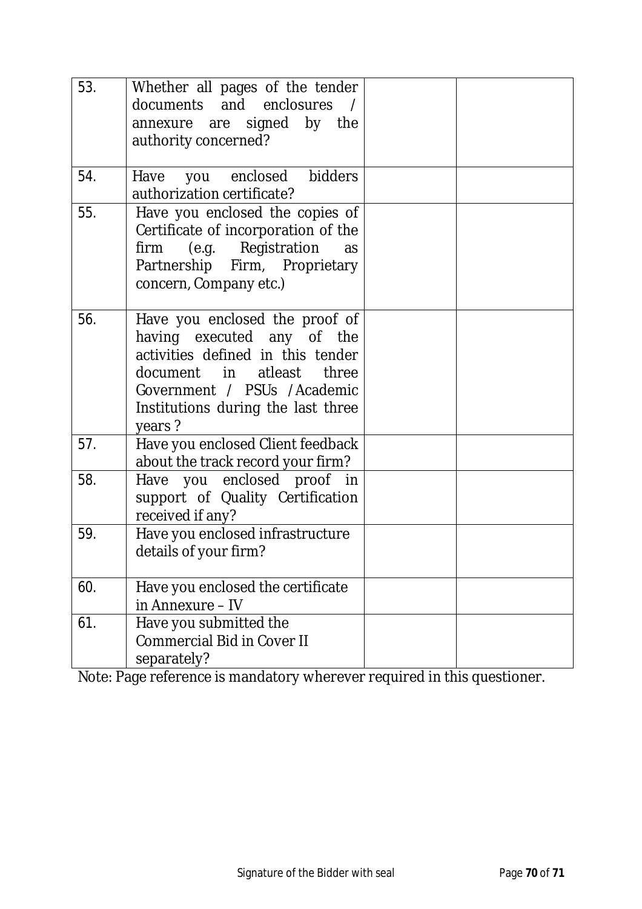| | | | |
|---|---|---|---|
| 53. | Whether all pages of the tender documents and enclosures / annexure are signed by the authority concerned? | | |
| 54. | Have you enclosed bidders authorization certificate? | | |
| 55. | Have you enclosed the copies of Certificate of incorporation of the firm (e.g. Registration as Partnership Firm, Proprietary concern, Company etc.) | | |
| 56. | Have you enclosed the proof of having executed any of the activities defined in this tender document in atleast three Government / PSUs / Academic Institutions during the last three years ? | | |
| 57. | Have you enclosed Client feedback about the track record your firm? | | |
| 58. | Have you enclosed proof in support of Quality Certification received if any? | | |
| 59. | Have you enclosed infrastructure details of your firm? | | |
| 60. | Have you enclosed the certificate in Annexure – IV | | |
| 61. | Have you submitted the Commercial Bid in Cover II separately? | | |

Note: Page reference is mandatory wherever required in this questioner.

Signature of the Bidder with seal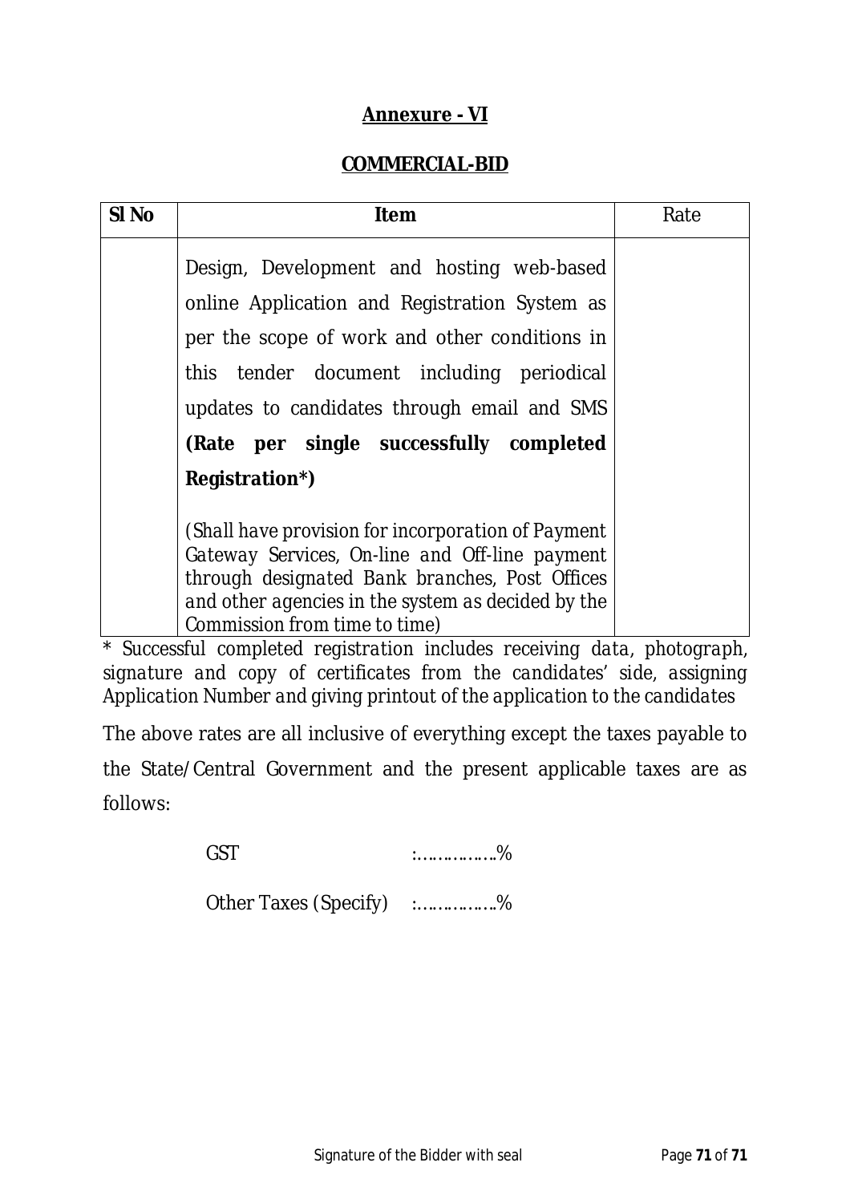**Annexure - VI**

**COMMERCIAL-BID**

| Sl No | Item | Rate |
|---|---|---|
| | Design, Development and hosting web-based online Application and Registration System as per the scope of work and other conditions in this tender document including periodical updates to candidates through email and SMS **(Rate per single successfully completed Registration*)**<br><br>*(Shall have provision for incorporation of Payment Gateway Services, On-line and Off-line payment through designated Bank branches, Post Offices and other agencies in the system as decided by the Commission from time to time)* | |

*\* Successful completed registration includes receiving data, photograph, signature and copy of certificates from the candidates' side, assigning Application Number and giving printout of the application to the candidates*

The above rates are all inclusive of everything except the taxes payable to the State/Central Government and the present applicable taxes are as follows:

GST :……………%

Other Taxes (Specify) :……………%

Signature of the Bidder with seal